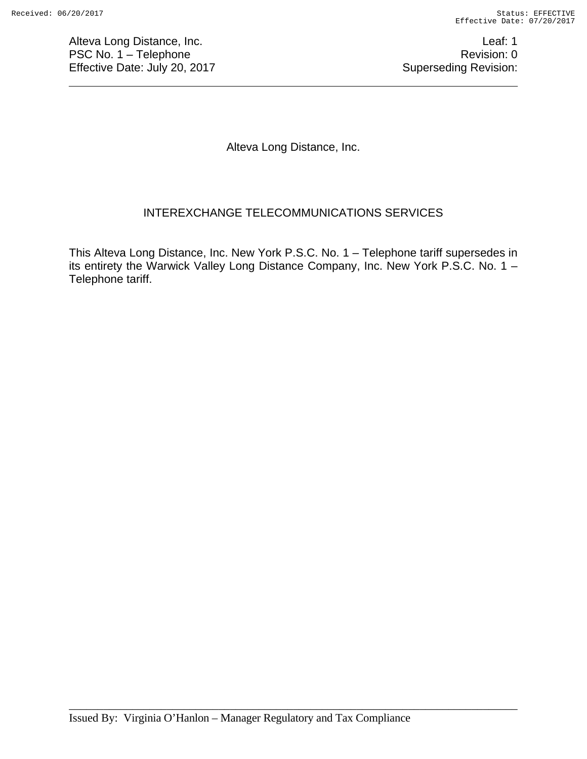# Alteva Long Distance, Inc.

## INTEREXCHANGE TELECOMMUNICATIONS SERVICES

This Alteva Long Distance, Inc. New York P.S.C. No. 1 – Telephone tariff supersedes in its entirety the Warwick Valley Long Distance Company, Inc. New York P.S.C. No. 1 – Telephone tariff.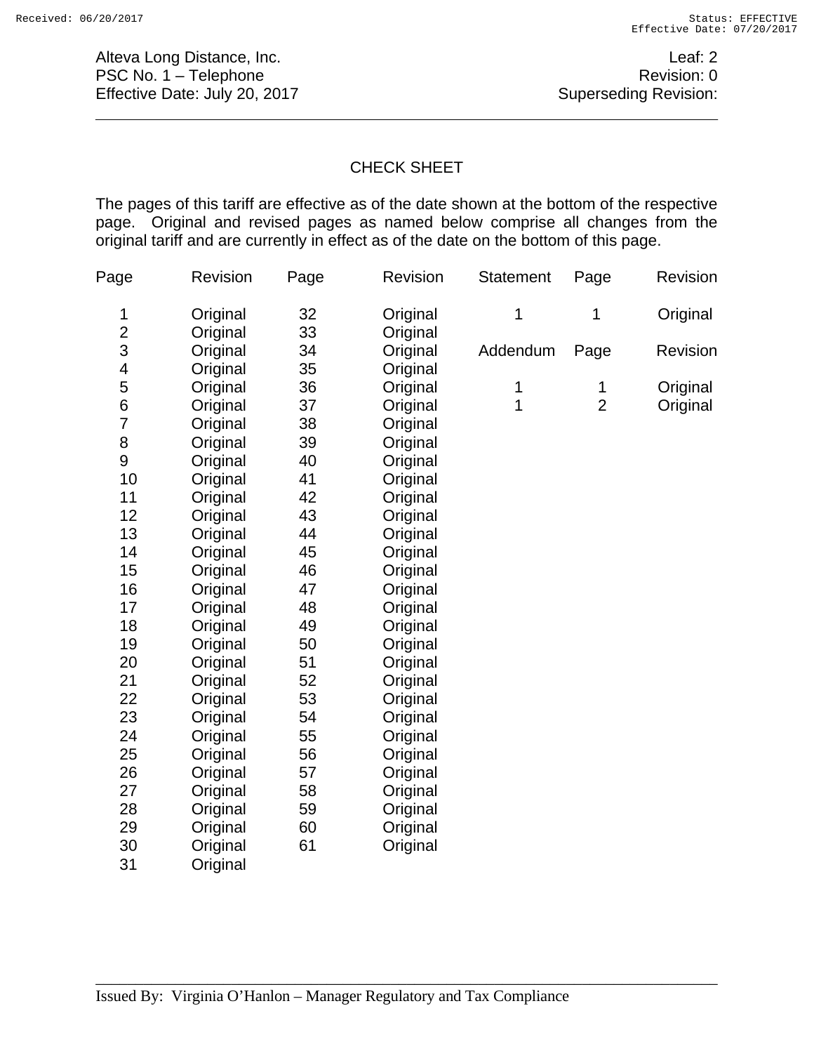Alteva Long Distance, Inc.
PSC No. 1 – Telephone
Effective Date: July 20, 2017

Leaf: 2
Revision: 0
Superseding Revision:

## CHECK SHEET

The pages of this tariff are effective as of the date shown at the bottom of the respective page. Original and revised pages as named below comprise all changes from the original tariff and are currently in effect as of the date on the bottom of this page.

| Page | Revision | Page | Revision |
|---|---|---|---|
| 1 | Original | 32 | Original |
| 2 | Original | 33 | Original |
| 3 | Original | 34 | Original |
| 4 | Original | 35 | Original |
| 5 | Original | 36 | Original |
| 6 | Original | 37 | Original |
| 7 | Original | 38 | Original |
| 8 | Original | 39 | Original |
| 9 | Original | 40 | Original |
| 10 | Original | 41 | Original |
| 11 | Original | 42 | Original |
| 12 | Original | 43 | Original |
| 13 | Original | 44 | Original |
| 14 | Original | 45 | Original |
| 15 | Original | 46 | Original |
| 16 | Original | 47 | Original |
| 17 | Original | 48 | Original |
| 18 | Original | 49 | Original |
| 19 | Original | 50 | Original |
| 20 | Original | 51 | Original |
| 21 | Original | 52 | Original |
| 22 | Original | 53 | Original |
| 23 | Original | 54 | Original |
| 24 | Original | 55 | Original |
| 25 | Original | 56 | Original |
| 26 | Original | 57 | Original |
| 27 | Original | 58 | Original |
| 28 | Original | 59 | Original |
| 29 | Original | 60 | Original |
| 30 | Original | 61 | Original |
| 31 | Original | | |

| Statement | Page | Revision |
|---|---|---|
| 1 | 1 | Original |

| Addendum | Page | Revision |
|---|---|---|
| 1 | 1 | Original |
| 1 | 2 | Original |

Issued By: Virginia O'Hanlon – Manager Regulatory and Tax Compliance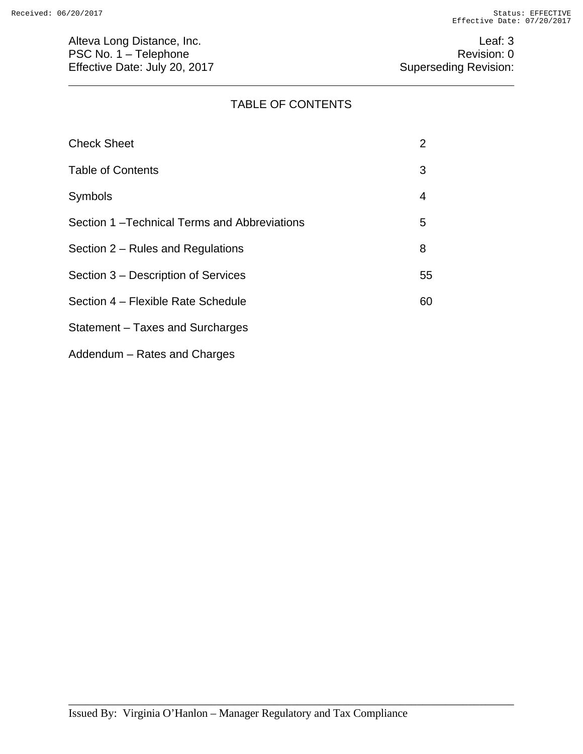# TABLE OF CONTENTS

| | |
|---|---|
| Check Sheet | 2 |
| Table of Contents | 3 |
| Symbols | 4 |
| Section 1 –Technical Terms and Abbreviations | 5 |
| Section 2 – Rules and Regulations | 8 |
| Section 3 – Description of Services | 55 |
| Section 4 – Flexible Rate Schedule | 60 |
| Statement – Taxes and Surcharges | |
| Addendum – Rates and Charges | |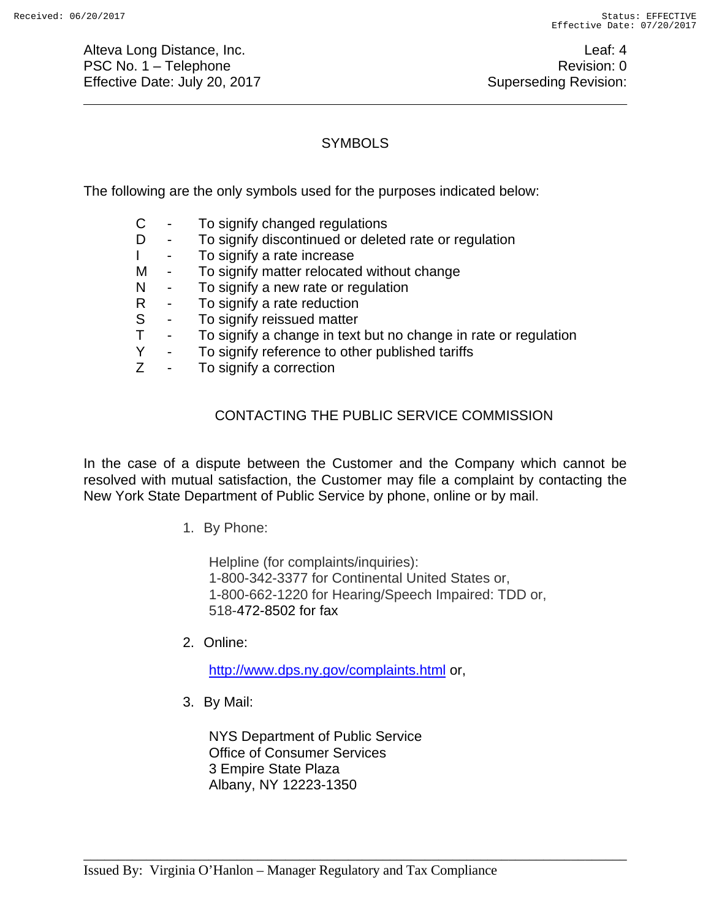## SYMBOLS

The following are the only symbols used for the purposes indicated below:

- C - To signify changed regulations
- D - To signify discontinued or deleted rate or regulation
- I - To signify a rate increase
- M - To signify matter relocated without change
- N - To signify a new rate or regulation
- R - To signify a rate reduction
- S - To signify reissued matter
- T - To signify a change in text but no change in rate or regulation
- Y - To signify reference to other published tariffs
- Z - To signify a correction

## CONTACTING THE PUBLIC SERVICE COMMISSION

In the case of a dispute between the Customer and the Company which cannot be resolved with mutual satisfaction, the Customer may file a complaint by contacting the New York State Department of Public Service by phone, online or by mail.

1. By Phone:

   Helpline (for complaints/inquiries):
   1-800-342-3377 for Continental United States or,
   1-800-662-1220 for Hearing/Speech Impaired: TDD or,
   518-472-8502 for fax

2. Online:

   http://www.dps.ny.gov/complaints.html or,

3. By Mail:

   NYS Department of Public Service
   Office of Consumer Services
   3 Empire State Plaza
   Albany, NY 12223-1350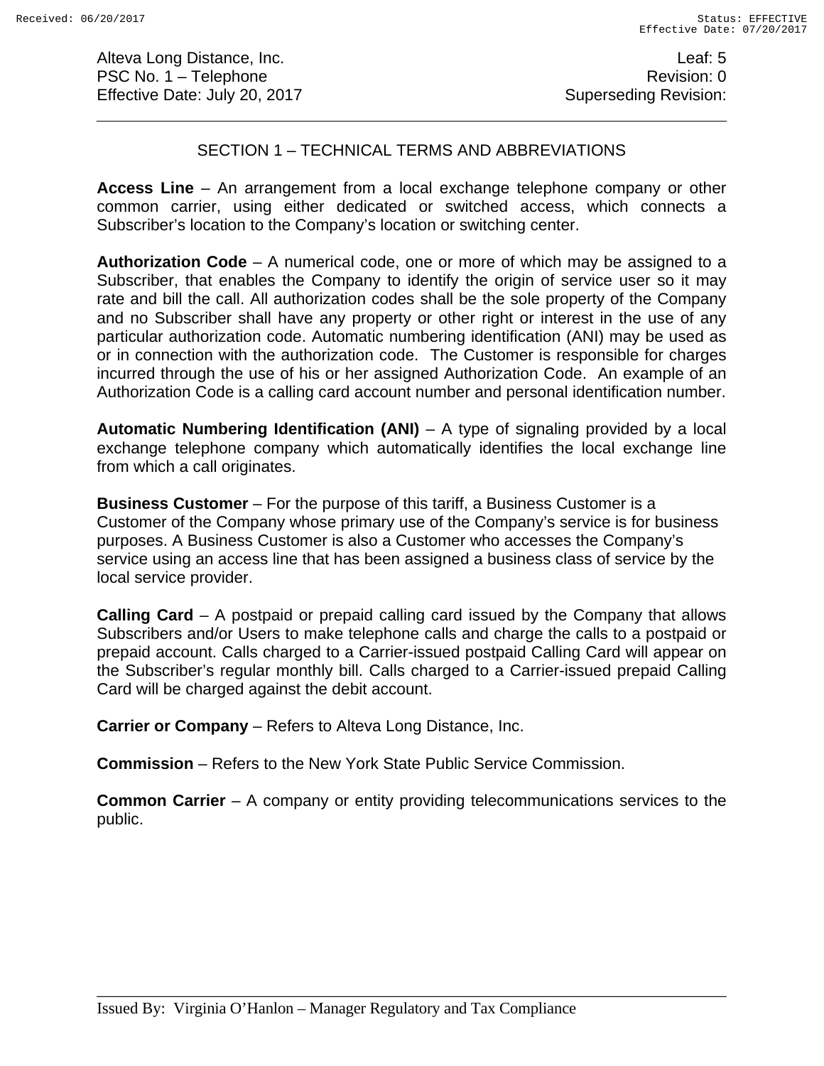## SECTION 1 – TECHNICAL TERMS AND ABBREVIATIONS

**Access Line** – An arrangement from a local exchange telephone company or other common carrier, using either dedicated or switched access, which connects a Subscriber's location to the Company's location or switching center.

**Authorization Code** – A numerical code, one or more of which may be assigned to a Subscriber, that enables the Company to identify the origin of service user so it may rate and bill the call. All authorization codes shall be the sole property of the Company and no Subscriber shall have any property or other right or interest in the use of any particular authorization code. Automatic numbering identification (ANI) may be used as or in connection with the authorization code. The Customer is responsible for charges incurred through the use of his or her assigned Authorization Code. An example of an Authorization Code is a calling card account number and personal identification number.

**Automatic Numbering Identification (ANI)** – A type of signaling provided by a local exchange telephone company which automatically identifies the local exchange line from which a call originates.

**Business Customer** – For the purpose of this tariff, a Business Customer is a Customer of the Company whose primary use of the Company's service is for business purposes. A Business Customer is also a Customer who accesses the Company's service using an access line that has been assigned a business class of service by the local service provider.

**Calling Card** – A postpaid or prepaid calling card issued by the Company that allows Subscribers and/or Users to make telephone calls and charge the calls to a postpaid or prepaid account. Calls charged to a Carrier-issued postpaid Calling Card will appear on the Subscriber's regular monthly bill. Calls charged to a Carrier-issued prepaid Calling Card will be charged against the debit account.

**Carrier or Company** – Refers to Alteva Long Distance, Inc.

**Commission** – Refers to the New York State Public Service Commission.

**Common Carrier** – A company or entity providing telecommunications services to the public.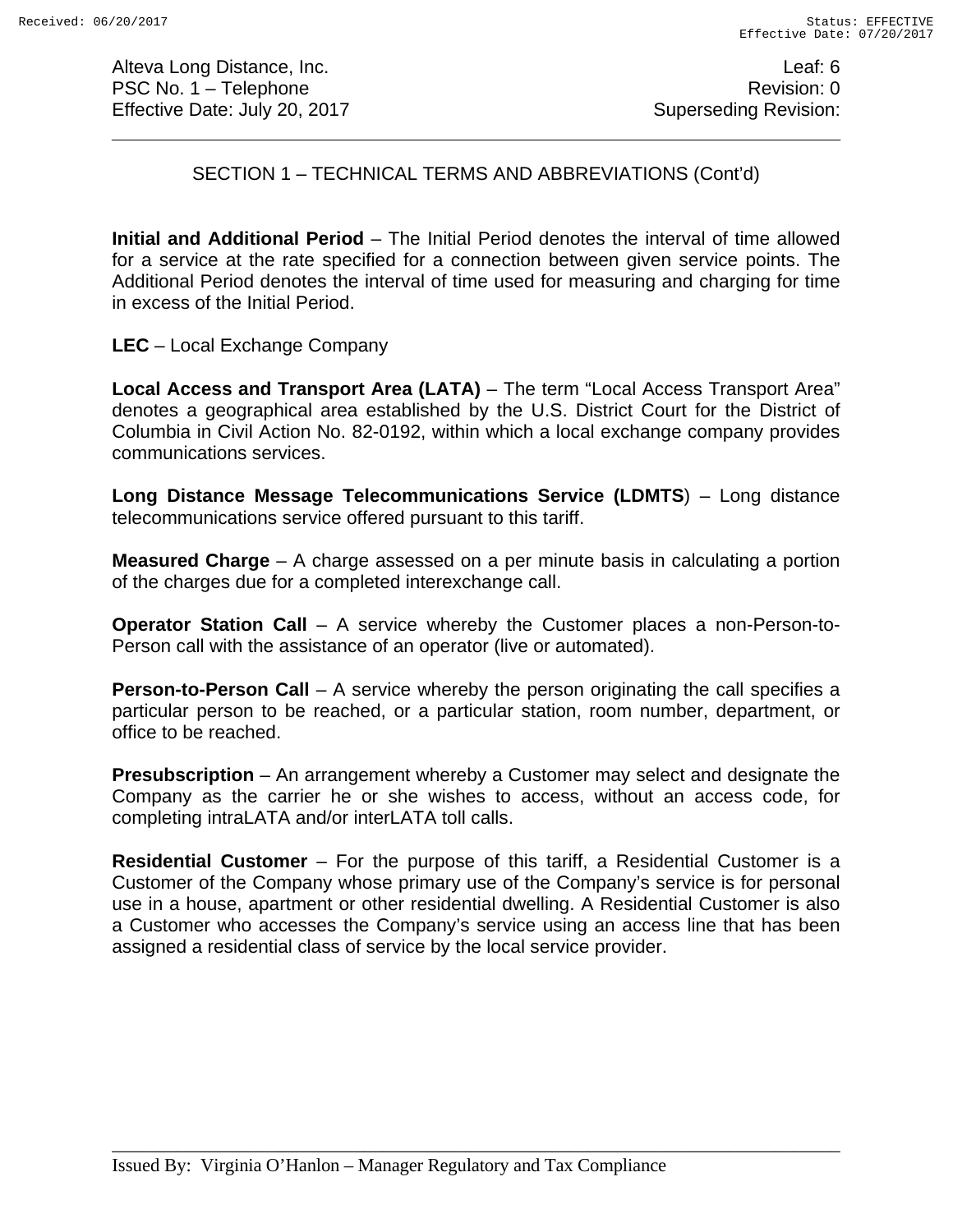## SECTION 1 – TECHNICAL TERMS AND ABBREVIATIONS (Cont'd)

**Initial and Additional Period** – The Initial Period denotes the interval of time allowed for a service at the rate specified for a connection between given service points. The Additional Period denotes the interval of time used for measuring and charging for time in excess of the Initial Period.

**LEC** – Local Exchange Company

**Local Access and Transport Area (LATA)** – The term "Local Access Transport Area" denotes a geographical area established by the U.S. District Court for the District of Columbia in Civil Action No. 82-0192, within which a local exchange company provides communications services.

**Long Distance Message Telecommunications Service (LDMTS**) – Long distance telecommunications service offered pursuant to this tariff.

**Measured Charge** – A charge assessed on a per minute basis in calculating a portion of the charges due for a completed interexchange call.

**Operator Station Call** – A service whereby the Customer places a non-Person-to-Person call with the assistance of an operator (live or automated).

**Person-to-Person Call** – A service whereby the person originating the call specifies a particular person to be reached, or a particular station, room number, department, or office to be reached.

**Presubscription** – An arrangement whereby a Customer may select and designate the Company as the carrier he or she wishes to access, without an access code, for completing intraLATA and/or interLATA toll calls.

**Residential Customer** – For the purpose of this tariff, a Residential Customer is a Customer of the Company whose primary use of the Company's service is for personal use in a house, apartment or other residential dwelling. A Residential Customer is also a Customer who accesses the Company's service using an access line that has been assigned a residential class of service by the local service provider.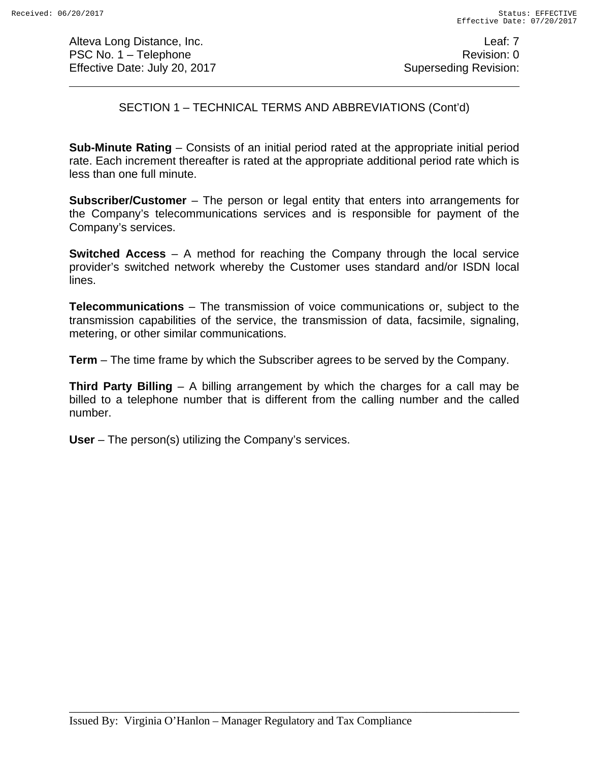## SECTION 1 – TECHNICAL TERMS AND ABBREVIATIONS (Cont'd)

**Sub-Minute Rating** – Consists of an initial period rated at the appropriate initial period rate. Each increment thereafter is rated at the appropriate additional period rate which is less than one full minute.

**Subscriber/Customer** – The person or legal entity that enters into arrangements for the Company's telecommunications services and is responsible for payment of the Company's services.

**Switched Access** – A method for reaching the Company through the local service provider's switched network whereby the Customer uses standard and/or ISDN local lines.

**Telecommunications** – The transmission of voice communications or, subject to the transmission capabilities of the service, the transmission of data, facsimile, signaling, metering, or other similar communications.

**Term** – The time frame by which the Subscriber agrees to be served by the Company.

**Third Party Billing** – A billing arrangement by which the charges for a call may be billed to a telephone number that is different from the calling number and the called number.

**User** – The person(s) utilizing the Company's services.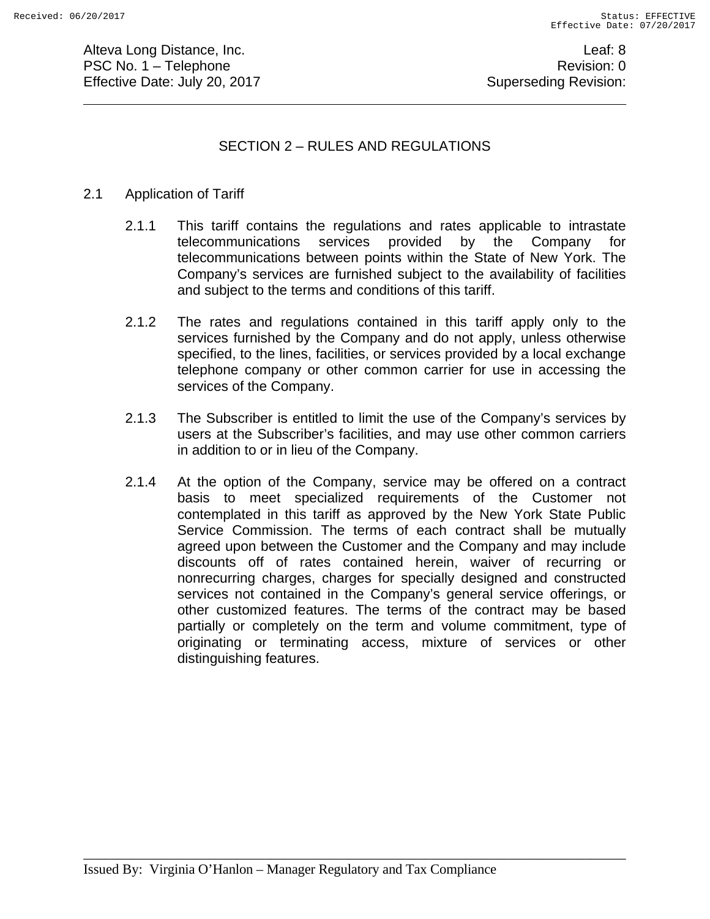## SECTION 2 – RULES AND REGULATIONS

### 2.1 Application of Tariff

2.1.1 This tariff contains the regulations and rates applicable to intrastate telecommunications services provided by the Company for telecommunications between points within the State of New York. The Company's services are furnished subject to the availability of facilities and subject to the terms and conditions of this tariff.

2.1.2 The rates and regulations contained in this tariff apply only to the services furnished by the Company and do not apply, unless otherwise specified, to the lines, facilities, or services provided by a local exchange telephone company or other common carrier for use in accessing the services of the Company.

2.1.3 The Subscriber is entitled to limit the use of the Company's services by users at the Subscriber's facilities, and may use other common carriers in addition to or in lieu of the Company.

2.1.4 At the option of the Company, service may be offered on a contract basis to meet specialized requirements of the Customer not contemplated in this tariff as approved by the New York State Public Service Commission. The terms of each contract shall be mutually agreed upon between the Customer and the Company and may include discounts off of rates contained herein, waiver of recurring or nonrecurring charges, charges for specially designed and constructed services not contained in the Company's general service offerings, or other customized features. The terms of the contract may be based partially or completely on the term and volume commitment, type of originating or terminating access, mixture of services or other distinguishing features.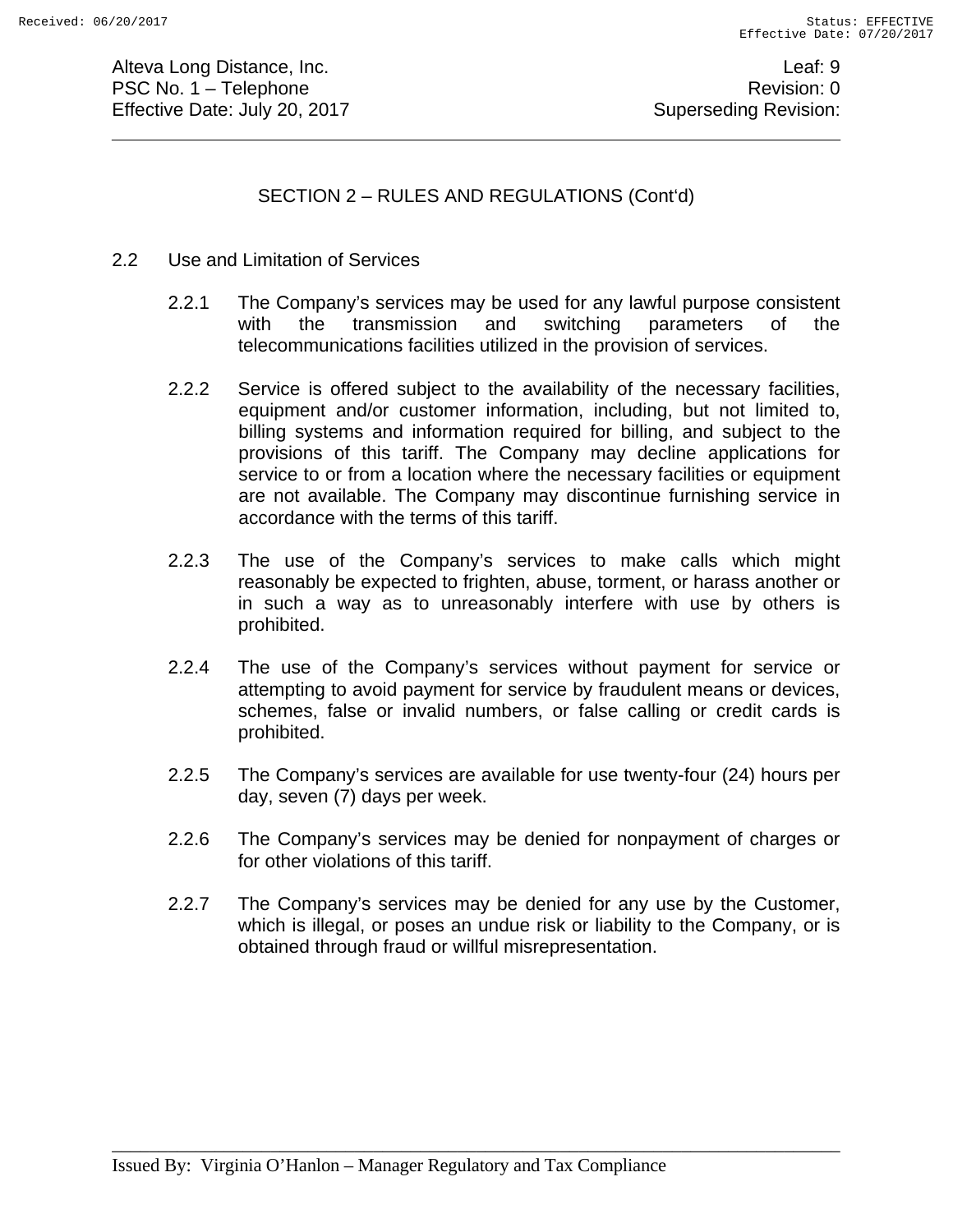## SECTION 2 – RULES AND REGULATIONS (Cont'd)

### 2.2 Use and Limitation of Services

2.2.1 The Company's services may be used for any lawful purpose consistent with the transmission and switching parameters of the telecommunications facilities utilized in the provision of services.

2.2.2 Service is offered subject to the availability of the necessary facilities, equipment and/or customer information, including, but not limited to, billing systems and information required for billing, and subject to the provisions of this tariff. The Company may decline applications for service to or from a location where the necessary facilities or equipment are not available. The Company may discontinue furnishing service in accordance with the terms of this tariff.

2.2.3 The use of the Company's services to make calls which might reasonably be expected to frighten, abuse, torment, or harass another or in such a way as to unreasonably interfere with use by others is prohibited.

2.2.4 The use of the Company's services without payment for service or attempting to avoid payment for service by fraudulent means or devices, schemes, false or invalid numbers, or false calling or credit cards is prohibited.

2.2.5 The Company's services are available for use twenty-four (24) hours per day, seven (7) days per week.

2.2.6 The Company's services may be denied for nonpayment of charges or for other violations of this tariff.

2.2.7 The Company's services may be denied for any use by the Customer, which is illegal, or poses an undue risk or liability to the Company, or is obtained through fraud or willful misrepresentation.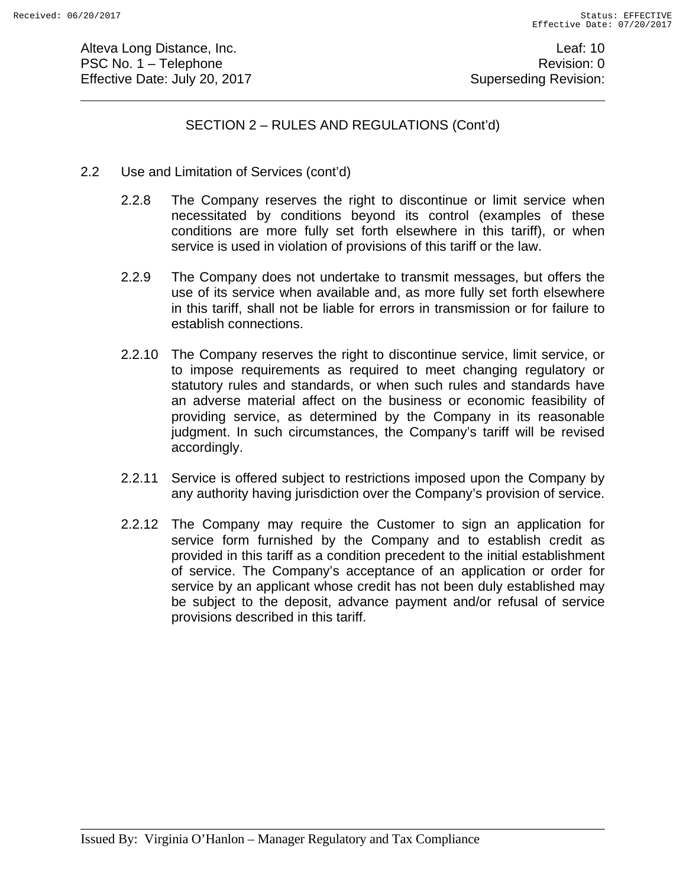## SECTION 2 – RULES AND REGULATIONS (Cont'd)

2.2 Use and Limitation of Services (cont'd)

2.2.8 The Company reserves the right to discontinue or limit service when necessitated by conditions beyond its control (examples of these conditions are more fully set forth elsewhere in this tariff), or when service is used in violation of provisions of this tariff or the law.

2.2.9 The Company does not undertake to transmit messages, but offers the use of its service when available and, as more fully set forth elsewhere in this tariff, shall not be liable for errors in transmission or for failure to establish connections.

2.2.10 The Company reserves the right to discontinue service, limit service, or to impose requirements as required to meet changing regulatory or statutory rules and standards, or when such rules and standards have an adverse material affect on the business or economic feasibility of providing service, as determined by the Company in its reasonable judgment. In such circumstances, the Company's tariff will be revised accordingly.

2.2.11 Service is offered subject to restrictions imposed upon the Company by any authority having jurisdiction over the Company's provision of service.

2.2.12 The Company may require the Customer to sign an application for service form furnished by the Company and to establish credit as provided in this tariff as a condition precedent to the initial establishment of service. The Company's acceptance of an application or order for service by an applicant whose credit has not been duly established may be subject to the deposit, advance payment and/or refusal of service provisions described in this tariff.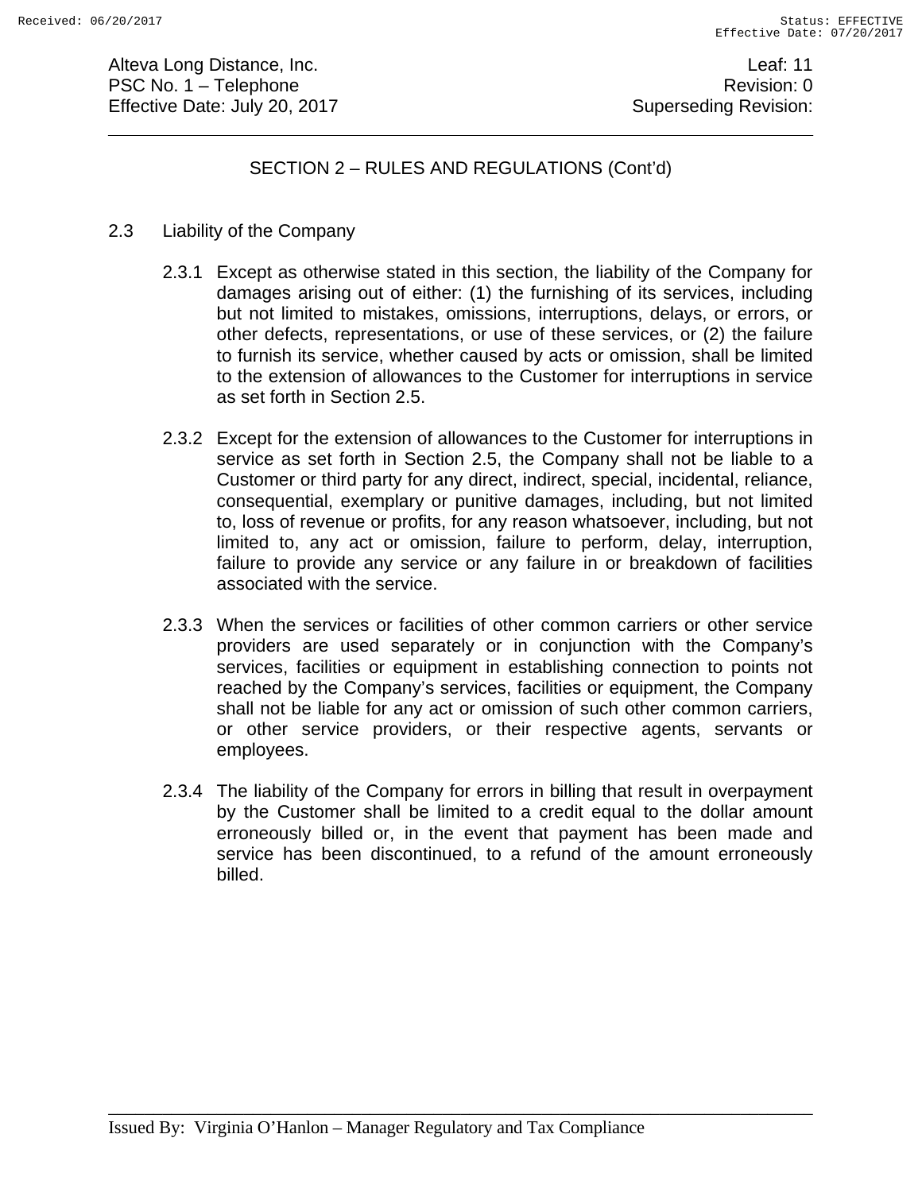## SECTION 2 – RULES AND REGULATIONS (Cont'd)

### 2.3 Liability of the Company

2.3.1 Except as otherwise stated in this section, the liability of the Company for damages arising out of either: (1) the furnishing of its services, including but not limited to mistakes, omissions, interruptions, delays, or errors, or other defects, representations, or use of these services, or (2) the failure to furnish its service, whether caused by acts or omission, shall be limited to the extension of allowances to the Customer for interruptions in service as set forth in Section 2.5.

2.3.2 Except for the extension of allowances to the Customer for interruptions in service as set forth in Section 2.5, the Company shall not be liable to a Customer or third party for any direct, indirect, special, incidental, reliance, consequential, exemplary or punitive damages, including, but not limited to, loss of revenue or profits, for any reason whatsoever, including, but not limited to, any act or omission, failure to perform, delay, interruption, failure to provide any service or any failure in or breakdown of facilities associated with the service.

2.3.3 When the services or facilities of other common carriers or other service providers are used separately or in conjunction with the Company's services, facilities or equipment in establishing connection to points not reached by the Company's services, facilities or equipment, the Company shall not be liable for any act or omission of such other common carriers, or other service providers, or their respective agents, servants or employees.

2.3.4 The liability of the Company for errors in billing that result in overpayment by the Customer shall be limited to a credit equal to the dollar amount erroneously billed or, in the event that payment has been made and service has been discontinued, to a refund of the amount erroneously billed.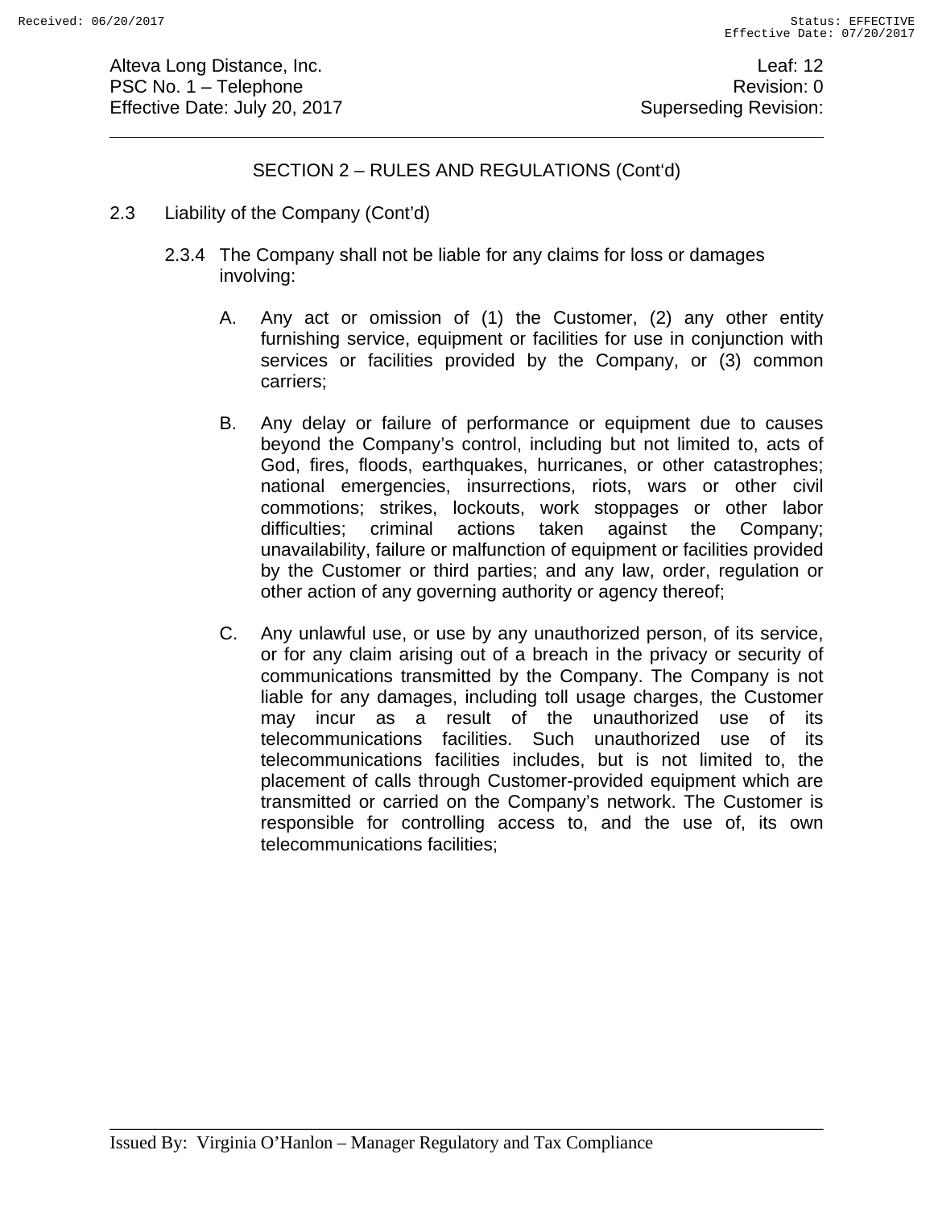## SECTION 2 – RULES AND REGULATIONS (Cont'd)

2.3 Liability of the Company (Cont'd)

2.3.4 The Company shall not be liable for any claims for loss or damages involving:

A. Any act or omission of (1) the Customer, (2) any other entity furnishing service, equipment or facilities for use in conjunction with services or facilities provided by the Company, or (3) common carriers;

B. Any delay or failure of performance or equipment due to causes beyond the Company's control, including but not limited to, acts of God, fires, floods, earthquakes, hurricanes, or other catastrophes; national emergencies, insurrections, riots, wars or other civil commotions; strikes, lockouts, work stoppages or other labor difficulties; criminal actions taken against the Company; unavailability, failure or malfunction of equipment or facilities provided by the Customer or third parties; and any law, order, regulation or other action of any governing authority or agency thereof;

C. Any unlawful use, or use by any unauthorized person, of its service, or for any claim arising out of a breach in the privacy or security of communications transmitted by the Company. The Company is not liable for any damages, including toll usage charges, the Customer may incur as a result of the unauthorized use of its telecommunications facilities. Such unauthorized use of its telecommunications facilities includes, but is not limited to, the placement of calls through Customer-provided equipment which are transmitted or carried on the Company's network. The Customer is responsible for controlling access to, and the use of, its own telecommunications facilities;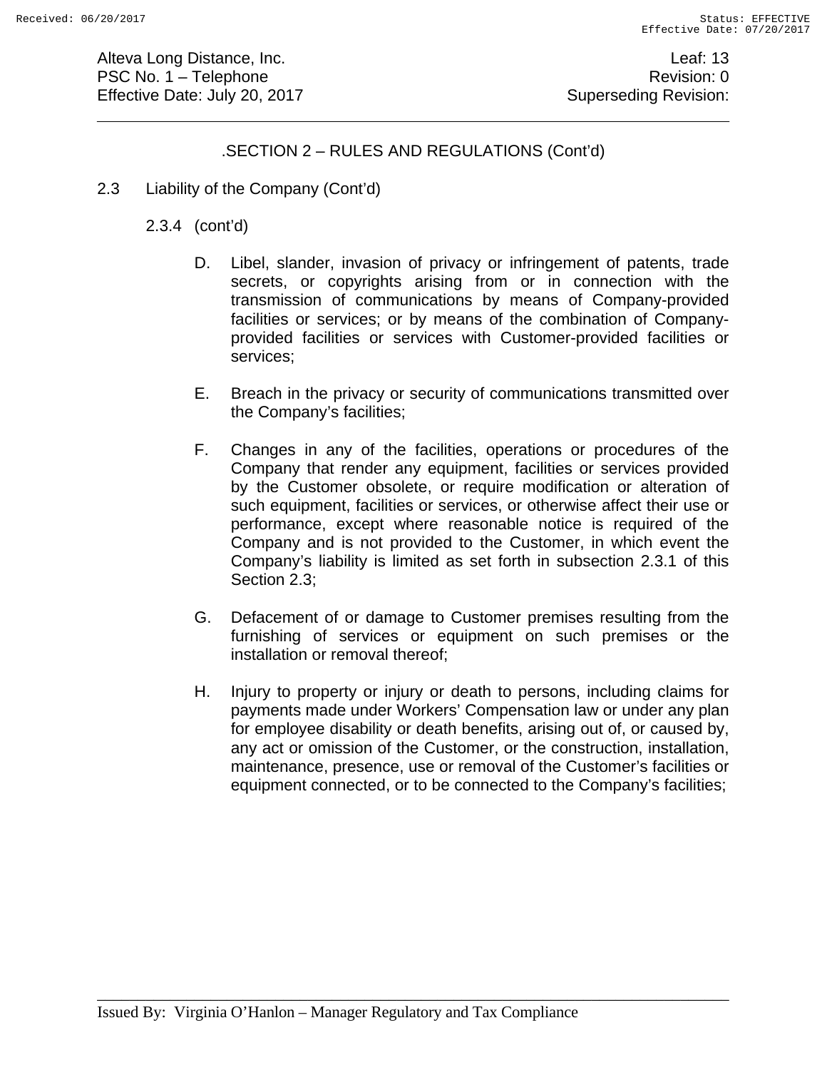.SECTION 2 – RULES AND REGULATIONS (Cont'd)

2.3 Liability of the Company (Cont'd)

2.3.4 (cont'd)

D. Libel, slander, invasion of privacy or infringement of patents, trade secrets, or copyrights arising from or in connection with the transmission of communications by means of Company-provided facilities or services; or by means of the combination of Company-provided facilities or services with Customer-provided facilities or services;

E. Breach in the privacy or security of communications transmitted over the Company's facilities;

F. Changes in any of the facilities, operations or procedures of the Company that render any equipment, facilities or services provided by the Customer obsolete, or require modification or alteration of such equipment, facilities or services, or otherwise affect their use or performance, except where reasonable notice is required of the Company and is not provided to the Customer, in which event the Company's liability is limited as set forth in subsection 2.3.1 of this Section 2.3;

G. Defacement of or damage to Customer premises resulting from the furnishing of services or equipment on such premises or the installation or removal thereof;

H. Injury to property or injury or death to persons, including claims for payments made under Workers' Compensation law or under any plan for employee disability or death benefits, arising out of, or caused by, any act or omission of the Customer, or the construction, installation, maintenance, presence, use or removal of the Customer's facilities or equipment connected, or to be connected to the Company's facilities;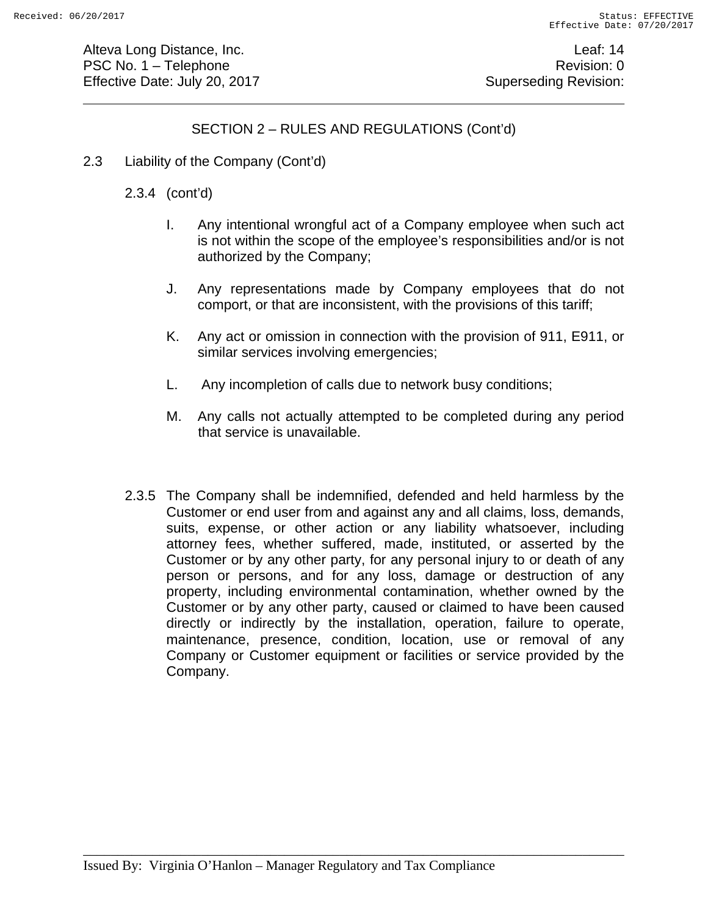## SECTION 2 – RULES AND REGULATIONS (Cont'd)

2.3 Liability of the Company (Cont'd)

2.3.4 (cont'd)

I. Any intentional wrongful act of a Company employee when such act is not within the scope of the employee's responsibilities and/or is not authorized by the Company;

J. Any representations made by Company employees that do not comport, or that are inconsistent, with the provisions of this tariff;

K. Any act or omission in connection with the provision of 911, E911, or similar services involving emergencies;

L. Any incompletion of calls due to network busy conditions;

M. Any calls not actually attempted to be completed during any period that service is unavailable.

2.3.5 The Company shall be indemnified, defended and held harmless by the Customer or end user from and against any and all claims, loss, demands, suits, expense, or other action or any liability whatsoever, including attorney fees, whether suffered, made, instituted, or asserted by the Customer or by any other party, for any personal injury to or death of any person or persons, and for any loss, damage or destruction of any property, including environmental contamination, whether owned by the Customer or by any other party, caused or claimed to have been caused directly or indirectly by the installation, operation, failure to operate, maintenance, presence, condition, location, use or removal of any Company or Customer equipment or facilities or service provided by the Company.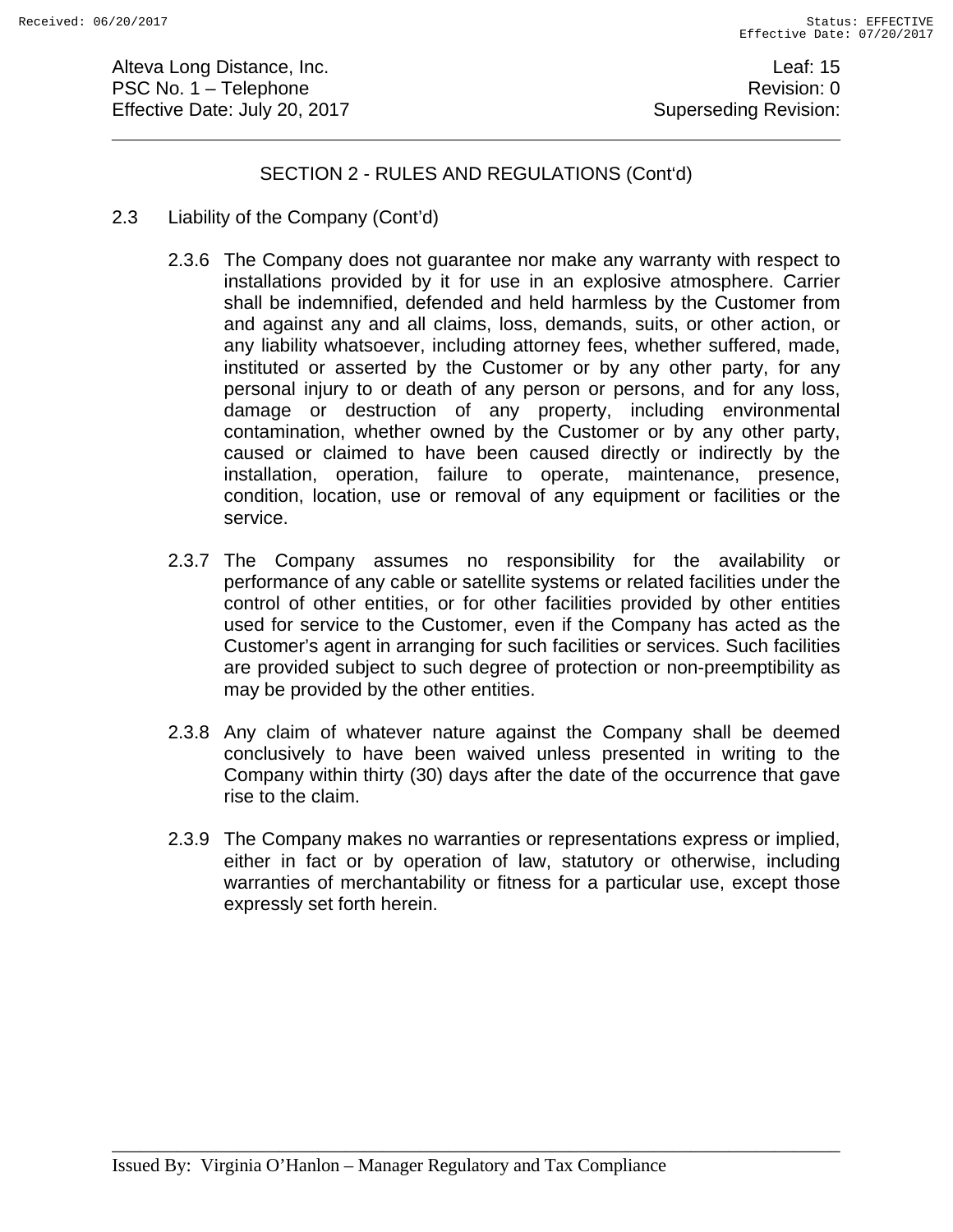## SECTION 2 - RULES AND REGULATIONS (Cont'd)

2.3 Liability of the Company (Cont'd)

2.3.6 The Company does not guarantee nor make any warranty with respect to installations provided by it for use in an explosive atmosphere. Carrier shall be indemnified, defended and held harmless by the Customer from and against any and all claims, loss, demands, suits, or other action, or any liability whatsoever, including attorney fees, whether suffered, made, instituted or asserted by the Customer or by any other party, for any personal injury to or death of any person or persons, and for any loss, damage or destruction of any property, including environmental contamination, whether owned by the Customer or by any other party, caused or claimed to have been caused directly or indirectly by the installation, operation, failure to operate, maintenance, presence, condition, location, use or removal of any equipment or facilities or the service.

2.3.7 The Company assumes no responsibility for the availability or performance of any cable or satellite systems or related facilities under the control of other entities, or for other facilities provided by other entities used for service to the Customer, even if the Company has acted as the Customer's agent in arranging for such facilities or services. Such facilities are provided subject to such degree of protection or non-preemptibility as may be provided by the other entities.

2.3.8 Any claim of whatever nature against the Company shall be deemed conclusively to have been waived unless presented in writing to the Company within thirty (30) days after the date of the occurrence that gave rise to the claim.

2.3.9 The Company makes no warranties or representations express or implied, either in fact or by operation of law, statutory or otherwise, including warranties of merchantability or fitness for a particular use, except those expressly set forth herein.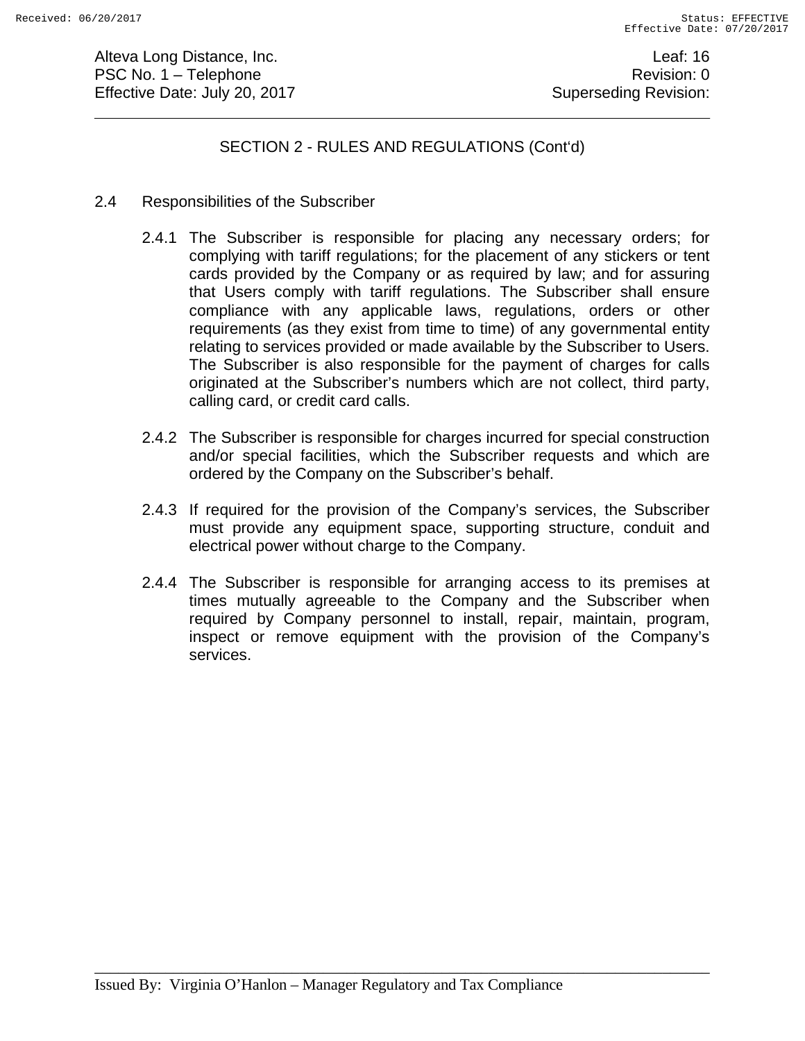SECTION 2 - RULES AND REGULATIONS (Cont'd)

2.4 Responsibilities of the Subscriber

2.4.1 The Subscriber is responsible for placing any necessary orders; for complying with tariff regulations; for the placement of any stickers or tent cards provided by the Company or as required by law; and for assuring that Users comply with tariff regulations. The Subscriber shall ensure compliance with any applicable laws, regulations, orders or other requirements (as they exist from time to time) of any governmental entity relating to services provided or made available by the Subscriber to Users. The Subscriber is also responsible for the payment of charges for calls originated at the Subscriber's numbers which are not collect, third party, calling card, or credit card calls.

2.4.2 The Subscriber is responsible for charges incurred for special construction and/or special facilities, which the Subscriber requests and which are ordered by the Company on the Subscriber's behalf.

2.4.3 If required for the provision of the Company's services, the Subscriber must provide any equipment space, supporting structure, conduit and electrical power without charge to the Company.

2.4.4 The Subscriber is responsible for arranging access to its premises at times mutually agreeable to the Company and the Subscriber when required by Company personnel to install, repair, maintain, program, inspect or remove equipment with the provision of the Company's services.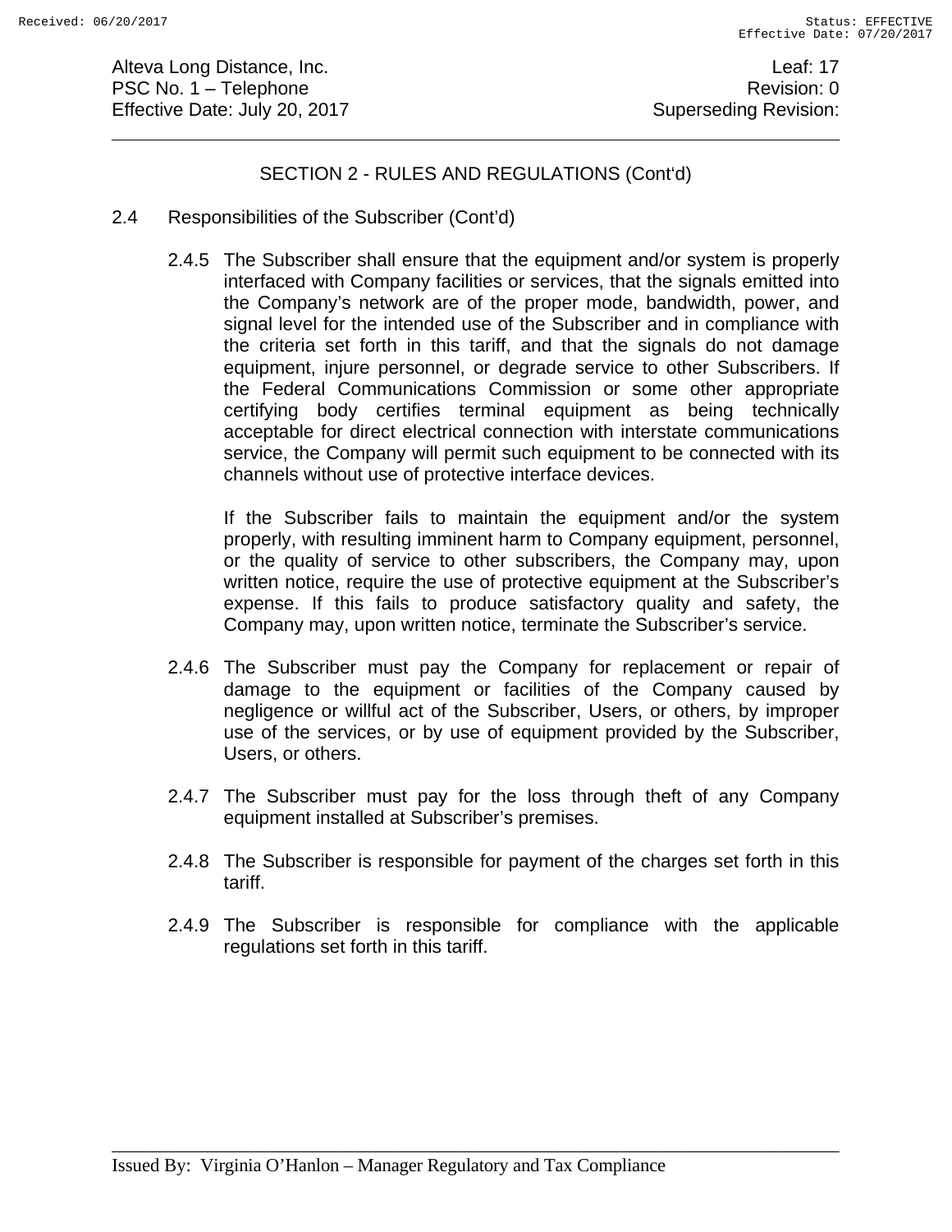## SECTION 2 - RULES AND REGULATIONS (Cont'd)

2.4 Responsibilities of the Subscriber (Cont'd)

2.4.5 The Subscriber shall ensure that the equipment and/or system is properly interfaced with Company facilities or services, that the signals emitted into the Company's network are of the proper mode, bandwidth, power, and signal level for the intended use of the Subscriber and in compliance with the criteria set forth in this tariff, and that the signals do not damage equipment, injure personnel, or degrade service to other Subscribers. If the Federal Communications Commission or some other appropriate certifying body certifies terminal equipment as being technically acceptable for direct electrical connection with interstate communications service, the Company will permit such equipment to be connected with its channels without use of protective interface devices.

If the Subscriber fails to maintain the equipment and/or the system properly, with resulting imminent harm to Company equipment, personnel, or the quality of service to other subscribers, the Company may, upon written notice, require the use of protective equipment at the Subscriber's expense. If this fails to produce satisfactory quality and safety, the Company may, upon written notice, terminate the Subscriber's service.

2.4.6 The Subscriber must pay the Company for replacement or repair of damage to the equipment or facilities of the Company caused by negligence or willful act of the Subscriber, Users, or others, by improper use of the services, or by use of equipment provided by the Subscriber, Users, or others.

2.4.7 The Subscriber must pay for the loss through theft of any Company equipment installed at Subscriber's premises.

2.4.8 The Subscriber is responsible for payment of the charges set forth in this tariff.

2.4.9 The Subscriber is responsible for compliance with the applicable regulations set forth in this tariff.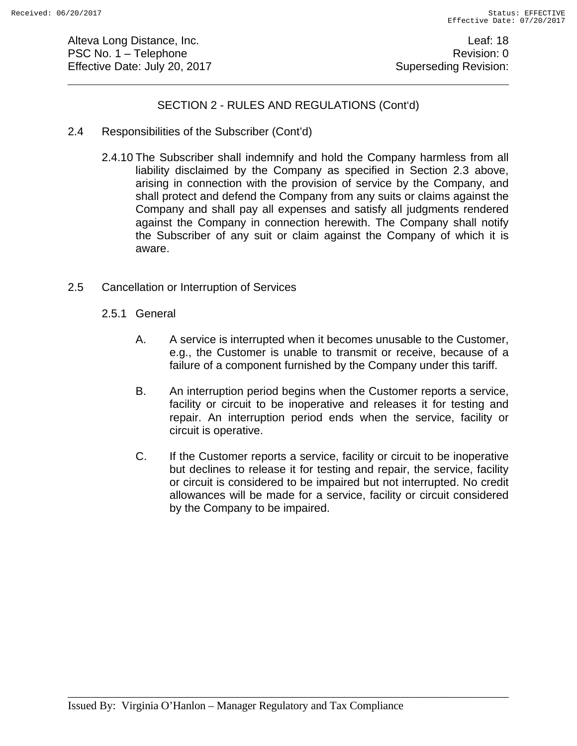## SECTION 2 - RULES AND REGULATIONS (Cont'd)

2.4 Responsibilities of the Subscriber (Cont'd)

2.4.10 The Subscriber shall indemnify and hold the Company harmless from all liability disclaimed by the Company as specified in Section 2.3 above, arising in connection with the provision of service by the Company, and shall protect and defend the Company from any suits or claims against the Company and shall pay all expenses and satisfy all judgments rendered against the Company in connection herewith. The Company shall notify the Subscriber of any suit or claim against the Company of which it is aware.

2.5 Cancellation or Interruption of Services

2.5.1 General

A. A service is interrupted when it becomes unusable to the Customer, e.g., the Customer is unable to transmit or receive, because of a failure of a component furnished by the Company under this tariff.

B. An interruption period begins when the Customer reports a service, facility or circuit to be inoperative and releases it for testing and repair. An interruption period ends when the service, facility or circuit is operative.

C. If the Customer reports a service, facility or circuit to be inoperative but declines to release it for testing and repair, the service, facility or circuit is considered to be impaired but not interrupted. No credit allowances will be made for a service, facility or circuit considered by the Company to be impaired.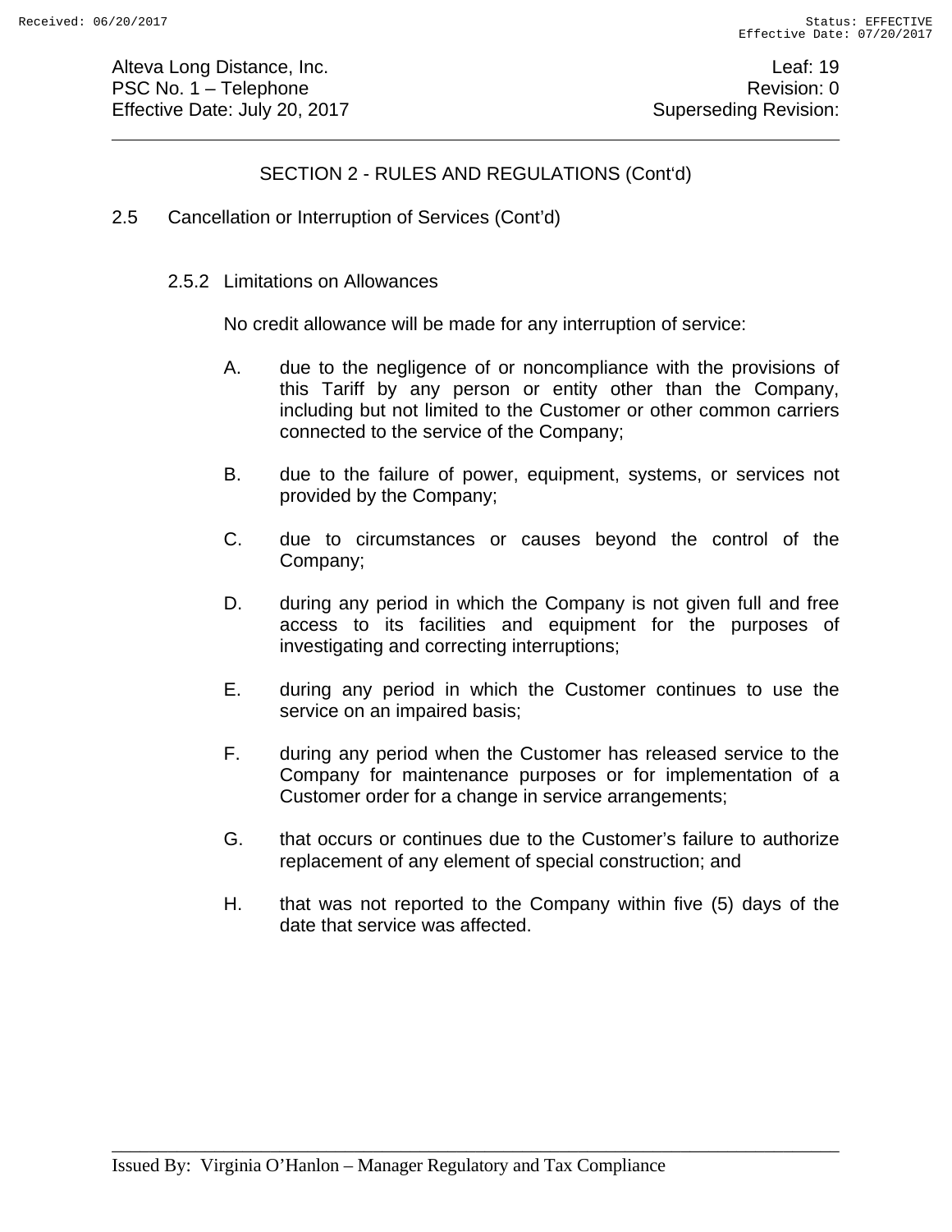## SECTION 2 - RULES AND REGULATIONS (Cont'd)

### 2.5 Cancellation or Interruption of Services (Cont'd)

#### 2.5.2 Limitations on Allowances

No credit allowance will be made for any interruption of service:

A. due to the negligence of or noncompliance with the provisions of this Tariff by any person or entity other than the Company, including but not limited to the Customer or other common carriers connected to the service of the Company;

B. due to the failure of power, equipment, systems, or services not provided by the Company;

C. due to circumstances or causes beyond the control of the Company;

D. during any period in which the Company is not given full and free access to its facilities and equipment for the purposes of investigating and correcting interruptions;

E. during any period in which the Customer continues to use the service on an impaired basis;

F. during any period when the Customer has released service to the Company for maintenance purposes or for implementation of a Customer order for a change in service arrangements;

G. that occurs or continues due to the Customer's failure to authorize replacement of any element of special construction; and

H. that was not reported to the Company within five (5) days of the date that service was affected.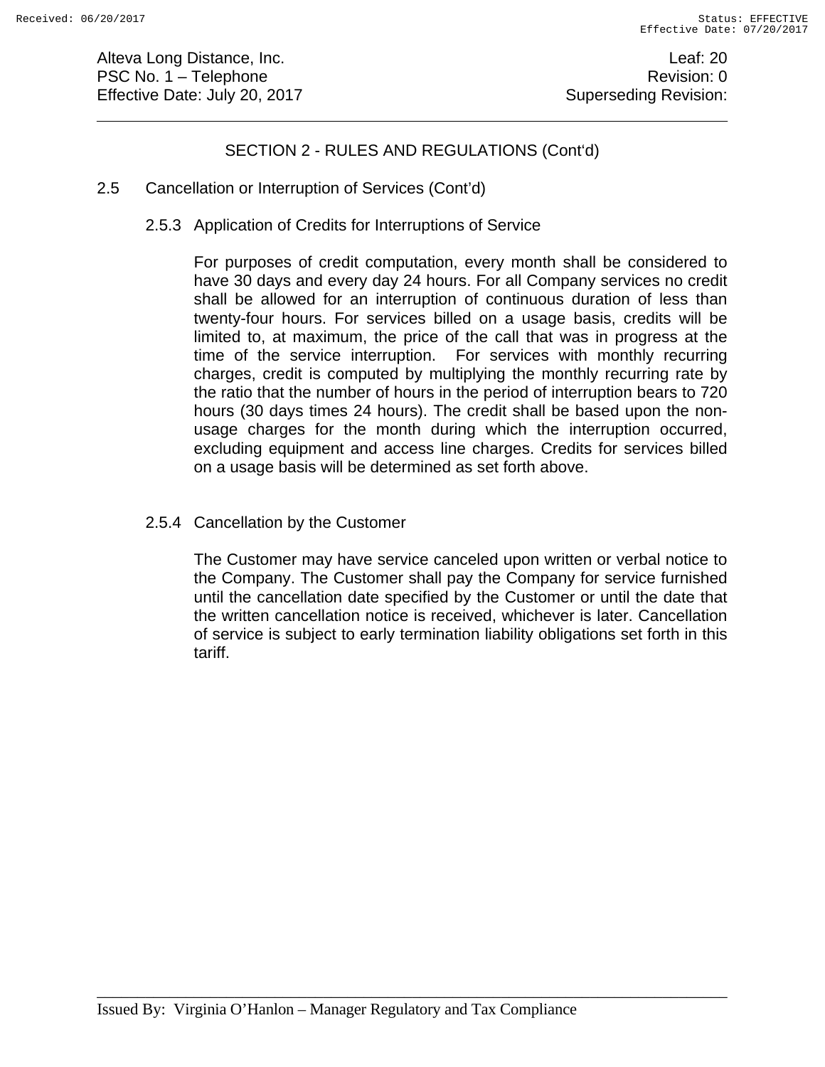## SECTION 2 - RULES AND REGULATIONS (Cont'd)

### 2.5 Cancellation or Interruption of Services (Cont'd)

#### 2.5.3 Application of Credits for Interruptions of Service

For purposes of credit computation, every month shall be considered to have 30 days and every day 24 hours. For all Company services no credit shall be allowed for an interruption of continuous duration of less than twenty-four hours. For services billed on a usage basis, credits will be limited to, at maximum, the price of the call that was in progress at the time of the service interruption. For services with monthly recurring charges, credit is computed by multiplying the monthly recurring rate by the ratio that the number of hours in the period of interruption bears to 720 hours (30 days times 24 hours). The credit shall be based upon the non-usage charges for the month during which the interruption occurred, excluding equipment and access line charges. Credits for services billed on a usage basis will be determined as set forth above.

#### 2.5.4 Cancellation by the Customer

The Customer may have service canceled upon written or verbal notice to the Company. The Customer shall pay the Company for service furnished until the cancellation date specified by the Customer or until the date that the written cancellation notice is received, whichever is later. Cancellation of service is subject to early termination liability obligations set forth in this tariff.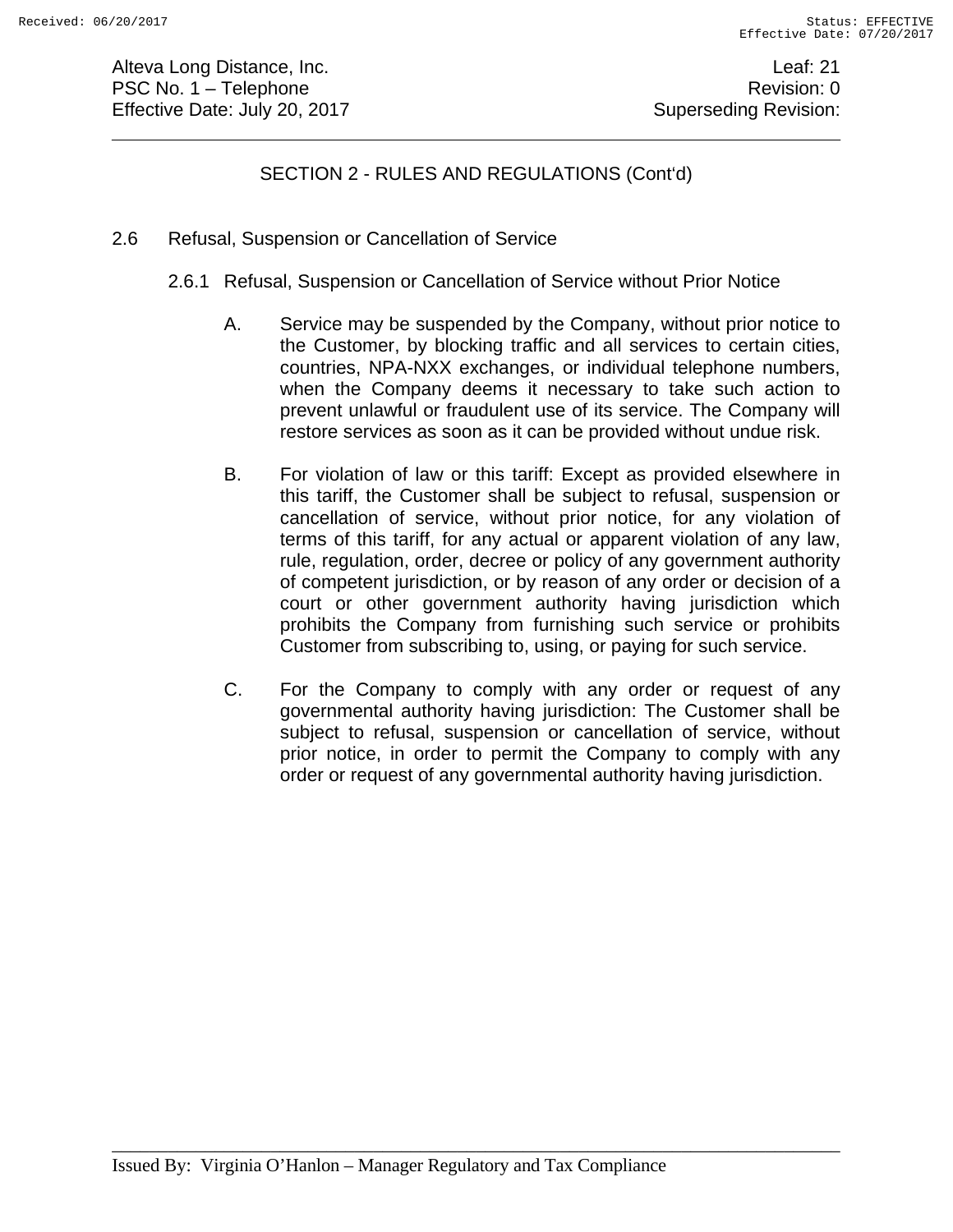## SECTION 2 - RULES AND REGULATIONS (Cont'd)

### 2.6 Refusal, Suspension or Cancellation of Service

#### 2.6.1 Refusal, Suspension or Cancellation of Service without Prior Notice

A. Service may be suspended by the Company, without prior notice to the Customer, by blocking traffic and all services to certain cities, countries, NPA-NXX exchanges, or individual telephone numbers, when the Company deems it necessary to take such action to prevent unlawful or fraudulent use of its service. The Company will restore services as soon as it can be provided without undue risk.

B. For violation of law or this tariff: Except as provided elsewhere in this tariff, the Customer shall be subject to refusal, suspension or cancellation of service, without prior notice, for any violation of terms of this tariff, for any actual or apparent violation of any law, rule, regulation, order, decree or policy of any government authority of competent jurisdiction, or by reason of any order or decision of a court or other government authority having jurisdiction which prohibits the Company from furnishing such service or prohibits Customer from subscribing to, using, or paying for such service.

C. For the Company to comply with any order or request of any governmental authority having jurisdiction: The Customer shall be subject to refusal, suspension or cancellation of service, without prior notice, in order to permit the Company to comply with any order or request of any governmental authority having jurisdiction.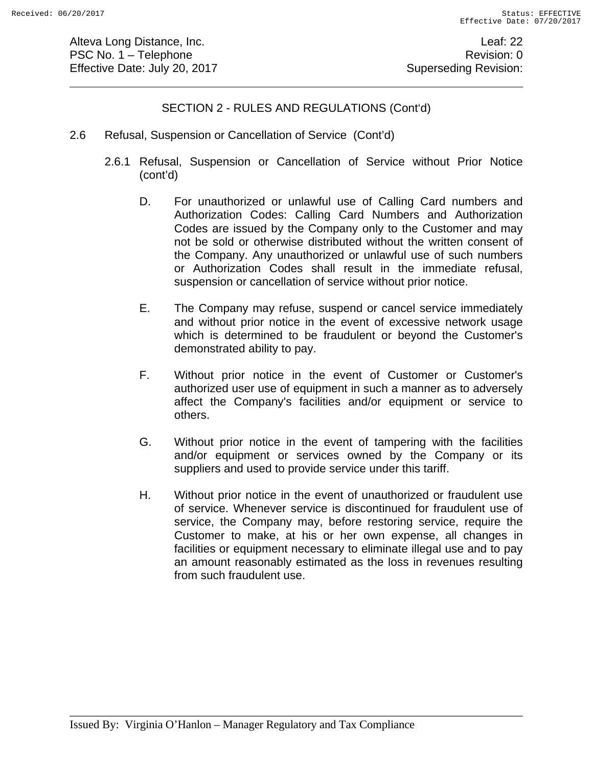## SECTION 2 - RULES AND REGULATIONS (Cont'd)

2.6 Refusal, Suspension or Cancellation of Service (Cont'd)

2.6.1 Refusal, Suspension or Cancellation of Service without Prior Notice (cont'd)

D. For unauthorized or unlawful use of Calling Card numbers and Authorization Codes: Calling Card Numbers and Authorization Codes are issued by the Company only to the Customer and may not be sold or otherwise distributed without the written consent of the Company. Any unauthorized or unlawful use of such numbers or Authorization Codes shall result in the immediate refusal, suspension or cancellation of service without prior notice.

E. The Company may refuse, suspend or cancel service immediately and without prior notice in the event of excessive network usage which is determined to be fraudulent or beyond the Customer's demonstrated ability to pay.

F. Without prior notice in the event of Customer or Customer's authorized user use of equipment in such a manner as to adversely affect the Company's facilities and/or equipment or service to others.

G. Without prior notice in the event of tampering with the facilities and/or equipment or services owned by the Company or its suppliers and used to provide service under this tariff.

H. Without prior notice in the event of unauthorized or fraudulent use of service. Whenever service is discontinued for fraudulent use of service, the Company may, before restoring service, require the Customer to make, at his or her own expense, all changes in facilities or equipment necessary to eliminate illegal use and to pay an amount reasonably estimated as the loss in revenues resulting from such fraudulent use.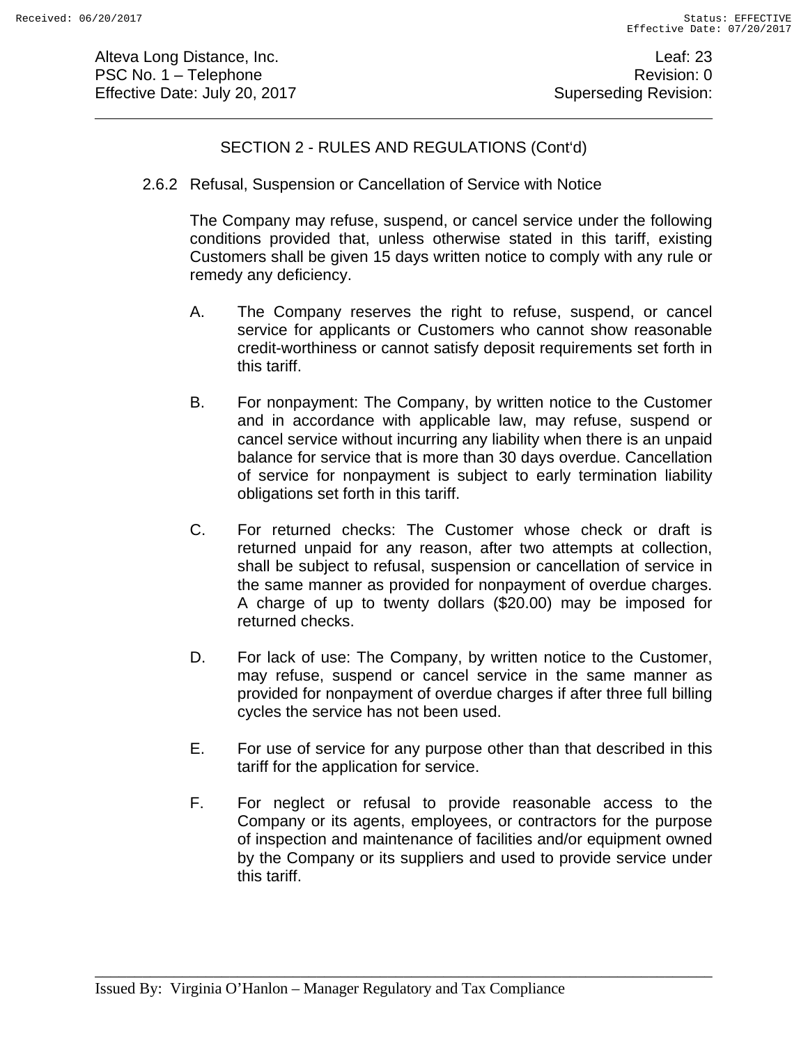SECTION 2 - RULES AND REGULATIONS (Cont'd)

2.6.2 Refusal, Suspension or Cancellation of Service with Notice

The Company may refuse, suspend, or cancel service under the following conditions provided that, unless otherwise stated in this tariff, existing Customers shall be given 15 days written notice to comply with any rule or remedy any deficiency.

A. The Company reserves the right to refuse, suspend, or cancel service for applicants or Customers who cannot show reasonable credit-worthiness or cannot satisfy deposit requirements set forth in this tariff.

B. For nonpayment: The Company, by written notice to the Customer and in accordance with applicable law, may refuse, suspend or cancel service without incurring any liability when there is an unpaid balance for service that is more than 30 days overdue. Cancellation of service for nonpayment is subject to early termination liability obligations set forth in this tariff.

C. For returned checks: The Customer whose check or draft is returned unpaid for any reason, after two attempts at collection, shall be subject to refusal, suspension or cancellation of service in the same manner as provided for nonpayment of overdue charges. A charge of up to twenty dollars ($20.00) may be imposed for returned checks.

D. For lack of use: The Company, by written notice to the Customer, may refuse, suspend or cancel service in the same manner as provided for nonpayment of overdue charges if after three full billing cycles the service has not been used.

E. For use of service for any purpose other than that described in this tariff for the application for service.

F. For neglect or refusal to provide reasonable access to the Company or its agents, employees, or contractors for the purpose of inspection and maintenance of facilities and/or equipment owned by the Company or its suppliers and used to provide service under this tariff.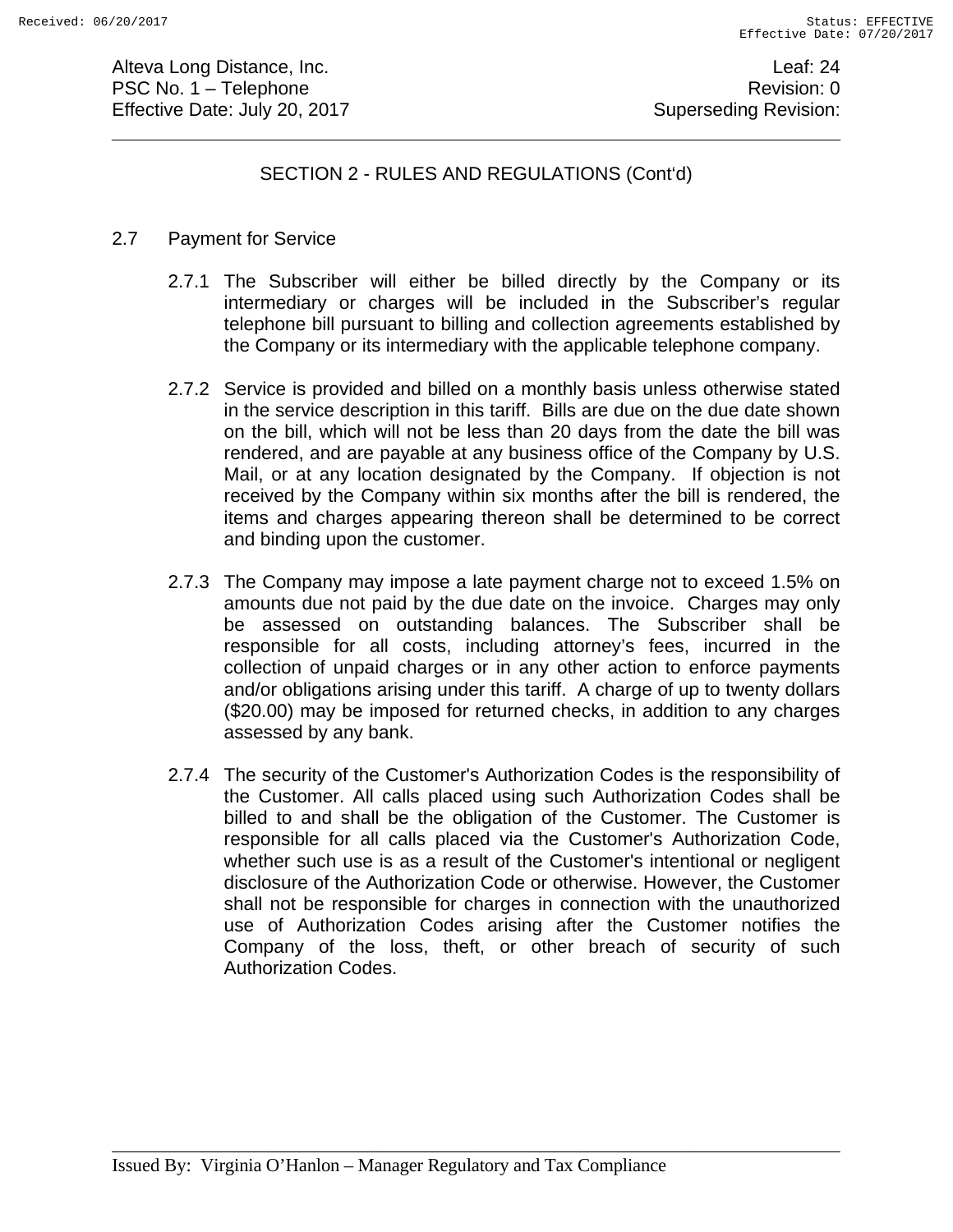## SECTION 2 - RULES AND REGULATIONS (Cont'd)

2.7 Payment for Service

2.7.1 The Subscriber will either be billed directly by the Company or its intermediary or charges will be included in the Subscriber's regular telephone bill pursuant to billing and collection agreements established by the Company or its intermediary with the applicable telephone company.

2.7.2 Service is provided and billed on a monthly basis unless otherwise stated in the service description in this tariff. Bills are due on the due date shown on the bill, which will not be less than 20 days from the date the bill was rendered, and are payable at any business office of the Company by U.S. Mail, or at any location designated by the Company. If objection is not received by the Company within six months after the bill is rendered, the items and charges appearing thereon shall be determined to be correct and binding upon the customer.

2.7.3 The Company may impose a late payment charge not to exceed 1.5% on amounts due not paid by the due date on the invoice. Charges may only be assessed on outstanding balances. The Subscriber shall be responsible for all costs, including attorney's fees, incurred in the collection of unpaid charges or in any other action to enforce payments and/or obligations arising under this tariff. A charge of up to twenty dollars ($20.00) may be imposed for returned checks, in addition to any charges assessed by any bank.

2.7.4 The security of the Customer's Authorization Codes is the responsibility of the Customer. All calls placed using such Authorization Codes shall be billed to and shall be the obligation of the Customer. The Customer is responsible for all calls placed via the Customer's Authorization Code, whether such use is as a result of the Customer's intentional or negligent disclosure of the Authorization Code or otherwise. However, the Customer shall not be responsible for charges in connection with the unauthorized use of Authorization Codes arising after the Customer notifies the Company of the loss, theft, or other breach of security of such Authorization Codes.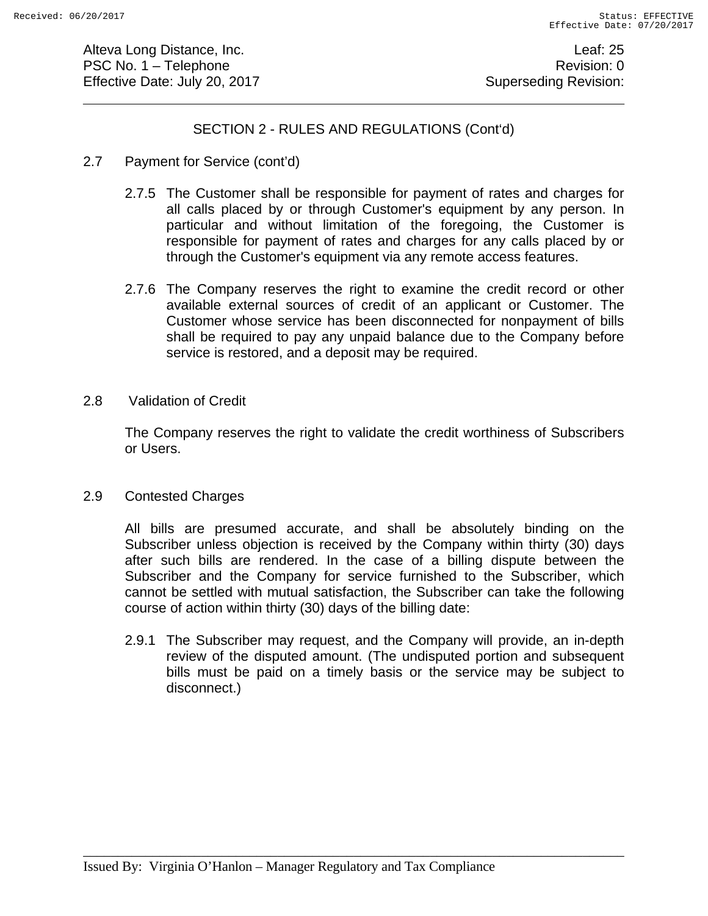## SECTION 2 - RULES AND REGULATIONS (Cont'd)

2.7 Payment for Service (cont'd)

2.7.5 The Customer shall be responsible for payment of rates and charges for all calls placed by or through Customer's equipment by any person. In particular and without limitation of the foregoing, the Customer is responsible for payment of rates and charges for any calls placed by or through the Customer's equipment via any remote access features.

2.7.6 The Company reserves the right to examine the credit record or other available external sources of credit of an applicant or Customer. The Customer whose service has been disconnected for nonpayment of bills shall be required to pay any unpaid balance due to the Company before service is restored, and a deposit may be required.

2.8 Validation of Credit

The Company reserves the right to validate the credit worthiness of Subscribers or Users.

2.9 Contested Charges

All bills are presumed accurate, and shall be absolutely binding on the Subscriber unless objection is received by the Company within thirty (30) days after such bills are rendered. In the case of a billing dispute between the Subscriber and the Company for service furnished to the Subscriber, which cannot be settled with mutual satisfaction, the Subscriber can take the following course of action within thirty (30) days of the billing date:

2.9.1 The Subscriber may request, and the Company will provide, an in-depth review of the disputed amount. (The undisputed portion and subsequent bills must be paid on a timely basis or the service may be subject to disconnect.)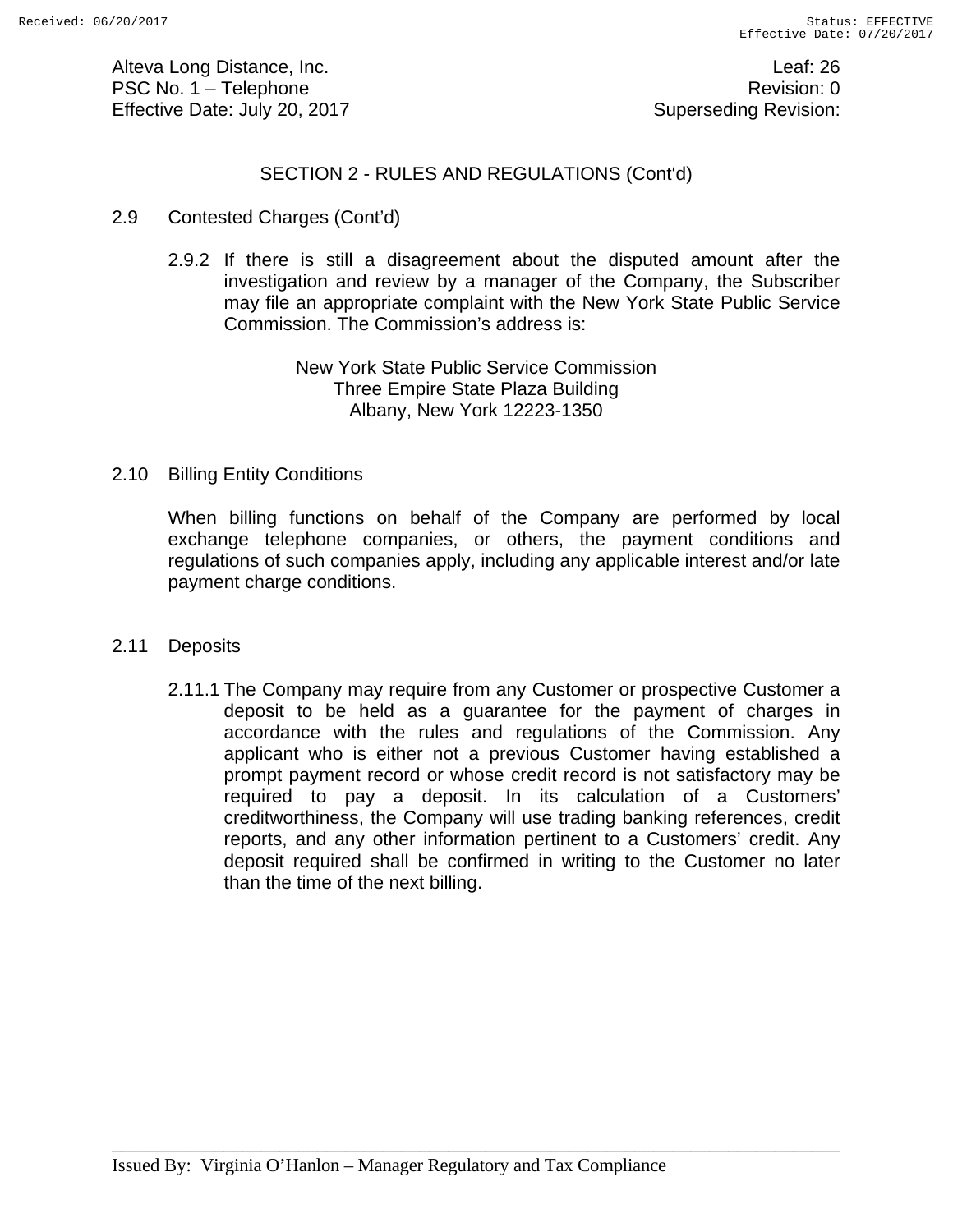## SECTION 2 - RULES AND REGULATIONS (Cont'd)

### 2.9 Contested Charges (Cont'd)

2.9.2 If there is still a disagreement about the disputed amount after the investigation and review by a manager of the Company, the Subscriber may file an appropriate complaint with the New York State Public Service Commission. The Commission's address is:

New York State Public Service Commission
Three Empire State Plaza Building
Albany, New York 12223-1350

### 2.10 Billing Entity Conditions

When billing functions on behalf of the Company are performed by local exchange telephone companies, or others, the payment conditions and regulations of such companies apply, including any applicable interest and/or late payment charge conditions.

### 2.11 Deposits

2.11.1 The Company may require from any Customer or prospective Customer a deposit to be held as a guarantee for the payment of charges in accordance with the rules and regulations of the Commission. Any applicant who is either not a previous Customer having established a prompt payment record or whose credit record is not satisfactory may be required to pay a deposit. In its calculation of a Customers' creditworthiness, the Company will use trading banking references, credit reports, and any other information pertinent to a Customers' credit. Any deposit required shall be confirmed in writing to the Customer no later than the time of the next billing.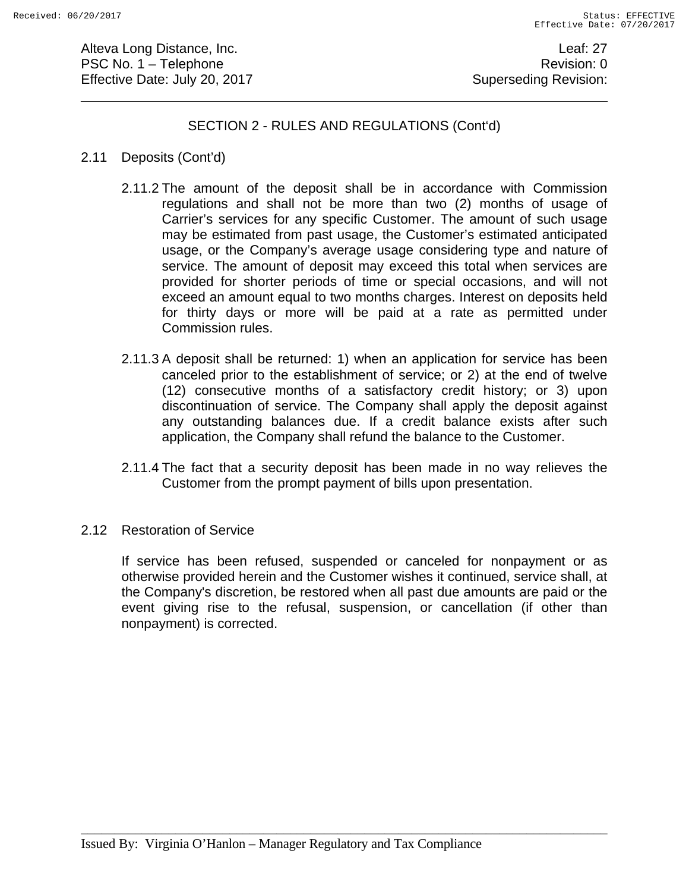## SECTION 2 - RULES AND REGULATIONS (Cont'd)

### 2.11 Deposits (Cont'd)

2.11.2 The amount of the deposit shall be in accordance with Commission regulations and shall not be more than two (2) months of usage of Carrier's services for any specific Customer. The amount of such usage may be estimated from past usage, the Customer's estimated anticipated usage, or the Company's average usage considering type and nature of service. The amount of deposit may exceed this total when services are provided for shorter periods of time or special occasions, and will not exceed an amount equal to two months charges. Interest on deposits held for thirty days or more will be paid at a rate as permitted under Commission rules.

2.11.3 A deposit shall be returned: 1) when an application for service has been canceled prior to the establishment of service; or 2) at the end of twelve (12) consecutive months of a satisfactory credit history; or 3) upon discontinuation of service. The Company shall apply the deposit against any outstanding balances due. If a credit balance exists after such application, the Company shall refund the balance to the Customer.

2.11.4 The fact that a security deposit has been made in no way relieves the Customer from the prompt payment of bills upon presentation.

### 2.12 Restoration of Service

If service has been refused, suspended or canceled for nonpayment or as otherwise provided herein and the Customer wishes it continued, service shall, at the Company's discretion, be restored when all past due amounts are paid or the event giving rise to the refusal, suspension, or cancellation (if other than nonpayment) is corrected.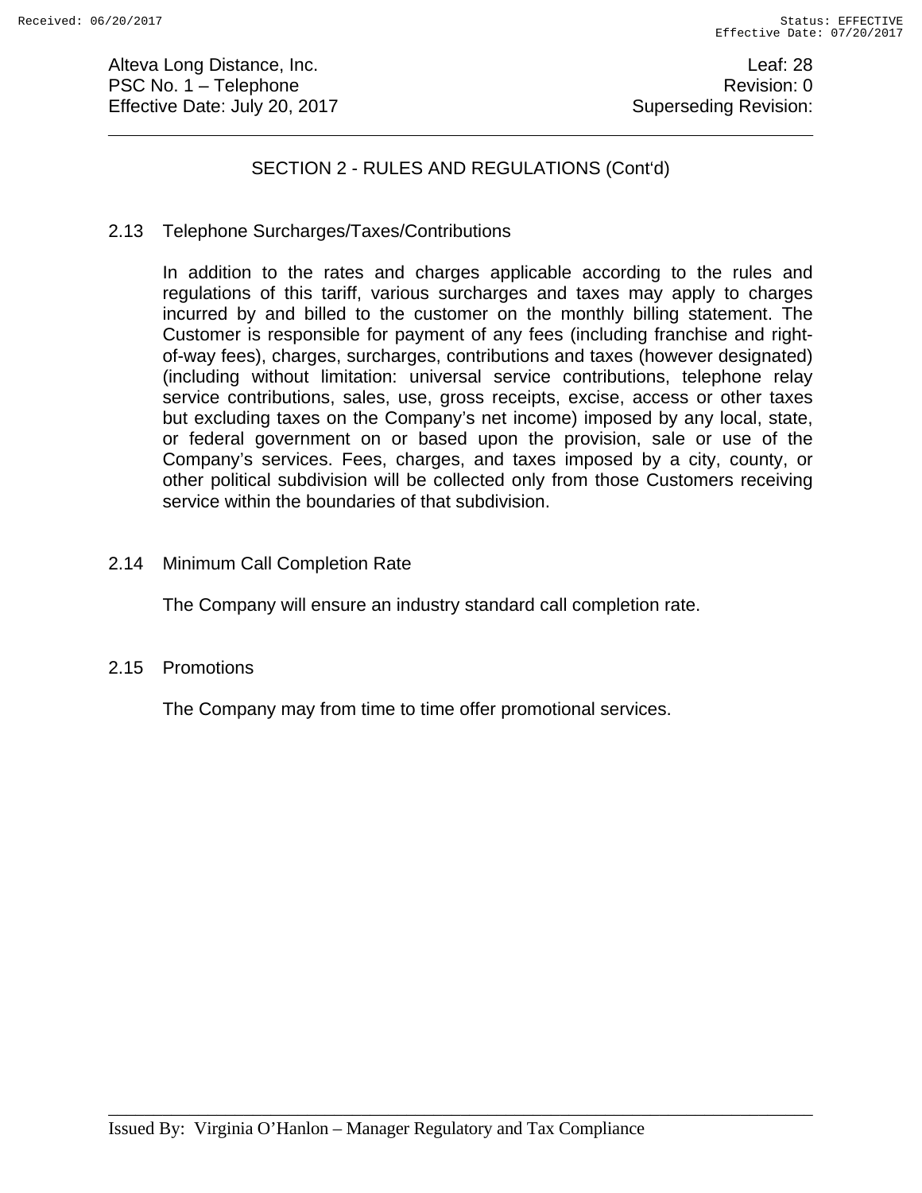## SECTION 2 - RULES AND REGULATIONS (Cont'd)

### 2.13 Telephone Surcharges/Taxes/Contributions

In addition to the rates and charges applicable according to the rules and regulations of this tariff, various surcharges and taxes may apply to charges incurred by and billed to the customer on the monthly billing statement. The Customer is responsible for payment of any fees (including franchise and right-of-way fees), charges, surcharges, contributions and taxes (however designated) (including without limitation: universal service contributions, telephone relay service contributions, sales, use, gross receipts, excise, access or other taxes but excluding taxes on the Company's net income) imposed by any local, state, or federal government on or based upon the provision, sale or use of the Company's services. Fees, charges, and taxes imposed by a city, county, or other political subdivision will be collected only from those Customers receiving service within the boundaries of that subdivision.

### 2.14 Minimum Call Completion Rate

The Company will ensure an industry standard call completion rate.

### 2.15 Promotions

The Company may from time to time offer promotional services.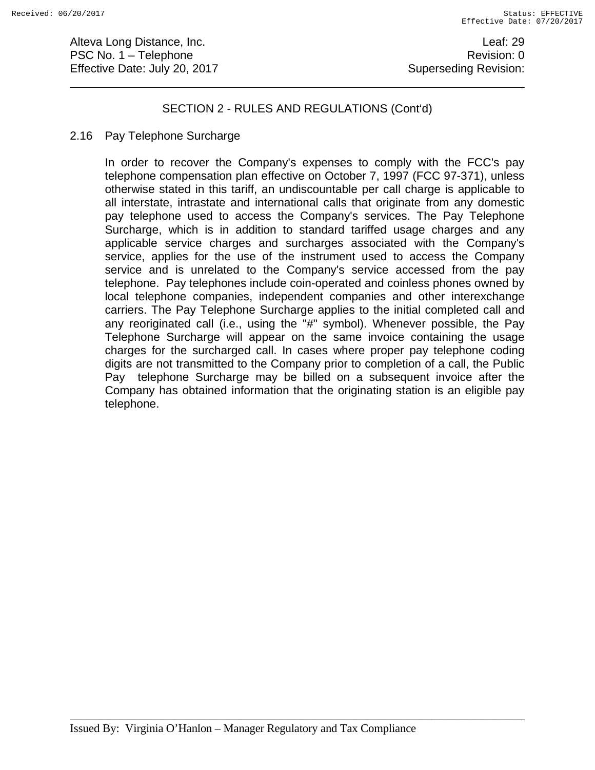## SECTION 2 - RULES AND REGULATIONS (Cont'd)

### 2.16 Pay Telephone Surcharge

In order to recover the Company's expenses to comply with the FCC's pay telephone compensation plan effective on October 7, 1997 (FCC 97-371), unless otherwise stated in this tariff, an undiscountable per call charge is applicable to all interstate, intrastate and international calls that originate from any domestic pay telephone used to access the Company's services. The Pay Telephone Surcharge, which is in addition to standard tariffed usage charges and any applicable service charges and surcharges associated with the Company's service, applies for the use of the instrument used to access the Company service and is unrelated to the Company's service accessed from the pay telephone. Pay telephones include coin-operated and coinless phones owned by local telephone companies, independent companies and other interexchange carriers. The Pay Telephone Surcharge applies to the initial completed call and any reoriginated call (i.e., using the "#" symbol). Whenever possible, the Pay Telephone Surcharge will appear on the same invoice containing the usage charges for the surcharged call. In cases where proper pay telephone coding digits are not transmitted to the Company prior to completion of a call, the Public Pay telephone Surcharge may be billed on a subsequent invoice after the Company has obtained information that the originating station is an eligible pay telephone.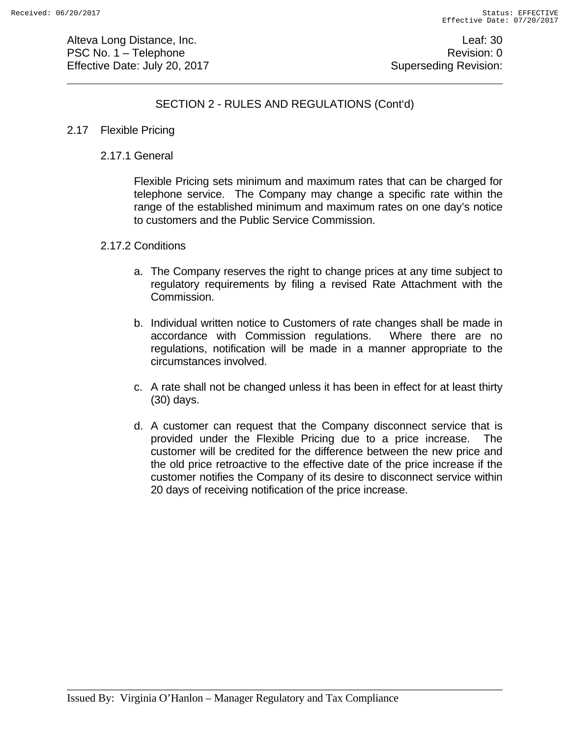## SECTION 2 - RULES AND REGULATIONS (Cont'd)

### 2.17 Flexible Pricing

#### 2.17.1 General

Flexible Pricing sets minimum and maximum rates that can be charged for telephone service. The Company may change a specific rate within the range of the established minimum and maximum rates on one day's notice to customers and the Public Service Commission.

#### 2.17.2 Conditions

a. The Company reserves the right to change prices at any time subject to regulatory requirements by filing a revised Rate Attachment with the Commission.

b. Individual written notice to Customers of rate changes shall be made in accordance with Commission regulations. Where there are no regulations, notification will be made in a manner appropriate to the circumstances involved.

c. A rate shall not be changed unless it has been in effect for at least thirty (30) days.

d. A customer can request that the Company disconnect service that is provided under the Flexible Pricing due to a price increase. The customer will be credited for the difference between the new price and the old price retroactive to the effective date of the price increase if the customer notifies the Company of its desire to disconnect service within 20 days of receiving notification of the price increase.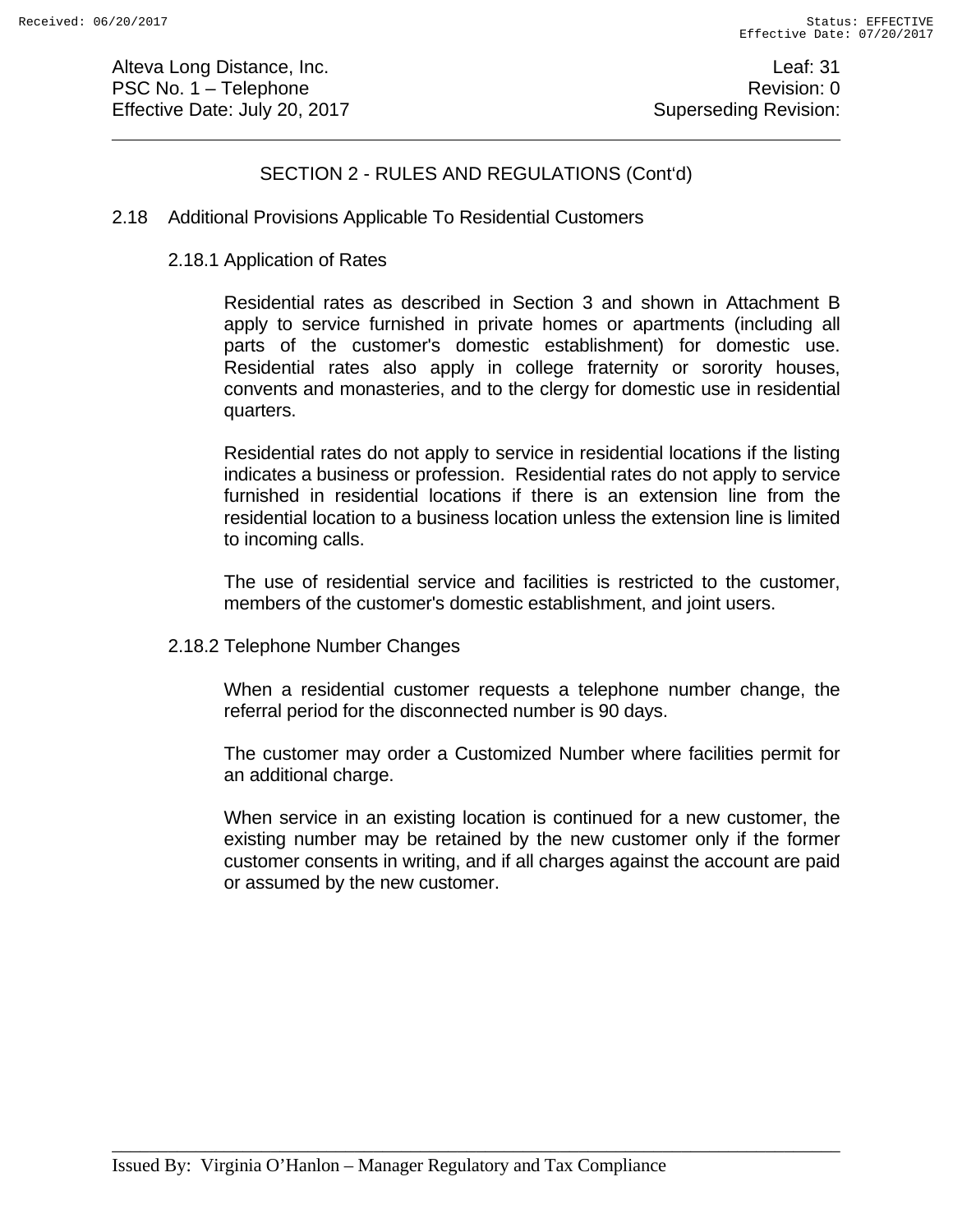## SECTION 2 - RULES AND REGULATIONS (Cont'd)

### 2.18 Additional Provisions Applicable To Residential Customers

#### 2.18.1 Application of Rates

Residential rates as described in Section 3 and shown in Attachment B apply to service furnished in private homes or apartments (including all parts of the customer's domestic establishment) for domestic use. Residential rates also apply in college fraternity or sorority houses, convents and monasteries, and to the clergy for domestic use in residential quarters.

Residential rates do not apply to service in residential locations if the listing indicates a business or profession. Residential rates do not apply to service furnished in residential locations if there is an extension line from the residential location to a business location unless the extension line is limited to incoming calls.

The use of residential service and facilities is restricted to the customer, members of the customer's domestic establishment, and joint users.

#### 2.18.2 Telephone Number Changes

When a residential customer requests a telephone number change, the referral period for the disconnected number is 90 days.

The customer may order a Customized Number where facilities permit for an additional charge.

When service in an existing location is continued for a new customer, the existing number may be retained by the new customer only if the former customer consents in writing, and if all charges against the account are paid or assumed by the new customer.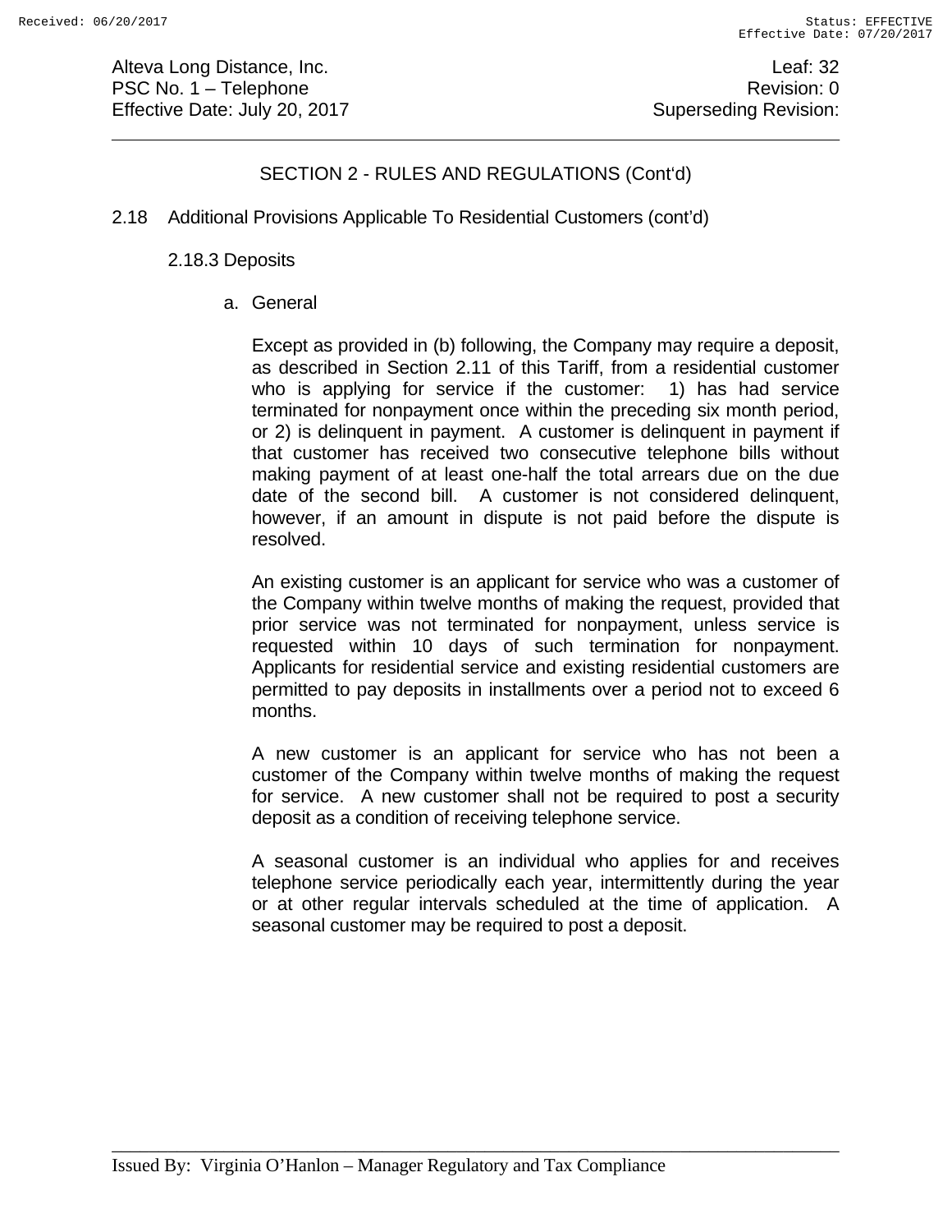## SECTION 2 - RULES AND REGULATIONS (Cont'd)

2.18 Additional Provisions Applicable To Residential Customers (cont'd)

2.18.3 Deposits

a. General

Except as provided in (b) following, the Company may require a deposit, as described in Section 2.11 of this Tariff, from a residential customer who is applying for service if the customer: 1) has had service terminated for nonpayment once within the preceding six month period, or 2) is delinquent in payment. A customer is delinquent in payment if that customer has received two consecutive telephone bills without making payment of at least one-half the total arrears due on the due date of the second bill. A customer is not considered delinquent, however, if an amount in dispute is not paid before the dispute is resolved.

An existing customer is an applicant for service who was a customer of the Company within twelve months of making the request, provided that prior service was not terminated for nonpayment, unless service is requested within 10 days of such termination for nonpayment. Applicants for residential service and existing residential customers are permitted to pay deposits in installments over a period not to exceed 6 months.

A new customer is an applicant for service who has not been a customer of the Company within twelve months of making the request for service. A new customer shall not be required to post a security deposit as a condition of receiving telephone service.

A seasonal customer is an individual who applies for and receives telephone service periodically each year, intermittently during the year or at other regular intervals scheduled at the time of application. A seasonal customer may be required to post a deposit.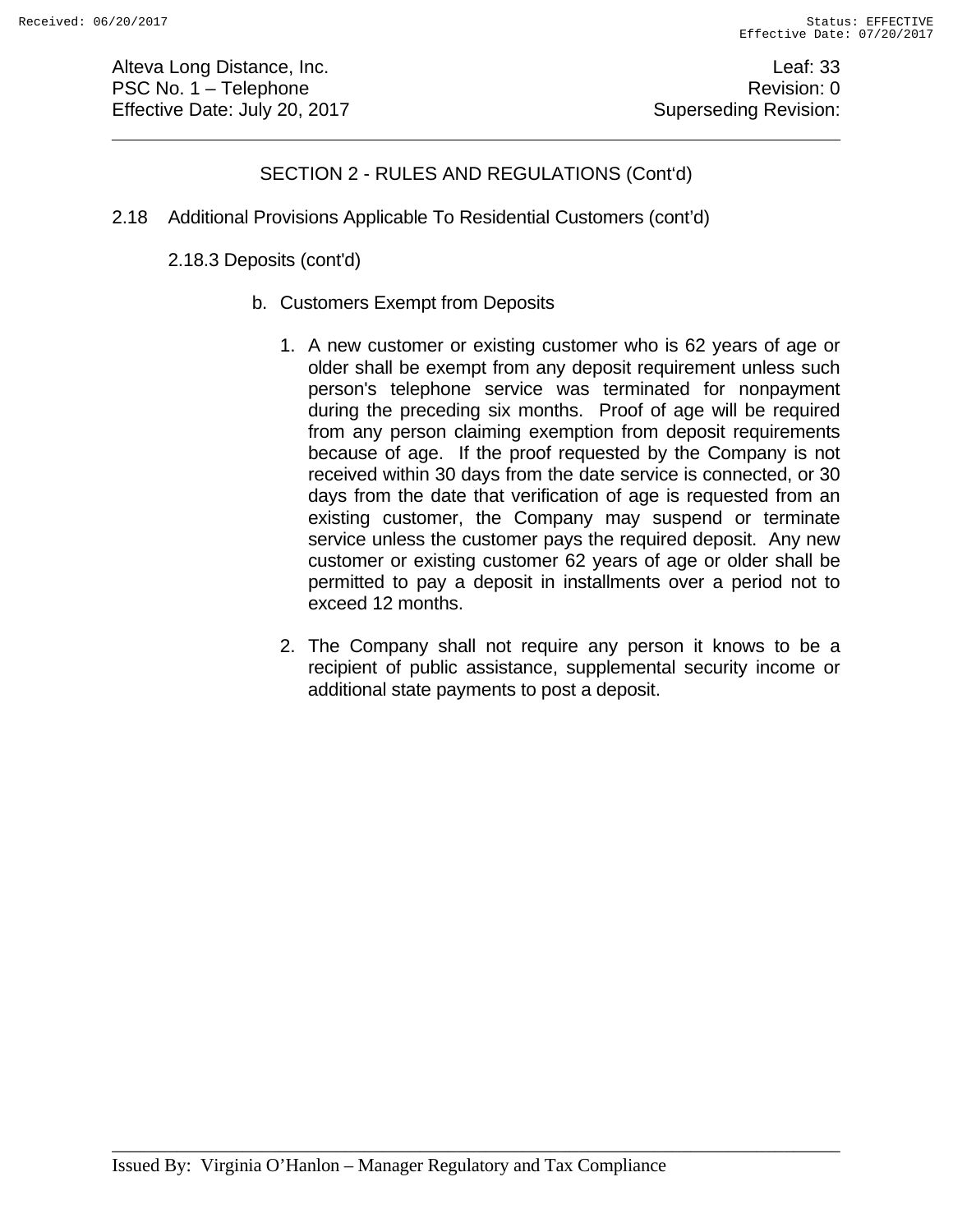## SECTION 2 - RULES AND REGULATIONS (Cont'd)

2.18 Additional Provisions Applicable To Residential Customers (cont'd)

2.18.3 Deposits (cont'd)

b. Customers Exempt from Deposits

1. A new customer or existing customer who is 62 years of age or older shall be exempt from any deposit requirement unless such person's telephone service was terminated for nonpayment during the preceding six months. Proof of age will be required from any person claiming exemption from deposit requirements because of age. If the proof requested by the Company is not received within 30 days from the date service is connected, or 30 days from the date that verification of age is requested from an existing customer, the Company may suspend or terminate service unless the customer pays the required deposit. Any new customer or existing customer 62 years of age or older shall be permitted to pay a deposit in installments over a period not to exceed 12 months.

2. The Company shall not require any person it knows to be a recipient of public assistance, supplemental security income or additional state payments to post a deposit.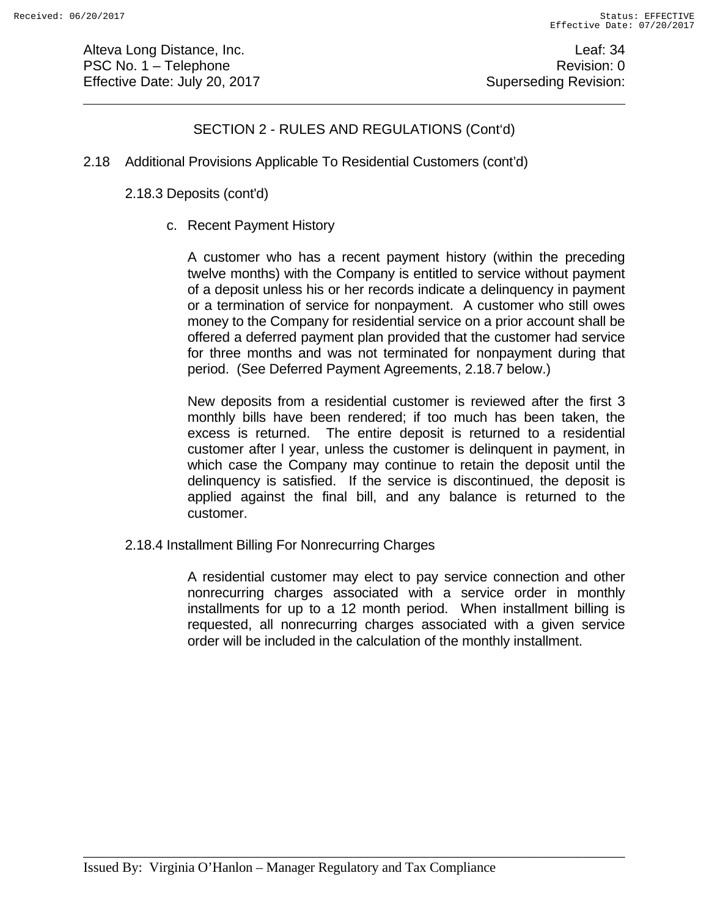## SECTION 2 - RULES AND REGULATIONS (Cont'd)

2.18 Additional Provisions Applicable To Residential Customers (cont'd)

2.18.3 Deposits (cont'd)

c. Recent Payment History

A customer who has a recent payment history (within the preceding twelve months) with the Company is entitled to service without payment of a deposit unless his or her records indicate a delinquency in payment or a termination of service for nonpayment. A customer who still owes money to the Company for residential service on a prior account shall be offered a deferred payment plan provided that the customer had service for three months and was not terminated for nonpayment during that period. (See Deferred Payment Agreements, 2.18.7 below.)

New deposits from a residential customer is reviewed after the first 3 monthly bills have been rendered; if too much has been taken, the excess is returned. The entire deposit is returned to a residential customer after l year, unless the customer is delinquent in payment, in which case the Company may continue to retain the deposit until the delinquency is satisfied. If the service is discontinued, the deposit is applied against the final bill, and any balance is returned to the customer.

2.18.4 Installment Billing For Nonrecurring Charges

A residential customer may elect to pay service connection and other nonrecurring charges associated with a service order in monthly installments for up to a 12 month period. When installment billing is requested, all nonrecurring charges associated with a given service order will be included in the calculation of the monthly installment.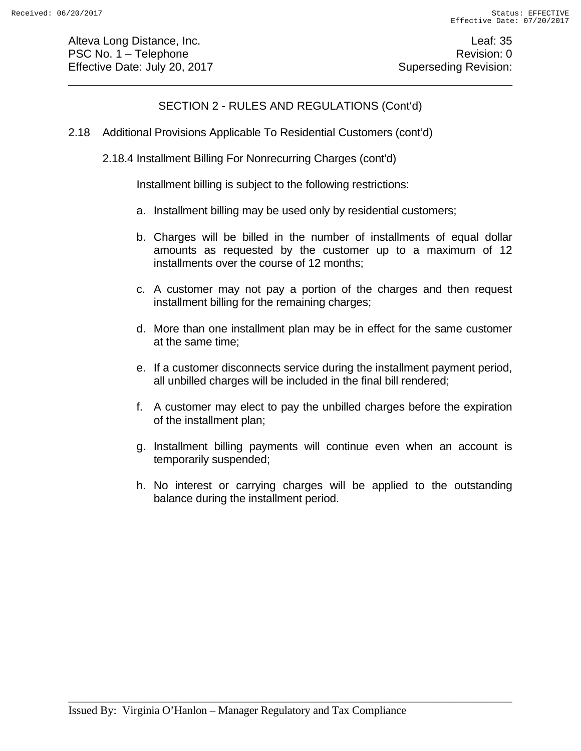## SECTION 2 - RULES AND REGULATIONS (Cont'd)

2.18 Additional Provisions Applicable To Residential Customers (cont'd)

2.18.4 Installment Billing For Nonrecurring Charges (cont'd)

Installment billing is subject to the following restrictions:

a. Installment billing may be used only by residential customers;

b. Charges will be billed in the number of installments of equal dollar amounts as requested by the customer up to a maximum of 12 installments over the course of 12 months;

c. A customer may not pay a portion of the charges and then request installment billing for the remaining charges;

d. More than one installment plan may be in effect for the same customer at the same time;

e. If a customer disconnects service during the installment payment period, all unbilled charges will be included in the final bill rendered;

f. A customer may elect to pay the unbilled charges before the expiration of the installment plan;

g. Installment billing payments will continue even when an account is temporarily suspended;

h. No interest or carrying charges will be applied to the outstanding balance during the installment period.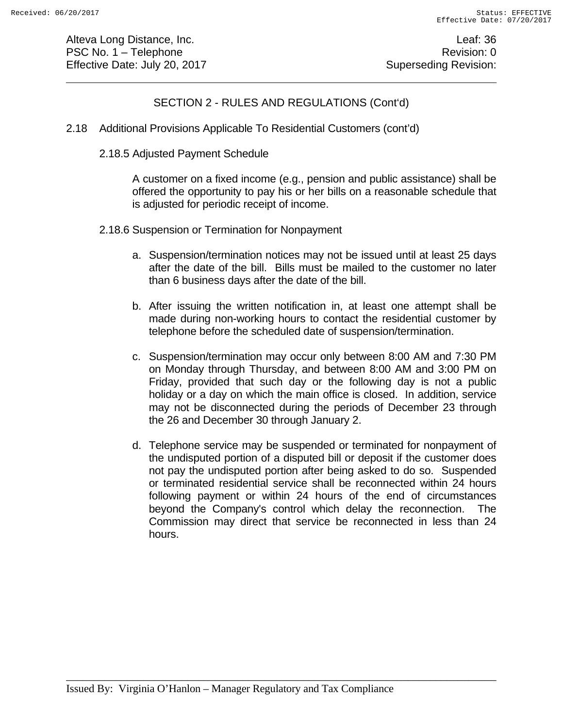## SECTION 2 - RULES AND REGULATIONS (Cont'd)

2.18 Additional Provisions Applicable To Residential Customers (cont'd)

2.18.5 Adjusted Payment Schedule

A customer on a fixed income (e.g., pension and public assistance) shall be offered the opportunity to pay his or her bills on a reasonable schedule that is adjusted for periodic receipt of income.

2.18.6 Suspension or Termination for Nonpayment

a. Suspension/termination notices may not be issued until at least 25 days after the date of the bill. Bills must be mailed to the customer no later than 6 business days after the date of the bill.

b. After issuing the written notification in, at least one attempt shall be made during non-working hours to contact the residential customer by telephone before the scheduled date of suspension/termination.

c. Suspension/termination may occur only between 8:00 AM and 7:30 PM on Monday through Thursday, and between 8:00 AM and 3:00 PM on Friday, provided that such day or the following day is not a public holiday or a day on which the main office is closed. In addition, service may not be disconnected during the periods of December 23 through the 26 and December 30 through January 2.

d. Telephone service may be suspended or terminated for nonpayment of the undisputed portion of a disputed bill or deposit if the customer does not pay the undisputed portion after being asked to do so. Suspended or terminated residential service shall be reconnected within 24 hours following payment or within 24 hours of the end of circumstances beyond the Company's control which delay the reconnection. The Commission may direct that service be reconnected in less than 24 hours.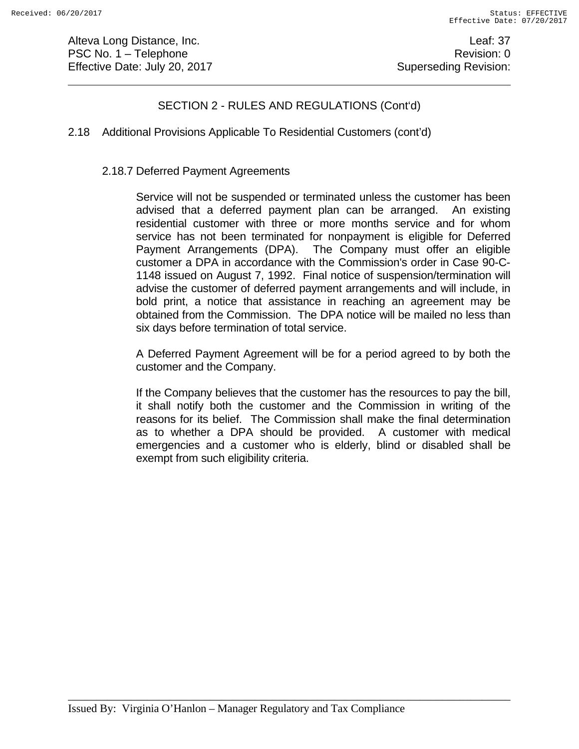## SECTION 2 - RULES AND REGULATIONS (Cont'd)

### 2.18 Additional Provisions Applicable To Residential Customers (cont'd)

#### 2.18.7 Deferred Payment Agreements

Service will not be suspended or terminated unless the customer has been advised that a deferred payment plan can be arranged. An existing residential customer with three or more months service and for whom service has not been terminated for nonpayment is eligible for Deferred Payment Arrangements (DPA). The Company must offer an eligible customer a DPA in accordance with the Commission's order in Case 90-C-1148 issued on August 7, 1992. Final notice of suspension/termination will advise the customer of deferred payment arrangements and will include, in bold print, a notice that assistance in reaching an agreement may be obtained from the Commission. The DPA notice will be mailed no less than six days before termination of total service.

A Deferred Payment Agreement will be for a period agreed to by both the customer and the Company.

If the Company believes that the customer has the resources to pay the bill, it shall notify both the customer and the Commission in writing of the reasons for its belief. The Commission shall make the final determination as to whether a DPA should be provided. A customer with medical emergencies and a customer who is elderly, blind or disabled shall be exempt from such eligibility criteria.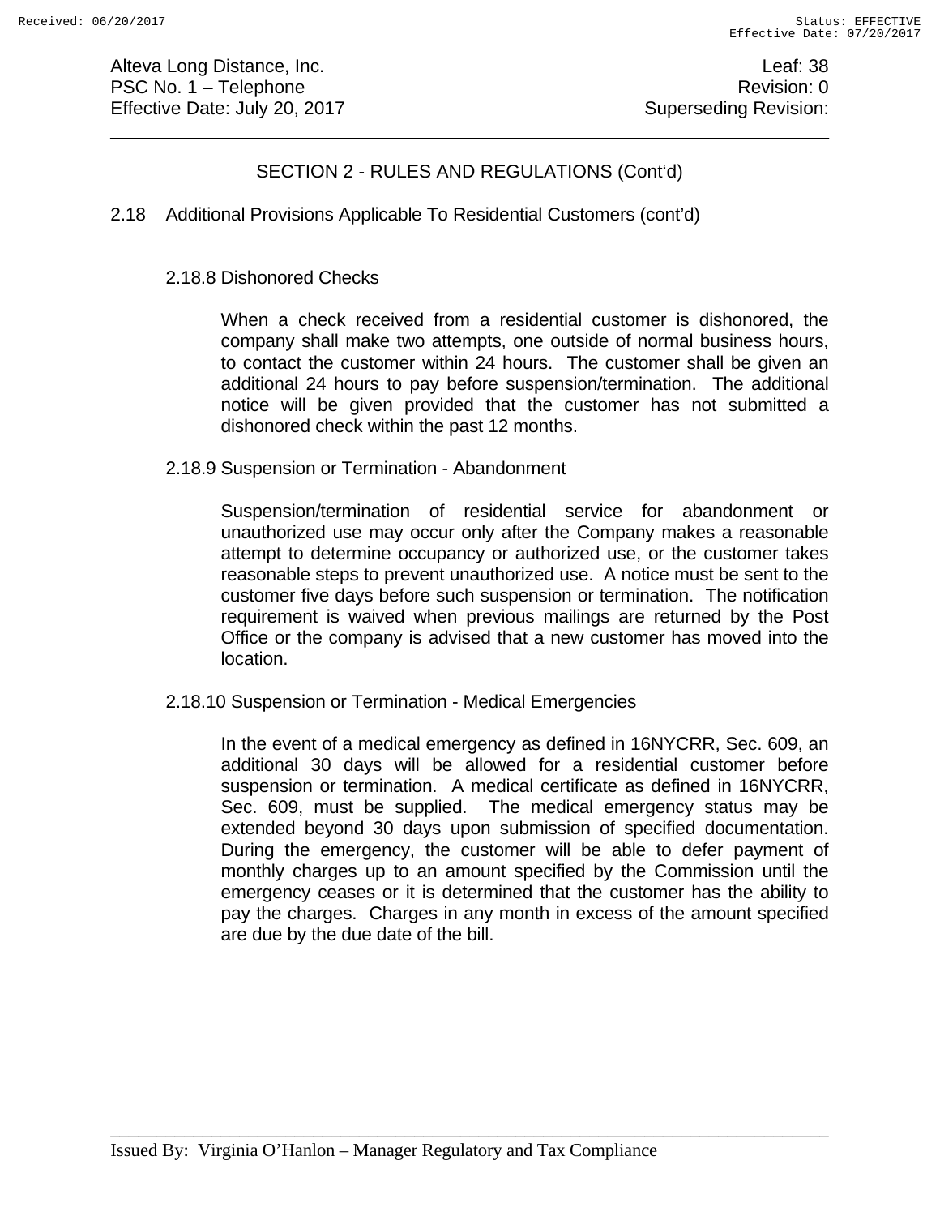## SECTION 2 - RULES AND REGULATIONS (Cont'd)

### 2.18 Additional Provisions Applicable To Residential Customers (cont'd)

#### 2.18.8 Dishonored Checks

When a check received from a residential customer is dishonored, the company shall make two attempts, one outside of normal business hours, to contact the customer within 24 hours. The customer shall be given an additional 24 hours to pay before suspension/termination. The additional notice will be given provided that the customer has not submitted a dishonored check within the past 12 months.

#### 2.18.9 Suspension or Termination - Abandonment

Suspension/termination of residential service for abandonment or unauthorized use may occur only after the Company makes a reasonable attempt to determine occupancy or authorized use, or the customer takes reasonable steps to prevent unauthorized use. A notice must be sent to the customer five days before such suspension or termination. The notification requirement is waived when previous mailings are returned by the Post Office or the company is advised that a new customer has moved into the location.

#### 2.18.10 Suspension or Termination - Medical Emergencies

In the event of a medical emergency as defined in 16NYCRR, Sec. 609, an additional 30 days will be allowed for a residential customer before suspension or termination. A medical certificate as defined in 16NYCRR, Sec. 609, must be supplied. The medical emergency status may be extended beyond 30 days upon submission of specified documentation. During the emergency, the customer will be able to defer payment of monthly charges up to an amount specified by the Commission until the emergency ceases or it is determined that the customer has the ability to pay the charges. Charges in any month in excess of the amount specified are due by the due date of the bill.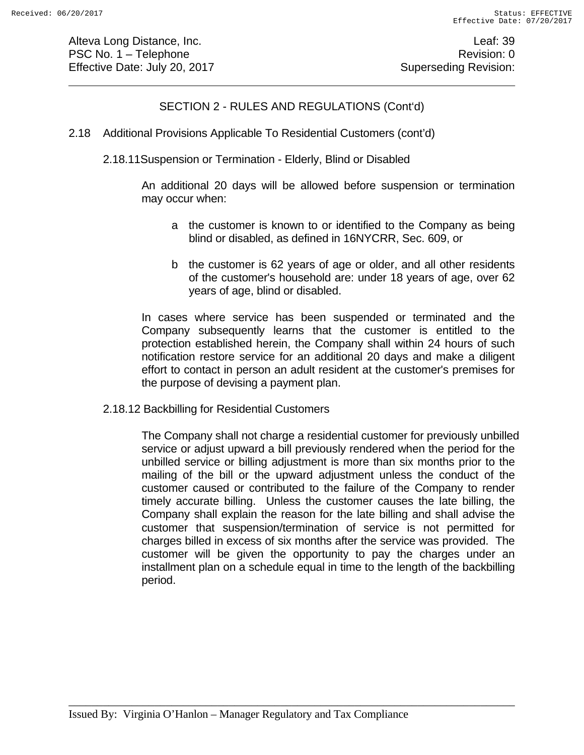## SECTION 2 - RULES AND REGULATIONS (Cont'd)

### 2.18 Additional Provisions Applicable To Residential Customers (cont'd)

#### 2.18.11 Suspension or Termination - Elderly, Blind or Disabled

An additional 20 days will be allowed before suspension or termination may occur when:

a. the customer is known to or identified to the Company as being blind or disabled, as defined in 16NYCRR, Sec. 609, or

b. the customer is 62 years of age or older, and all other residents of the customer's household are: under 18 years of age, over 62 years of age, blind or disabled.

In cases where service has been suspended or terminated and the Company subsequently learns that the customer is entitled to the protection established herein, the Company shall within 24 hours of such notification restore service for an additional 20 days and make a diligent effort to contact in person an adult resident at the customer's premises for the purpose of devising a payment plan.

#### 2.18.12 Backbilling for Residential Customers

The Company shall not charge a residential customer for previously unbilled service or adjust upward a bill previously rendered when the period for the unbilled service or billing adjustment is more than six months prior to the mailing of the bill or the upward adjustment unless the conduct of the customer caused or contributed to the failure of the Company to render timely accurate billing. Unless the customer causes the late billing, the Company shall explain the reason for the late billing and shall advise the customer that suspension/termination of service is not permitted for charges billed in excess of six months after the service was provided. The customer will be given the opportunity to pay the charges under an installment plan on a schedule equal in time to the length of the backbilling period.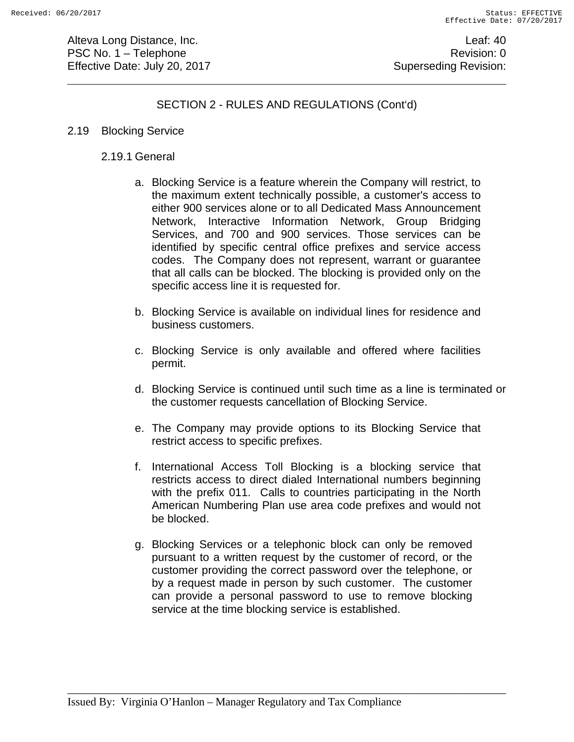## SECTION 2 - RULES AND REGULATIONS (Cont'd)

### 2.19 Blocking Service

#### 2.19.1 General

a. Blocking Service is a feature wherein the Company will restrict, to the maximum extent technically possible, a customer's access to either 900 services alone or to all Dedicated Mass Announcement Network, Interactive Information Network, Group Bridging Services, and 700 and 900 services. Those services can be identified by specific central office prefixes and service access codes. The Company does not represent, warrant or guarantee that all calls can be blocked. The blocking is provided only on the specific access line it is requested for.

b. Blocking Service is available on individual lines for residence and business customers.

c. Blocking Service is only available and offered where facilities permit.

d. Blocking Service is continued until such time as a line is terminated or the customer requests cancellation of Blocking Service.

e. The Company may provide options to its Blocking Service that restrict access to specific prefixes.

f. International Access Toll Blocking is a blocking service that restricts access to direct dialed International numbers beginning with the prefix 011. Calls to countries participating in the North American Numbering Plan use area code prefixes and would not be blocked.

g. Blocking Services or a telephonic block can only be removed pursuant to a written request by the customer of record, or the customer providing the correct password over the telephone, or by a request made in person by such customer. The customer can provide a personal password to use to remove blocking service at the time blocking service is established.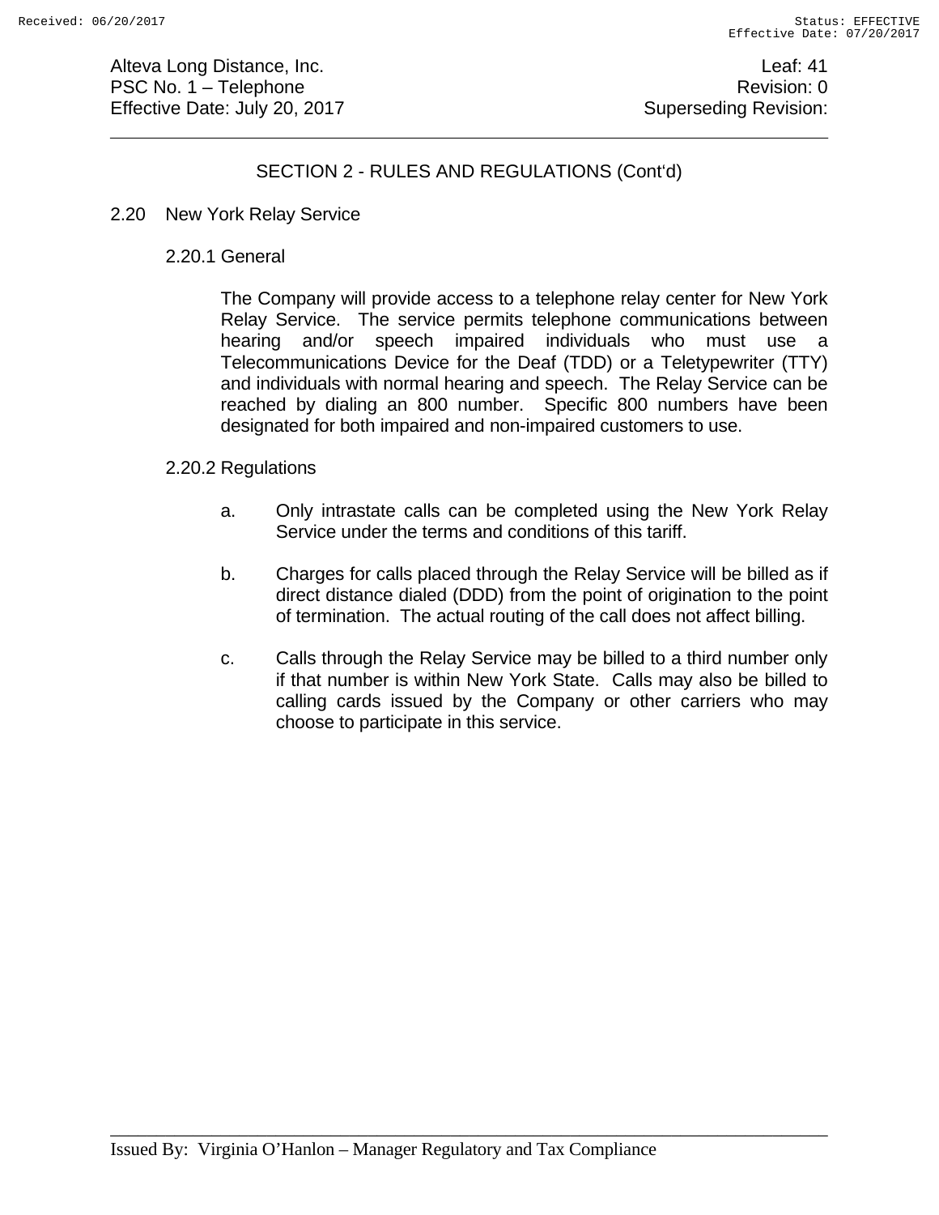## SECTION 2 - RULES AND REGULATIONS (Cont'd)

### 2.20 New York Relay Service

#### 2.20.1 General

The Company will provide access to a telephone relay center for New York Relay Service. The service permits telephone communications between hearing and/or speech impaired individuals who must use a Telecommunications Device for the Deaf (TDD) or a Teletypewriter (TTY) and individuals with normal hearing and speech. The Relay Service can be reached by dialing an 800 number. Specific 800 numbers have been designated for both impaired and non-impaired customers to use.

#### 2.20.2 Regulations

a. Only intrastate calls can be completed using the New York Relay Service under the terms and conditions of this tariff.

b. Charges for calls placed through the Relay Service will be billed as if direct distance dialed (DDD) from the point of origination to the point of termination. The actual routing of the call does not affect billing.

c. Calls through the Relay Service may be billed to a third number only if that number is within New York State. Calls may also be billed to calling cards issued by the Company or other carriers who may choose to participate in this service.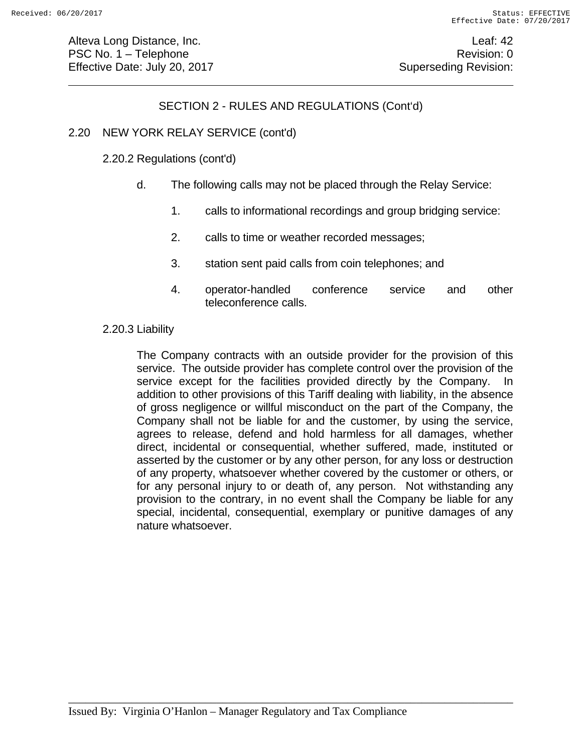## SECTION 2 - RULES AND REGULATIONS (Cont'd)

### 2.20 NEW YORK RELAY SERVICE (cont'd)

#### 2.20.2 Regulations (cont'd)

d. The following calls may not be placed through the Relay Service:

1. calls to informational recordings and group bridging service:

2. calls to time or weather recorded messages;

3. station sent paid calls from coin telephones; and

4. operator-handled conference service and other teleconference calls.

#### 2.20.3 Liability

The Company contracts with an outside provider for the provision of this service. The outside provider has complete control over the provision of the service except for the facilities provided directly by the Company. In addition to other provisions of this Tariff dealing with liability, in the absence of gross negligence or willful misconduct on the part of the Company, the Company shall not be liable for and the customer, by using the service, agrees to release, defend and hold harmless for all damages, whether direct, incidental or consequential, whether suffered, made, instituted or asserted by the customer or by any other person, for any loss or destruction of any property, whatsoever whether covered by the customer or others, or for any personal injury to or death of, any person. Not withstanding any provision to the contrary, in no event shall the Company be liable for any special, incidental, consequential, exemplary or punitive damages of any nature whatsoever.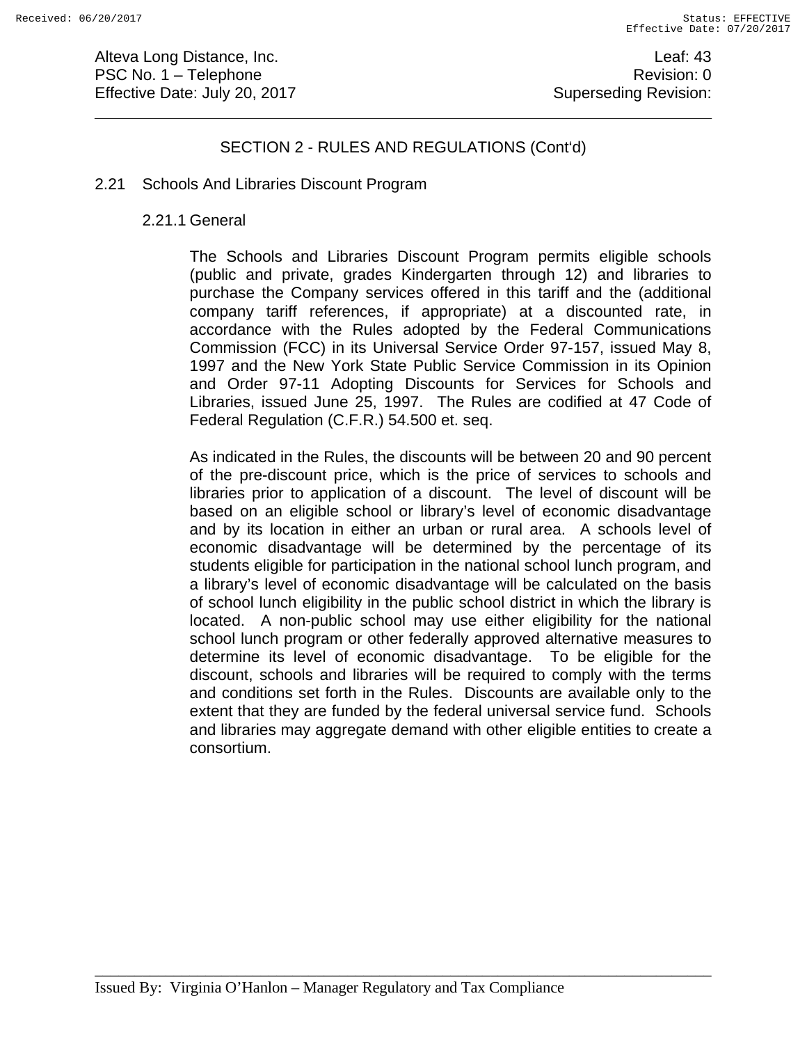## SECTION 2 - RULES AND REGULATIONS (Cont'd)

### 2.21 Schools And Libraries Discount Program

#### 2.21.1 General

The Schools and Libraries Discount Program permits eligible schools (public and private, grades Kindergarten through 12) and libraries to purchase the Company services offered in this tariff and the (additional company tariff references, if appropriate) at a discounted rate, in accordance with the Rules adopted by the Federal Communications Commission (FCC) in its Universal Service Order 97-157, issued May 8, 1997 and the New York State Public Service Commission in its Opinion and Order 97-11 Adopting Discounts for Services for Schools and Libraries, issued June 25, 1997. The Rules are codified at 47 Code of Federal Regulation (C.F.R.) 54.500 et. seq.

As indicated in the Rules, the discounts will be between 20 and 90 percent of the pre-discount price, which is the price of services to schools and libraries prior to application of a discount. The level of discount will be based on an eligible school or library's level of economic disadvantage and by its location in either an urban or rural area. A schools level of economic disadvantage will be determined by the percentage of its students eligible for participation in the national school lunch program, and a library's level of economic disadvantage will be calculated on the basis of school lunch eligibility in the public school district in which the library is located. A non-public school may use either eligibility for the national school lunch program or other federally approved alternative measures to determine its level of economic disadvantage. To be eligible for the discount, schools and libraries will be required to comply with the terms and conditions set forth in the Rules. Discounts are available only to the extent that they are funded by the federal universal service fund. Schools and libraries may aggregate demand with other eligible entities to create a consortium.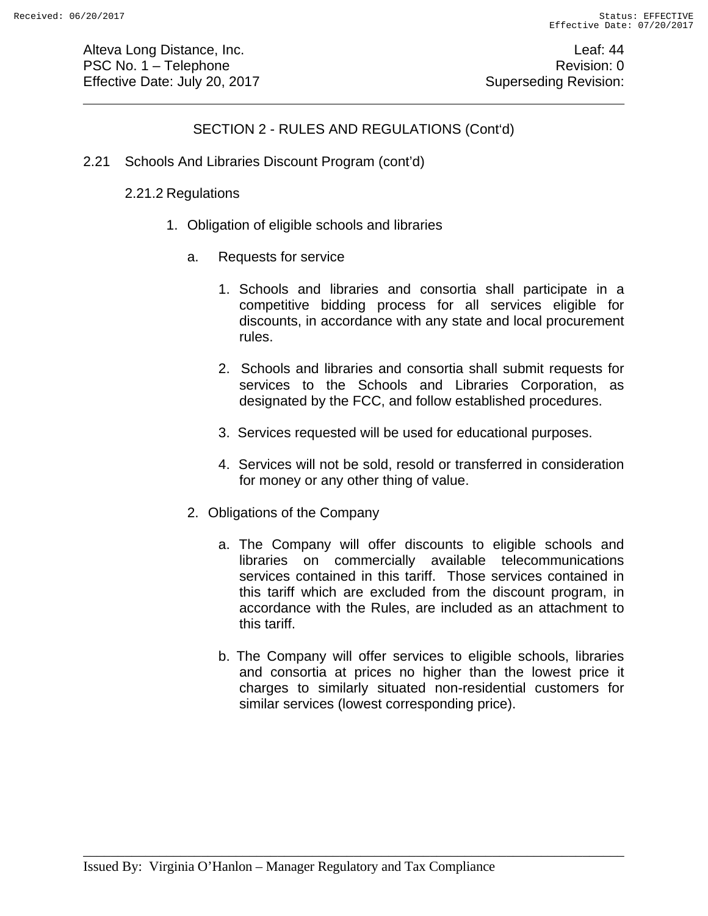## SECTION 2 - RULES AND REGULATIONS (Cont'd)

2.21 Schools And Libraries Discount Program (cont'd)

2.21.2 Regulations

1. Obligation of eligible schools and libraries

   a. Requests for service

      1. Schools and libraries and consortia shall participate in a competitive bidding process for all services eligible for discounts, in accordance with any state and local procurement rules.

      2. Schools and libraries and consortia shall submit requests for services to the Schools and Libraries Corporation, as designated by the FCC, and follow established procedures.

      3. Services requested will be used for educational purposes.

      4. Services will not be sold, resold or transferred in consideration for money or any other thing of value.

2. Obligations of the Company

   a. The Company will offer discounts to eligible schools and libraries on commercially available telecommunications services contained in this tariff. Those services contained in this tariff which are excluded from the discount program, in accordance with the Rules, are included as an attachment to this tariff.

   b. The Company will offer services to eligible schools, libraries and consortia at prices no higher than the lowest price it charges to similarly situated non-residential customers for similar services (lowest corresponding price).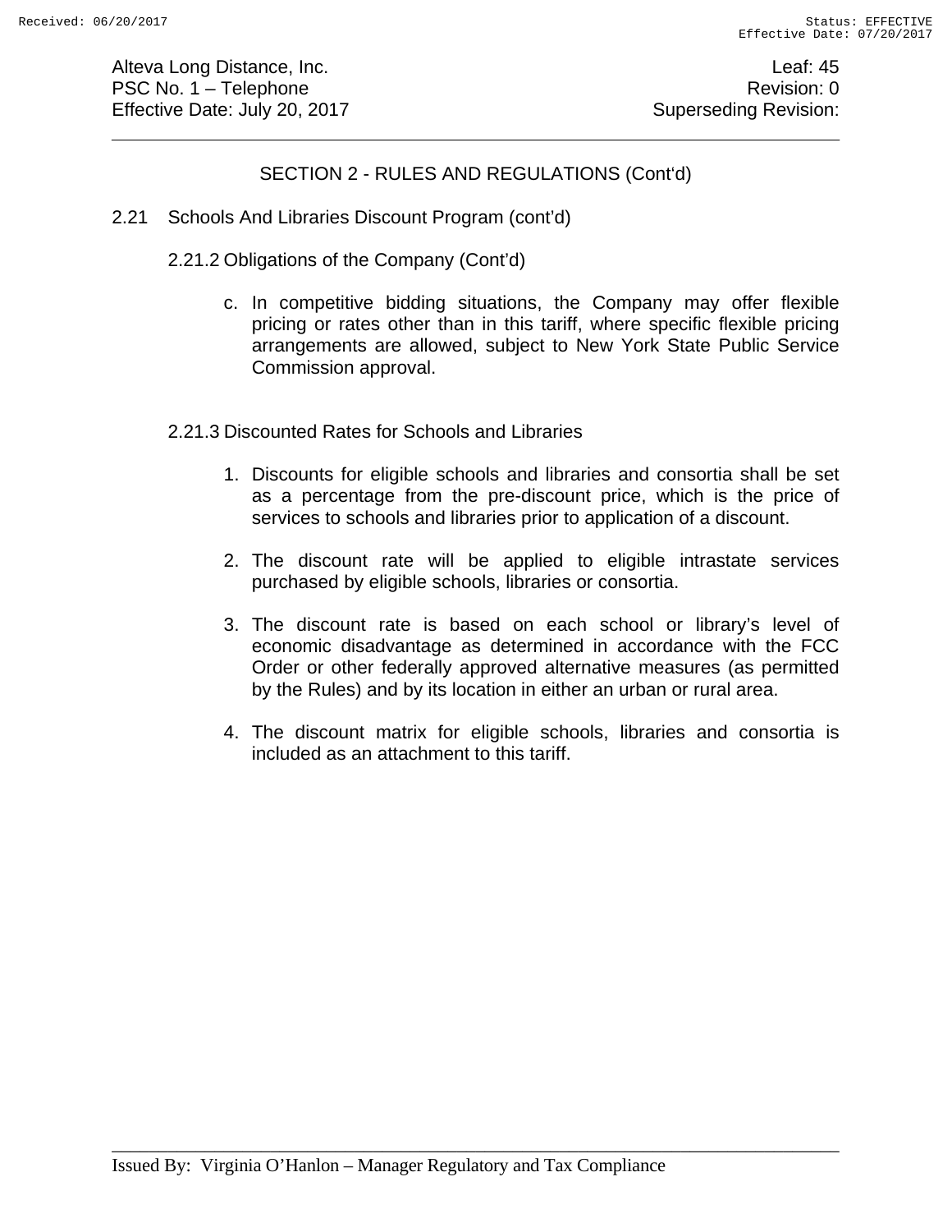## SECTION 2 - RULES AND REGULATIONS (Cont'd)

2.21 Schools And Libraries Discount Program (cont'd)

2.21.2 Obligations of the Company (Cont'd)

c. In competitive bidding situations, the Company may offer flexible pricing or rates other than in this tariff, where specific flexible pricing arrangements are allowed, subject to New York State Public Service Commission approval.

2.21.3 Discounted Rates for Schools and Libraries

1. Discounts for eligible schools and libraries and consortia shall be set as a percentage from the pre-discount price, which is the price of services to schools and libraries prior to application of a discount.

2. The discount rate will be applied to eligible intrastate services purchased by eligible schools, libraries or consortia.

3. The discount rate is based on each school or library's level of economic disadvantage as determined in accordance with the FCC Order or other federally approved alternative measures (as permitted by the Rules) and by its location in either an urban or rural area.

4. The discount matrix for eligible schools, libraries and consortia is included as an attachment to this tariff.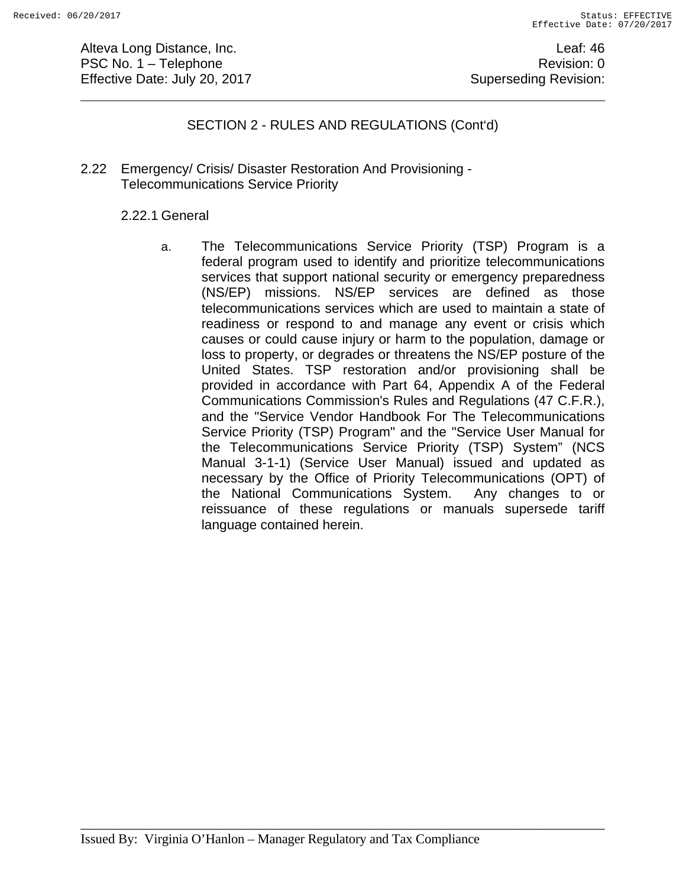SECTION 2 - RULES AND REGULATIONS (Cont'd)

2.22 Emergency/ Crisis/ Disaster Restoration And Provisioning - Telecommunications Service Priority

2.22.1 General

a. The Telecommunications Service Priority (TSP) Program is a federal program used to identify and prioritize telecommunications services that support national security or emergency preparedness (NS/EP) missions. NS/EP services are defined as those telecommunications services which are used to maintain a state of readiness or respond to and manage any event or crisis which causes or could cause injury or harm to the population, damage or loss to property, or degrades or threatens the NS/EP posture of the United States. TSP restoration and/or provisioning shall be provided in accordance with Part 64, Appendix A of the Federal Communications Commission's Rules and Regulations (47 C.F.R.), and the "Service Vendor Handbook For The Telecommunications Service Priority (TSP) Program" and the "Service User Manual for the Telecommunications Service Priority (TSP) System" (NCS Manual 3-1-1) (Service User Manual) issued and updated as necessary by the Office of Priority Telecommunications (OPT) of the National Communications System. Any changes to or reissuance of these regulations or manuals supersede tariff language contained herein.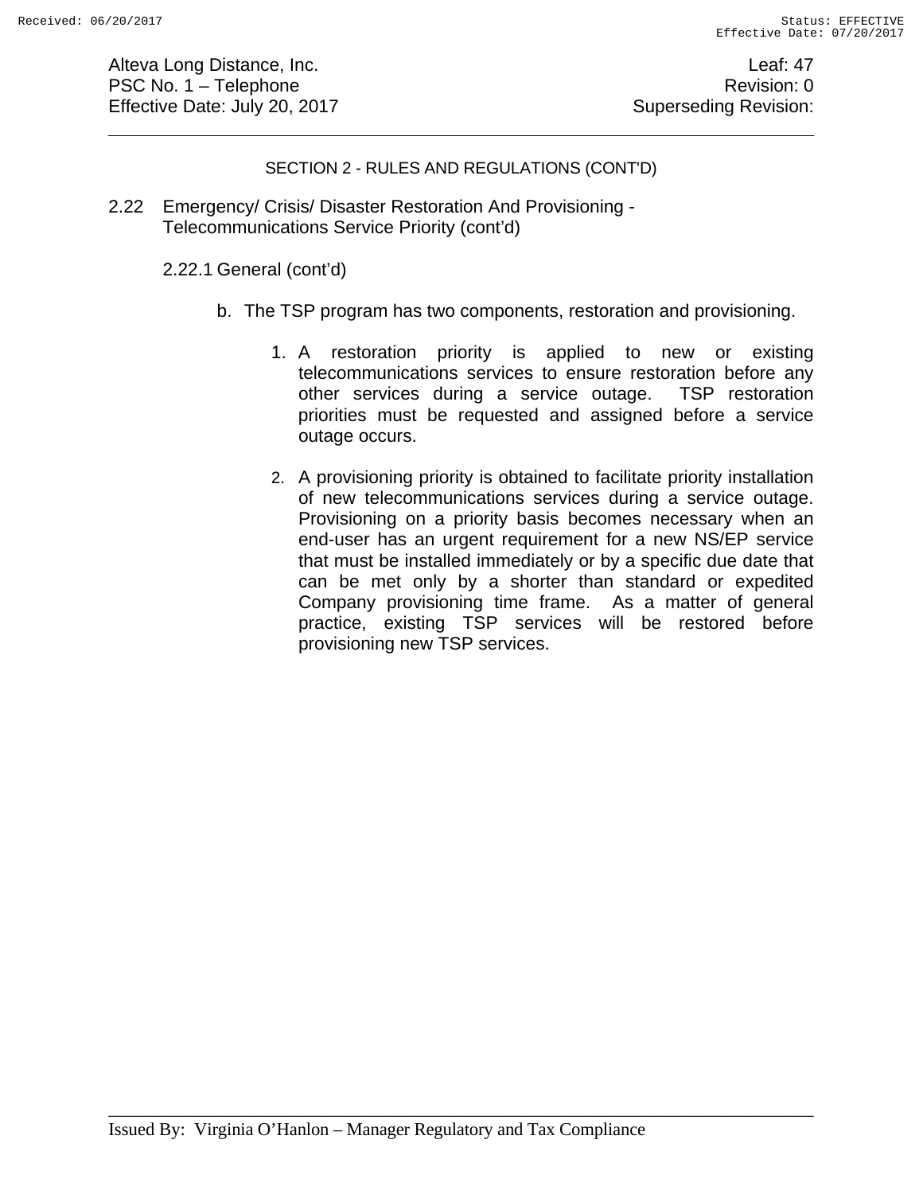SECTION 2 - RULES AND REGULATIONS (CONT'D)

2.22 Emergency/ Crisis/ Disaster Restoration And Provisioning - Telecommunications Service Priority (cont'd)

2.22.1 General (cont'd)

b. The TSP program has two components, restoration and provisioning.

1. A restoration priority is applied to new or existing telecommunications services to ensure restoration before any other services during a service outage. TSP restoration priorities must be requested and assigned before a service outage occurs.

2. A provisioning priority is obtained to facilitate priority installation of new telecommunications services during a service outage. Provisioning on a priority basis becomes necessary when an end-user has an urgent requirement for a new NS/EP service that must be installed immediately or by a specific due date that can be met only by a shorter than standard or expedited Company provisioning time frame. As a matter of general practice, existing TSP services will be restored before provisioning new TSP services.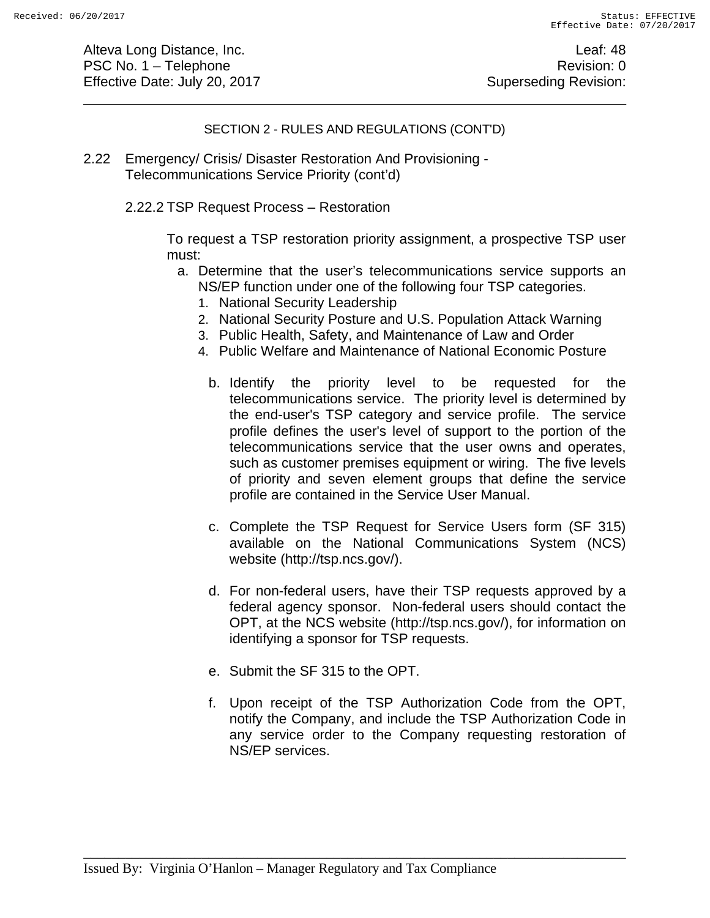SECTION 2 - RULES AND REGULATIONS (CONT'D)

2.22 Emergency/ Crisis/ Disaster Restoration And Provisioning - Telecommunications Service Priority (cont'd)

2.22.2 TSP Request Process – Restoration

To request a TSP restoration priority assignment, a prospective TSP user must:

a. Determine that the user's telecommunications service supports an NS/EP function under one of the following four TSP categories.
   1. National Security Leadership
   2. National Security Posture and U.S. Population Attack Warning
   3. Public Health, Safety, and Maintenance of Law and Order
   4. Public Welfare and Maintenance of National Economic Posture

b. Identify the priority level to be requested for the telecommunications service. The priority level is determined by the end-user's TSP category and service profile. The service profile defines the user's level of support to the portion of the telecommunications service that the user owns and operates, such as customer premises equipment or wiring. The five levels of priority and seven element groups that define the service profile are contained in the Service User Manual.

c. Complete the TSP Request for Service Users form (SF 315) available on the National Communications System (NCS) website (http://tsp.ncs.gov/).

d. For non-federal users, have their TSP requests approved by a federal agency sponsor. Non-federal users should contact the OPT, at the NCS website (http://tsp.ncs.gov/), for information on identifying a sponsor for TSP requests.

e. Submit the SF 315 to the OPT.

f. Upon receipt of the TSP Authorization Code from the OPT, notify the Company, and include the TSP Authorization Code in any service order to the Company requesting restoration of NS/EP services.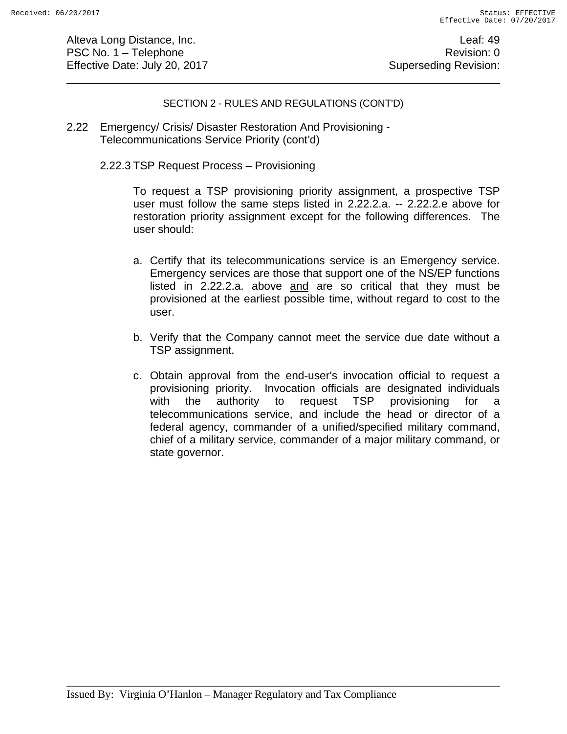SECTION 2 - RULES AND REGULATIONS (CONT'D)

2.22 Emergency/ Crisis/ Disaster Restoration And Provisioning - Telecommunications Service Priority (cont'd)

2.22.3 TSP Request Process – Provisioning

To request a TSP provisioning priority assignment, a prospective TSP user must follow the same steps listed in 2.22.2.a. -- 2.22.2.e above for restoration priority assignment except for the following differences. The user should:

a. Certify that its telecommunications service is an Emergency service. Emergency services are those that support one of the NS/EP functions listed in 2.22.2.a. above <u>and</u> are so critical that they must be provisioned at the earliest possible time, without regard to cost to the user.

b. Verify that the Company cannot meet the service due date without a TSP assignment.

c. Obtain approval from the end-user's invocation official to request a provisioning priority. Invocation officials are designated individuals with the authority to request TSP provisioning for a telecommunications service, and include the head or director of a federal agency, commander of a unified/specified military command, chief of a military service, commander of a major military command, or state governor.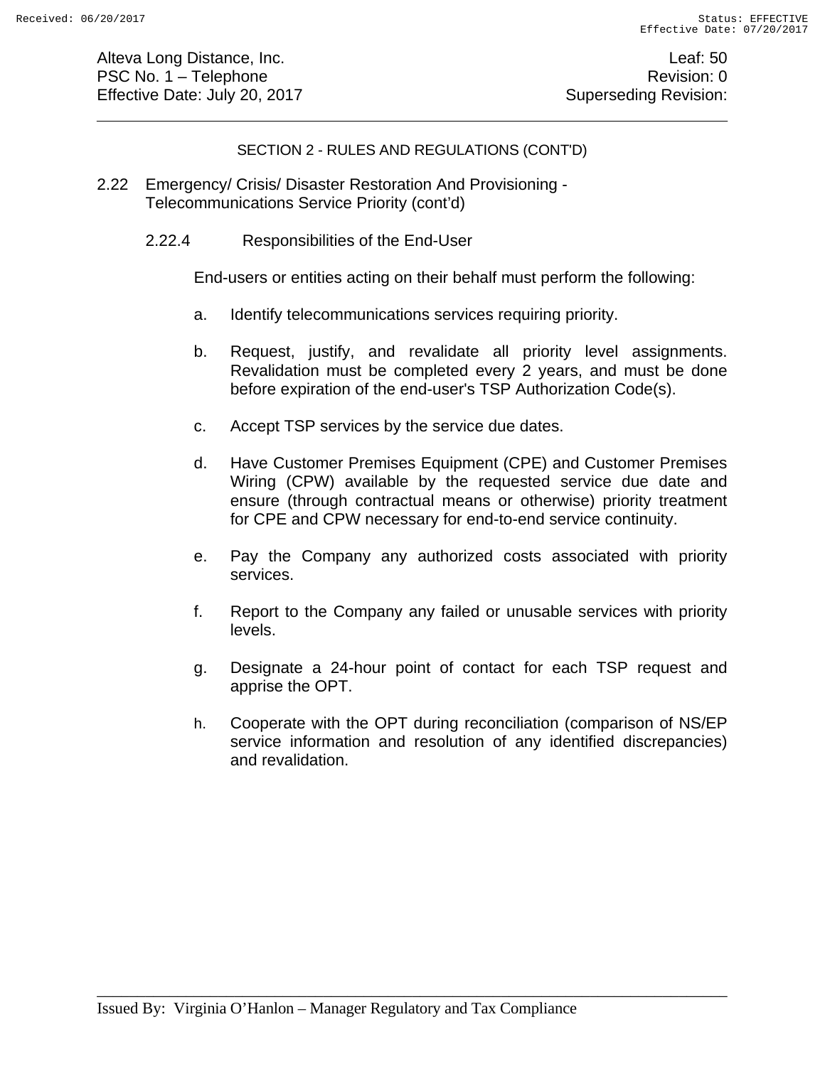SECTION 2 - RULES AND REGULATIONS (CONT'D)

2.22 Emergency/ Crisis/ Disaster Restoration And Provisioning - Telecommunications Service Priority (cont'd)

2.22.4 Responsibilities of the End-User

End-users or entities acting on their behalf must perform the following:

a. Identify telecommunications services requiring priority.

b. Request, justify, and revalidate all priority level assignments. Revalidation must be completed every 2 years, and must be done before expiration of the end-user's TSP Authorization Code(s).

c. Accept TSP services by the service due dates.

d. Have Customer Premises Equipment (CPE) and Customer Premises Wiring (CPW) available by the requested service due date and ensure (through contractual means or otherwise) priority treatment for CPE and CPW necessary for end-to-end service continuity.

e. Pay the Company any authorized costs associated with priority services.

f. Report to the Company any failed or unusable services with priority levels.

g. Designate a 24-hour point of contact for each TSP request and apprise the OPT.

h. Cooperate with the OPT during reconciliation (comparison of NS/EP service information and resolution of any identified discrepancies) and revalidation.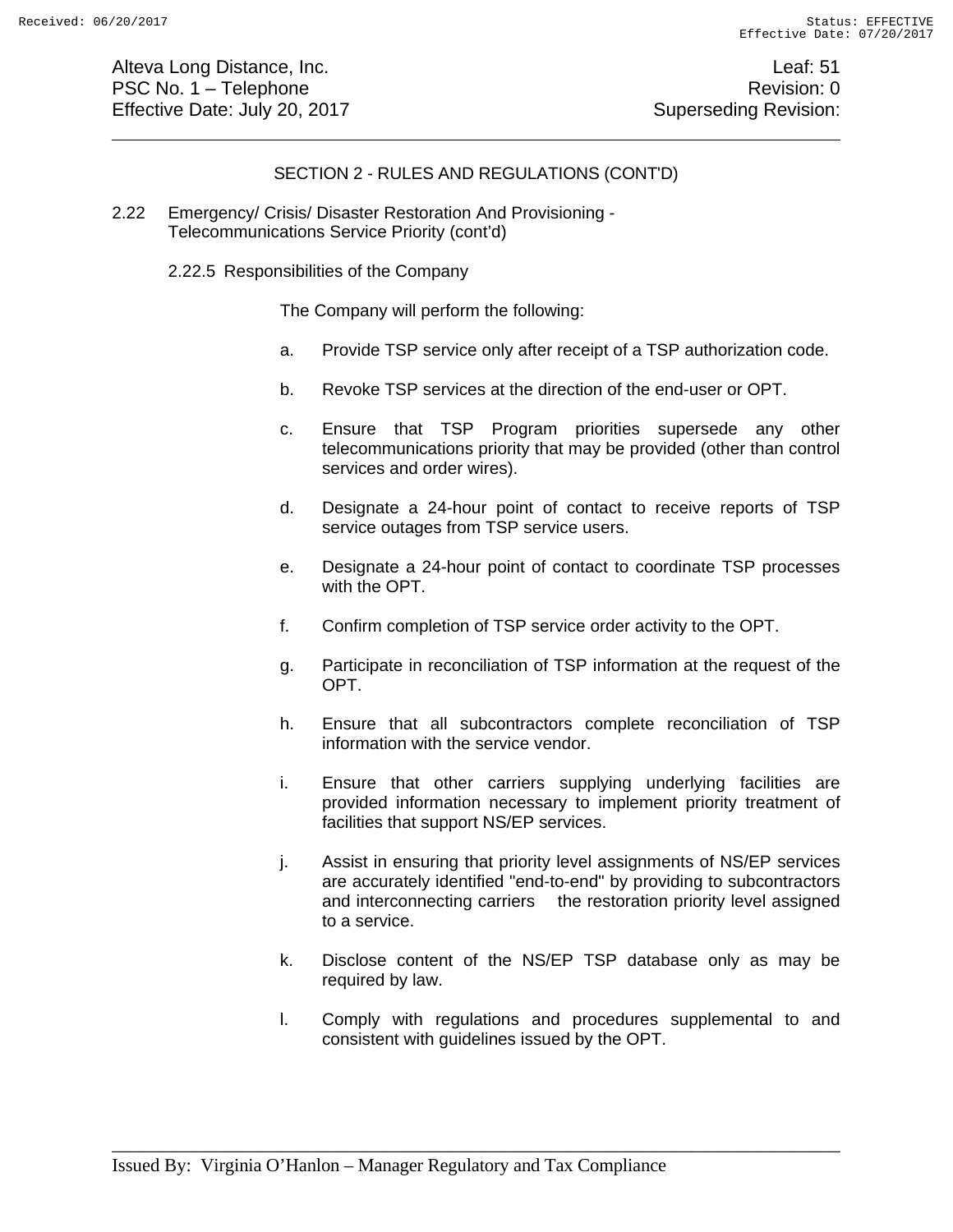## SECTION 2 - RULES AND REGULATIONS (CONT'D)

2.22 Emergency/ Crisis/ Disaster Restoration And Provisioning - Telecommunications Service Priority (cont'd)

2.22.5 Responsibilities of the Company

The Company will perform the following:

a. Provide TSP service only after receipt of a TSP authorization code.

b. Revoke TSP services at the direction of the end-user or OPT.

c. Ensure that TSP Program priorities supersede any other telecommunications priority that may be provided (other than control services and order wires).

d. Designate a 24-hour point of contact to receive reports of TSP service outages from TSP service users.

e. Designate a 24-hour point of contact to coordinate TSP processes with the OPT.

f. Confirm completion of TSP service order activity to the OPT.

g. Participate in reconciliation of TSP information at the request of the OPT.

h. Ensure that all subcontractors complete reconciliation of TSP information with the service vendor.

i. Ensure that other carriers supplying underlying facilities are provided information necessary to implement priority treatment of facilities that support NS/EP services.

j. Assist in ensuring that priority level assignments of NS/EP services are accurately identified "end-to-end" by providing to subcontractors and interconnecting carriers the restoration priority level assigned to a service.

k. Disclose content of the NS/EP TSP database only as may be required by law.

l. Comply with regulations and procedures supplemental to and consistent with guidelines issued by the OPT.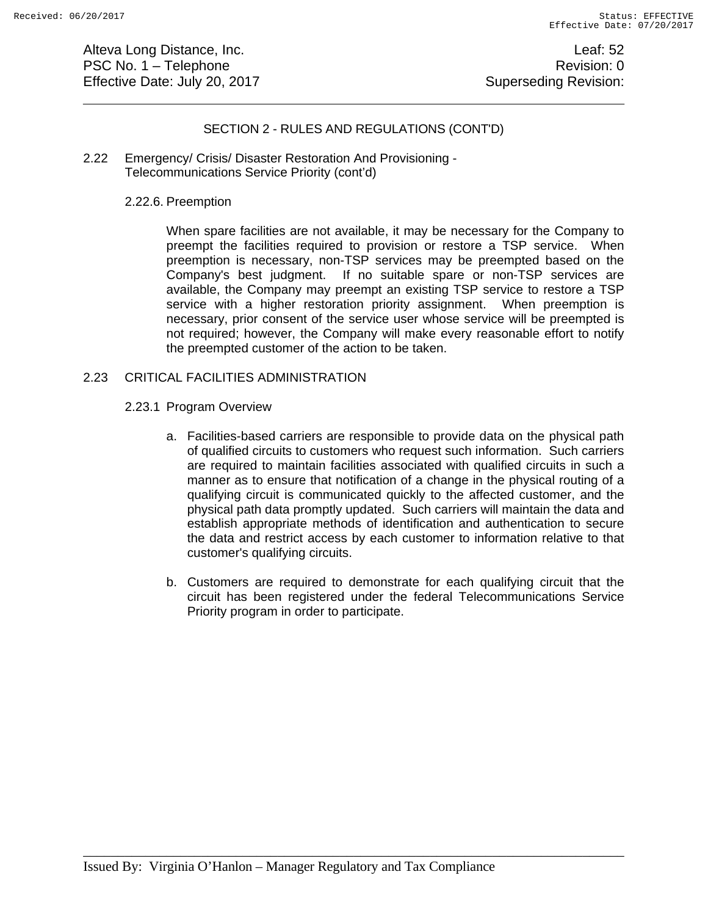SECTION 2 - RULES AND REGULATIONS (CONT'D)

2.22 Emergency/ Crisis/ Disaster Restoration And Provisioning - Telecommunications Service Priority (cont'd)

2.22.6. Preemption

When spare facilities are not available, it may be necessary for the Company to preempt the facilities required to provision or restore a TSP service. When preemption is necessary, non-TSP services may be preempted based on the Company's best judgment. If no suitable spare or non-TSP services are available, the Company may preempt an existing TSP service to restore a TSP service with a higher restoration priority assignment. When preemption is necessary, prior consent of the service user whose service will be preempted is not required; however, the Company will make every reasonable effort to notify the preempted customer of the action to be taken.

2.23 CRITICAL FACILITIES ADMINISTRATION

2.23.1 Program Overview

a. Facilities-based carriers are responsible to provide data on the physical path of qualified circuits to customers who request such information. Such carriers are required to maintain facilities associated with qualified circuits in such a manner as to ensure that notification of a change in the physical routing of a qualifying circuit is communicated quickly to the affected customer, and the physical path data promptly updated. Such carriers will maintain the data and establish appropriate methods of identification and authentication to secure the data and restrict access by each customer to information relative to that customer's qualifying circuits.

b. Customers are required to demonstrate for each qualifying circuit that the circuit has been registered under the federal Telecommunications Service Priority program in order to participate.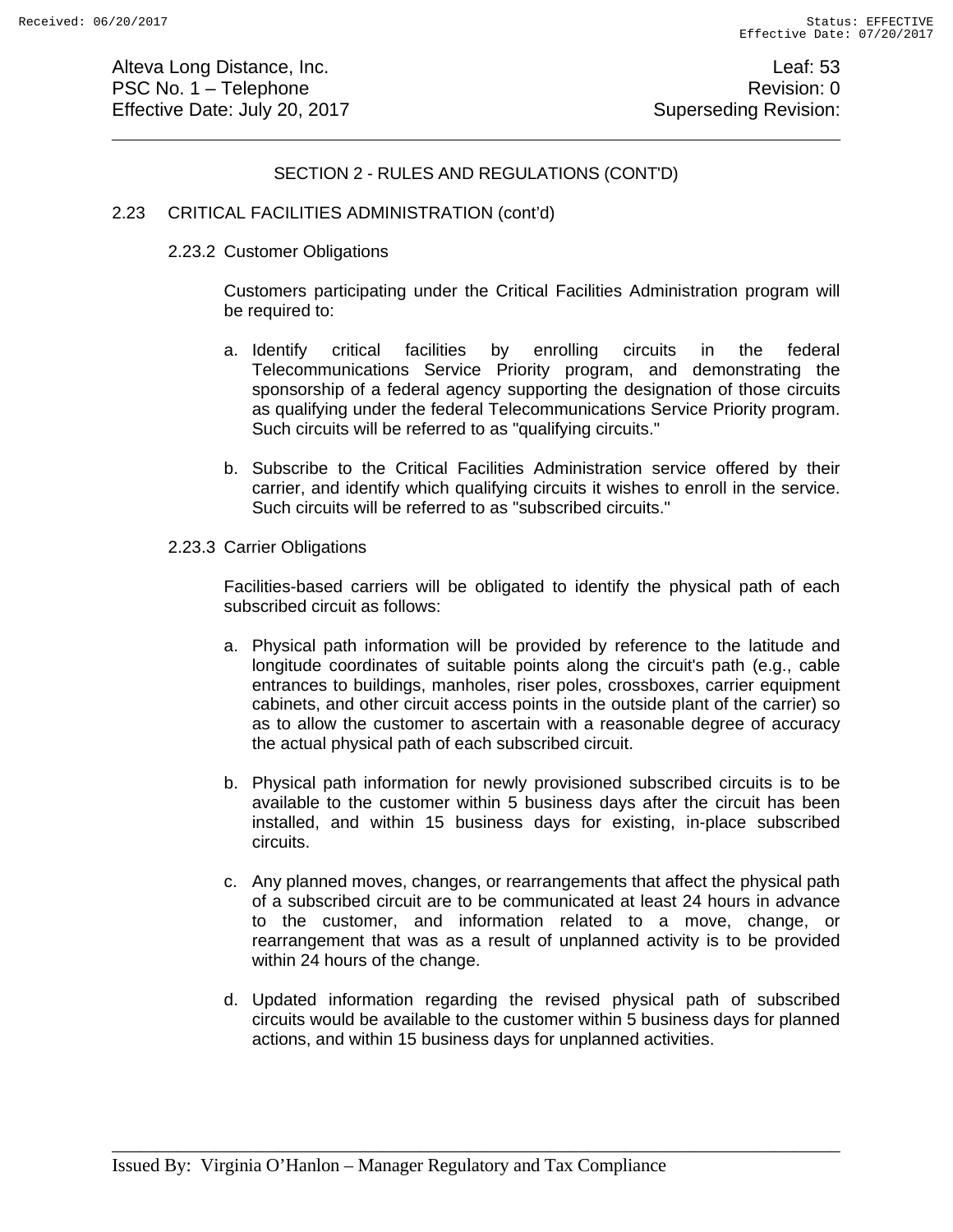## SECTION 2 - RULES AND REGULATIONS (CONT'D)

### 2.23 CRITICAL FACILITIES ADMINISTRATION (cont'd)

#### 2.23.2 Customer Obligations

Customers participating under the Critical Facilities Administration program will be required to:

a. Identify critical facilities by enrolling circuits in the federal Telecommunications Service Priority program, and demonstrating the sponsorship of a federal agency supporting the designation of those circuits as qualifying under the federal Telecommunications Service Priority program. Such circuits will be referred to as "qualifying circuits."

b. Subscribe to the Critical Facilities Administration service offered by their carrier, and identify which qualifying circuits it wishes to enroll in the service. Such circuits will be referred to as "subscribed circuits."

#### 2.23.3 Carrier Obligations

Facilities-based carriers will be obligated to identify the physical path of each subscribed circuit as follows:

a. Physical path information will be provided by reference to the latitude and longitude coordinates of suitable points along the circuit's path (e.g., cable entrances to buildings, manholes, riser poles, crossboxes, carrier equipment cabinets, and other circuit access points in the outside plant of the carrier) so as to allow the customer to ascertain with a reasonable degree of accuracy the actual physical path of each subscribed circuit.

b. Physical path information for newly provisioned subscribed circuits is to be available to the customer within 5 business days after the circuit has been installed, and within 15 business days for existing, in-place subscribed circuits.

c. Any planned moves, changes, or rearrangements that affect the physical path of a subscribed circuit are to be communicated at least 24 hours in advance to the customer, and information related to a move, change, or rearrangement that was as a result of unplanned activity is to be provided within 24 hours of the change.

d. Updated information regarding the revised physical path of subscribed circuits would be available to the customer within 5 business days for planned actions, and within 15 business days for unplanned activities.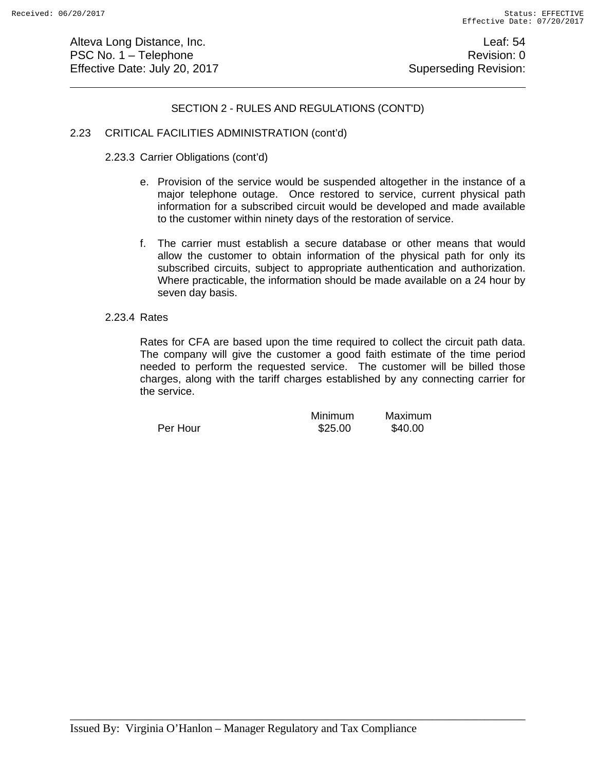## SECTION 2 - RULES AND REGULATIONS (CONT'D)

### 2.23 CRITICAL FACILITIES ADMINISTRATION (cont'd)

#### 2.23.3 Carrier Obligations (cont'd)

e. Provision of the service would be suspended altogether in the instance of a major telephone outage. Once restored to service, current physical path information for a subscribed circuit would be developed and made available to the customer within ninety days of the restoration of service.

f. The carrier must establish a secure database or other means that would allow the customer to obtain information of the physical path for only its subscribed circuits, subject to appropriate authentication and authorization. Where practicable, the information should be made available on a 24 hour by seven day basis.

#### 2.23.4 Rates

Rates for CFA are based upon the time required to collect the circuit path data. The company will give the customer a good faith estimate of the time period needed to perform the requested service. The customer will be billed those charges, along with the tariff charges established by any connecting carrier for the service.

| | Minimum | Maximum |
|---|---|---|
| Per Hour | $25.00 | $40.00 |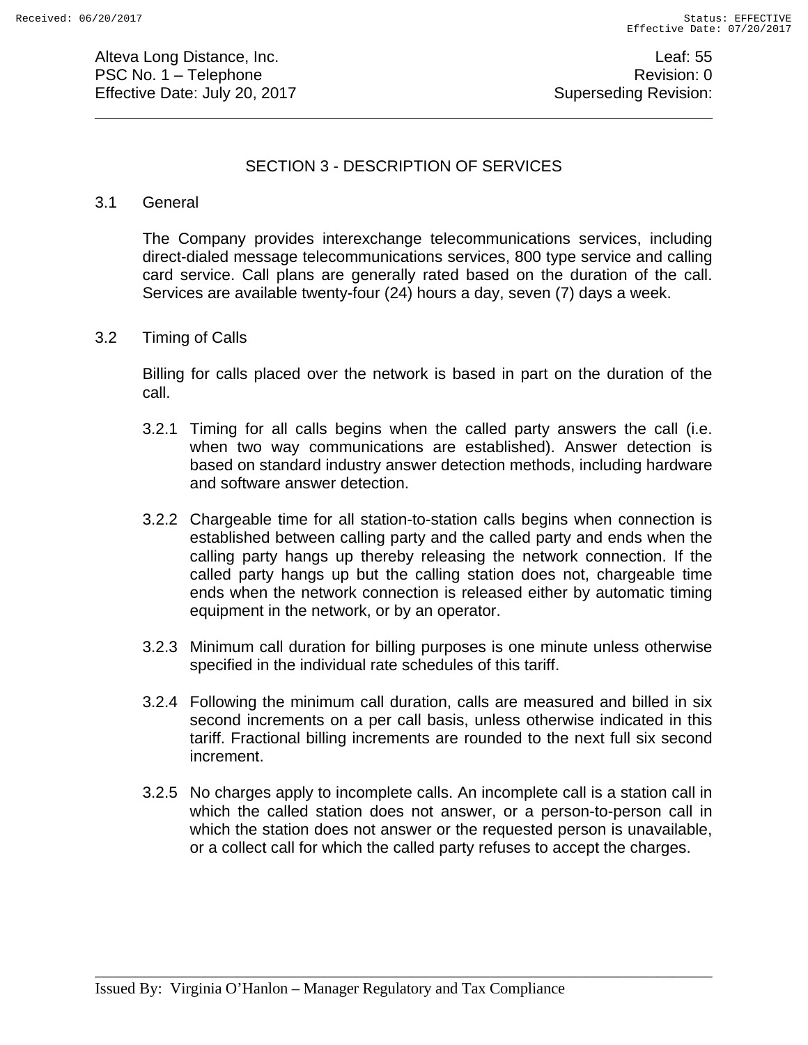## SECTION 3 - DESCRIPTION OF SERVICES

### 3.1 General

The Company provides interexchange telecommunications services, including direct-dialed message telecommunications services, 800 type service and calling card service. Call plans are generally rated based on the duration of the call. Services are available twenty-four (24) hours a day, seven (7) days a week.

### 3.2 Timing of Calls

Billing for calls placed over the network is based in part on the duration of the call.

3.2.1 Timing for all calls begins when the called party answers the call (i.e. when two way communications are established). Answer detection is based on standard industry answer detection methods, including hardware and software answer detection.

3.2.2 Chargeable time for all station-to-station calls begins when connection is established between calling party and the called party and ends when the calling party hangs up thereby releasing the network connection. If the called party hangs up but the calling station does not, chargeable time ends when the network connection is released either by automatic timing equipment in the network, or by an operator.

3.2.3 Minimum call duration for billing purposes is one minute unless otherwise specified in the individual rate schedules of this tariff.

3.2.4 Following the minimum call duration, calls are measured and billed in six second increments on a per call basis, unless otherwise indicated in this tariff. Fractional billing increments are rounded to the next full six second increment.

3.2.5 No charges apply to incomplete calls. An incomplete call is a station call in which the called station does not answer, or a person-to-person call in which the station does not answer or the requested person is unavailable, or a collect call for which the called party refuses to accept the charges.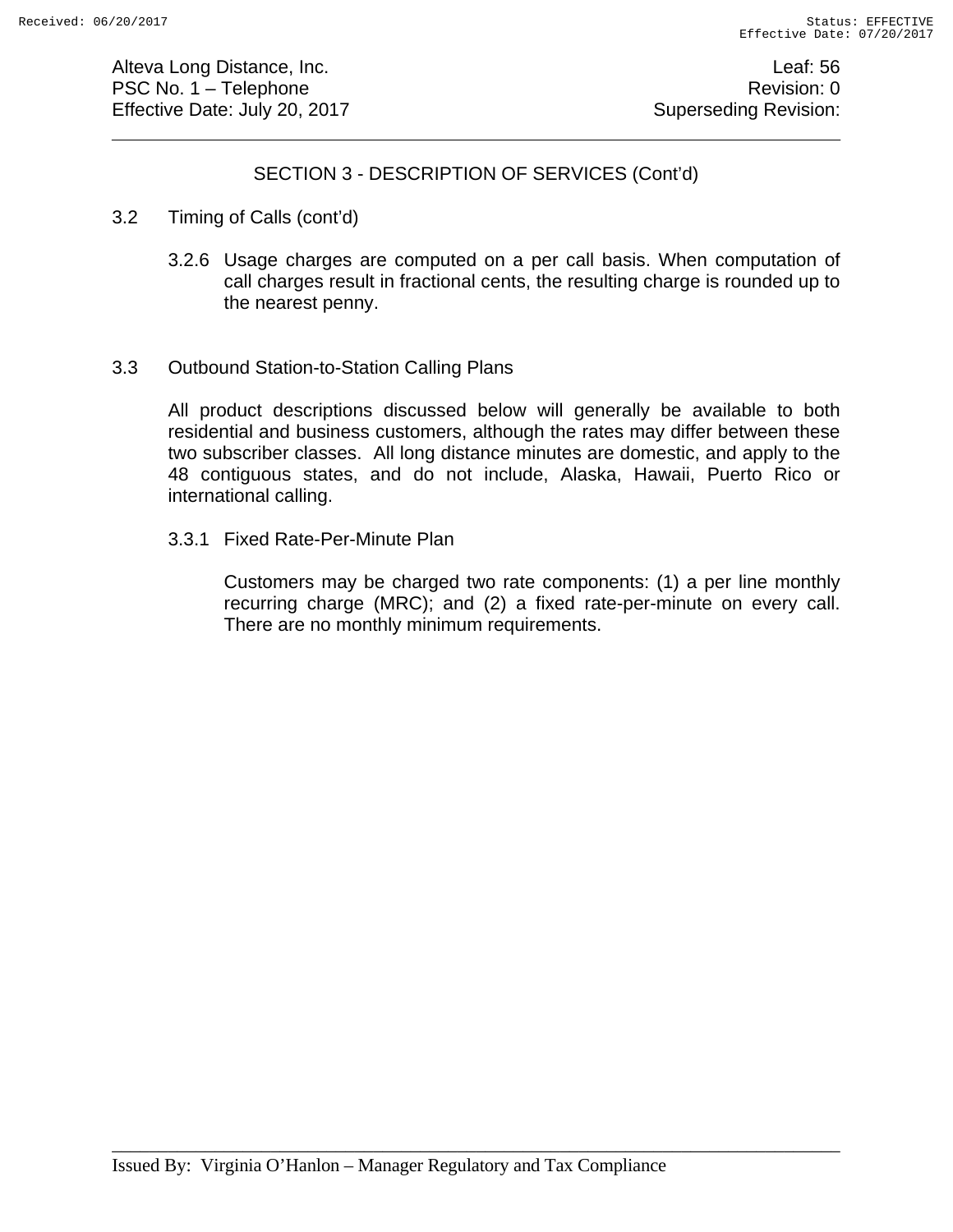## SECTION 3 - DESCRIPTION OF SERVICES (Cont'd)

3.2 Timing of Calls (cont'd)

3.2.6 Usage charges are computed on a per call basis. When computation of call charges result in fractional cents, the resulting charge is rounded up to the nearest penny.

### 3.3 Outbound Station-to-Station Calling Plans

All product descriptions discussed below will generally be available to both residential and business customers, although the rates may differ between these two subscriber classes. All long distance minutes are domestic, and apply to the 48 contiguous states, and do not include, Alaska, Hawaii, Puerto Rico or international calling.

#### 3.3.1 Fixed Rate-Per-Minute Plan

Customers may be charged two rate components: (1) a per line monthly recurring charge (MRC); and (2) a fixed rate-per-minute on every call. There are no monthly minimum requirements.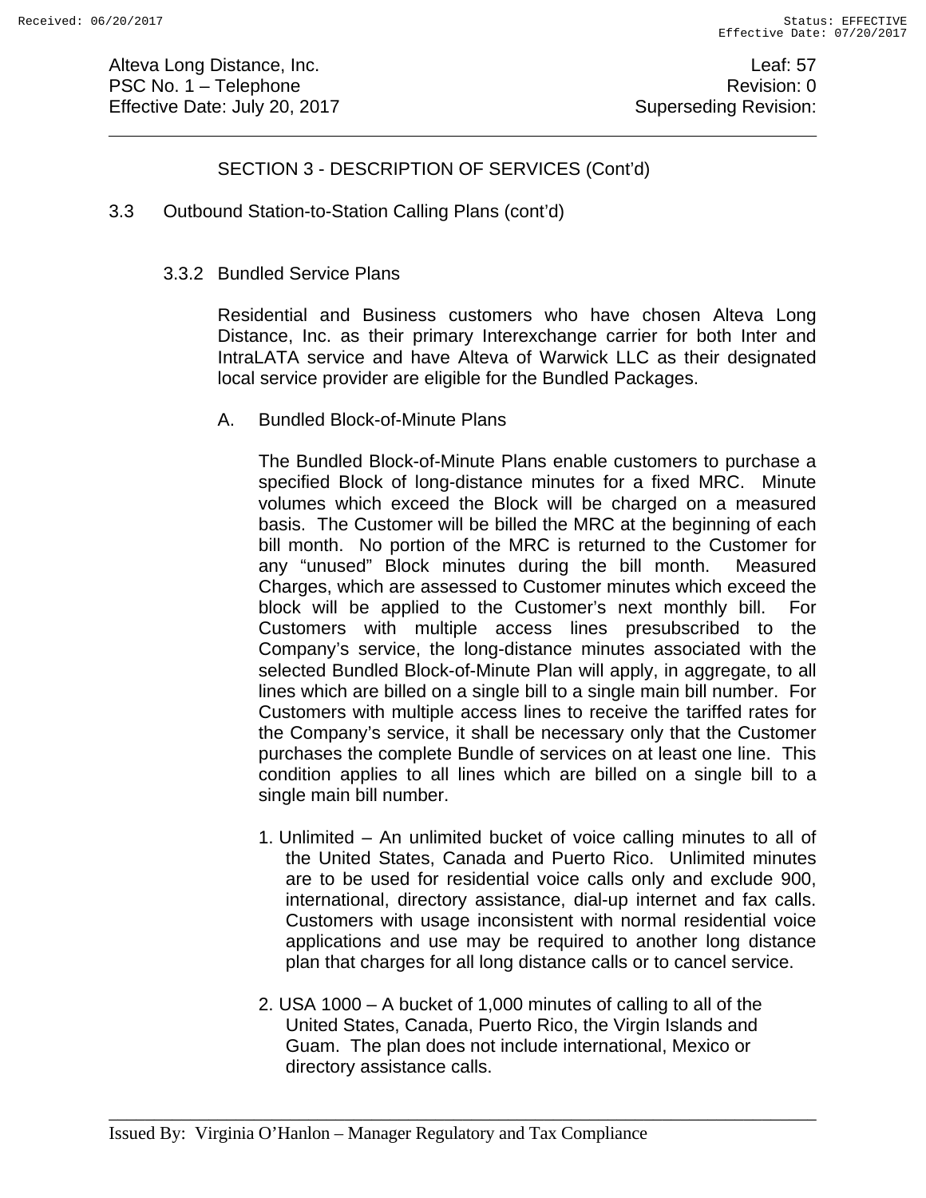## SECTION 3 - DESCRIPTION OF SERVICES (Cont'd)

### 3.3 Outbound Station-to-Station Calling Plans (cont'd)

#### 3.3.2 Bundled Service Plans

Residential and Business customers who have chosen Alteva Long Distance, Inc. as their primary Interexchange carrier for both Inter and IntraLATA service and have Alteva of Warwick LLC as their designated local service provider are eligible for the Bundled Packages.

A. Bundled Block-of-Minute Plans

The Bundled Block-of-Minute Plans enable customers to purchase a specified Block of long-distance minutes for a fixed MRC. Minute volumes which exceed the Block will be charged on a measured basis. The Customer will be billed the MRC at the beginning of each bill month. No portion of the MRC is returned to the Customer for any "unused" Block minutes during the bill month. Measured Charges, which are assessed to Customer minutes which exceed the block will be applied to the Customer's next monthly bill. For Customers with multiple access lines presubscribed to the Company's service, the long-distance minutes associated with the selected Bundled Block-of-Minute Plan will apply, in aggregate, to all lines which are billed on a single bill to a single main bill number. For Customers with multiple access lines to receive the tariffed rates for the Company's service, it shall be necessary only that the Customer purchases the complete Bundle of services on at least one line. This condition applies to all lines which are billed on a single bill to a single main bill number.

1. Unlimited – An unlimited bucket of voice calling minutes to all of the United States, Canada and Puerto Rico. Unlimited minutes are to be used for residential voice calls only and exclude 900, international, directory assistance, dial-up internet and fax calls. Customers with usage inconsistent with normal residential voice applications and use may be required to another long distance plan that charges for all long distance calls or to cancel service.

2. USA 1000 – A bucket of 1,000 minutes of calling to all of the United States, Canada, Puerto Rico, the Virgin Islands and Guam. The plan does not include international, Mexico or directory assistance calls.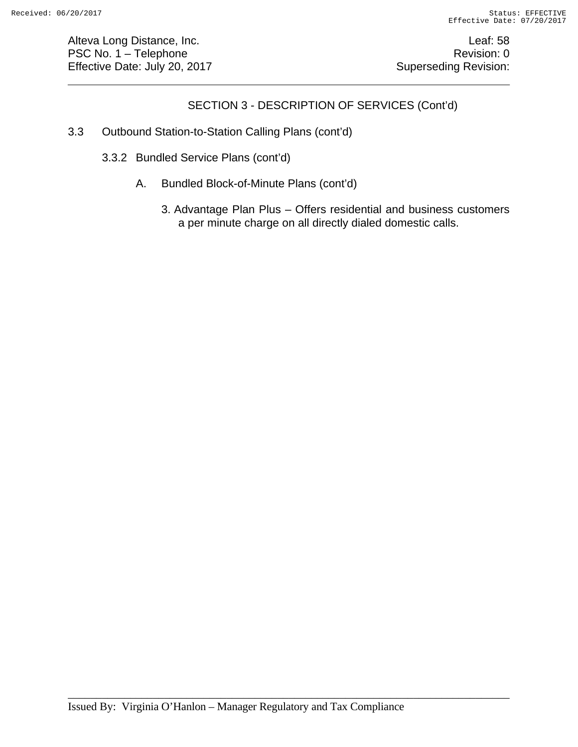## SECTION 3 - DESCRIPTION OF SERVICES (Cont'd)

3.3 Outbound Station-to-Station Calling Plans (cont'd)

3.3.2 Bundled Service Plans (cont'd)

A. Bundled Block-of-Minute Plans (cont'd)

3. Advantage Plan Plus – Offers residential and business customers a per minute charge on all directly dialed domestic calls.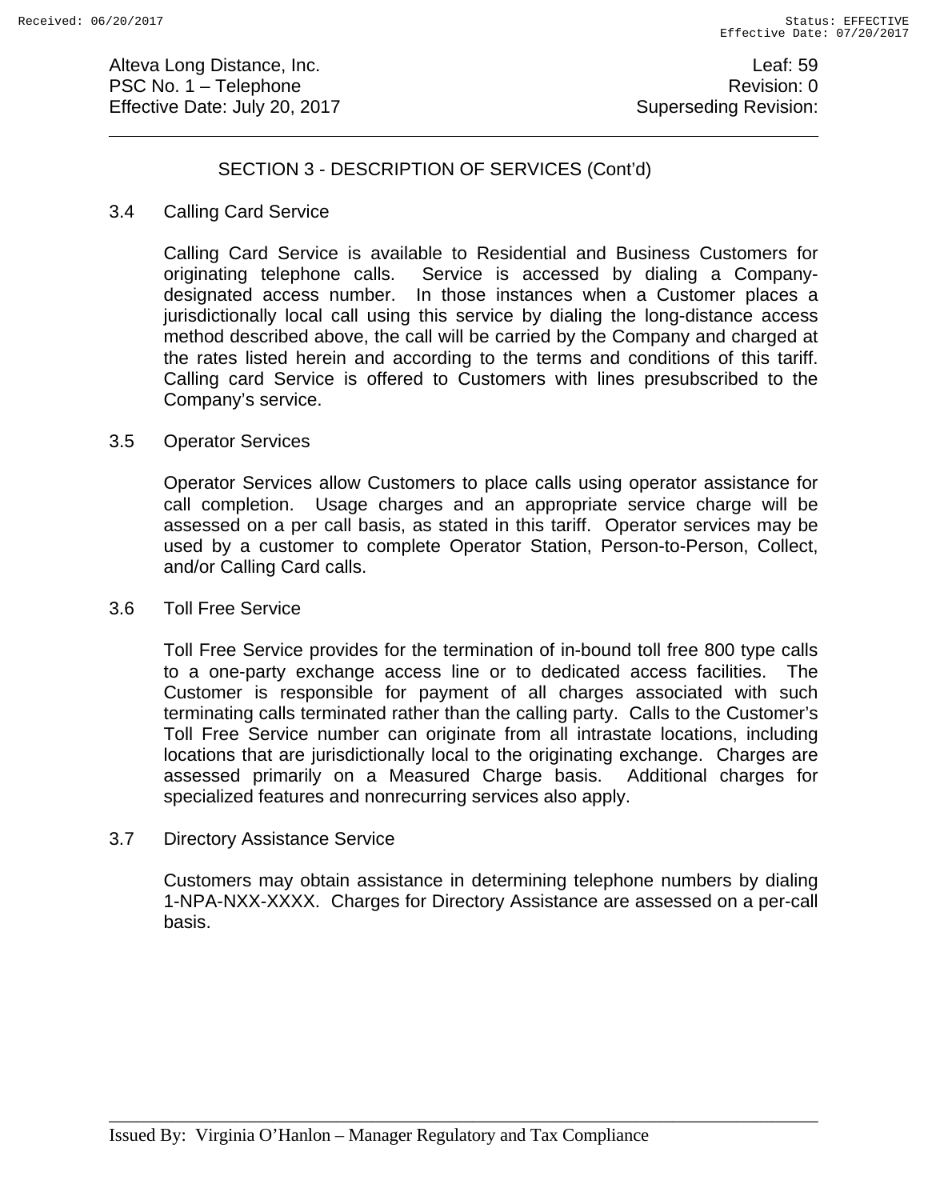## SECTION 3 - DESCRIPTION OF SERVICES (Cont'd)

### 3.4 Calling Card Service

Calling Card Service is available to Residential and Business Customers for originating telephone calls. Service is accessed by dialing a Company-designated access number. In those instances when a Customer places a jurisdictionally local call using this service by dialing the long-distance access method described above, the call will be carried by the Company and charged at the rates listed herein and according to the terms and conditions of this tariff. Calling card Service is offered to Customers with lines presubscribed to the Company's service.

### 3.5 Operator Services

Operator Services allow Customers to place calls using operator assistance for call completion. Usage charges and an appropriate service charge will be assessed on a per call basis, as stated in this tariff. Operator services may be used by a customer to complete Operator Station, Person-to-Person, Collect, and/or Calling Card calls.

### 3.6 Toll Free Service

Toll Free Service provides for the termination of in-bound toll free 800 type calls to a one-party exchange access line or to dedicated access facilities. The Customer is responsible for payment of all charges associated with such terminating calls terminated rather than the calling party. Calls to the Customer's Toll Free Service number can originate from all intrastate locations, including locations that are jurisdictionally local to the originating exchange. Charges are assessed primarily on a Measured Charge basis. Additional charges for specialized features and nonrecurring services also apply.

### 3.7 Directory Assistance Service

Customers may obtain assistance in determining telephone numbers by dialing 1-NPA-NXX-XXXX. Charges for Directory Assistance are assessed on a per-call basis.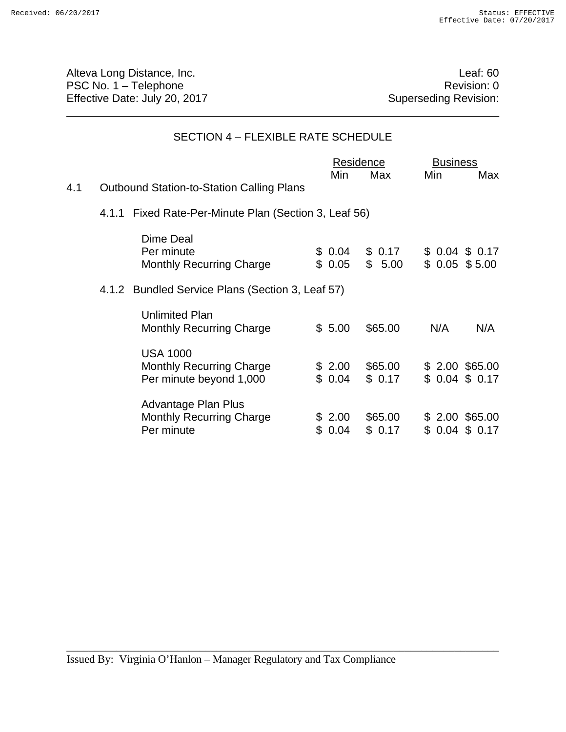Alteva Long Distance, Inc.
PSC No. 1 – Telephone
Effective Date: July 20, 2017

Leaf: 60
Revision: 0
Superseding Revision:

## SECTION 4 – FLEXIBLE RATE SCHEDULE

| | Residence | | Business | |
|---|---|---|---|---|
| | Min | Max | Min | Max |
| **4.1 Outbound Station-to-Station Calling Plans** | | | | |
| **4.1.1 Fixed Rate-Per-Minute Plan (Section 3, Leaf 56)** | | | | |
| Dime Deal | | | | |
| Per minute | $ 0.04 | $ 0.17 | $ 0.04 | $ 0.17 |
| Monthly Recurring Charge | $ 0.05 | $ 5.00 | $ 0.05 | $ 5.00 |
| **4.1.2 Bundled Service Plans (Section 3, Leaf 57)** | | | | |
| Unlimited Plan | | | | |
| Monthly Recurring Charge | $ 5.00 | $65.00 | N/A | N/A |
| USA 1000 | | | | |
| Monthly Recurring Charge | $ 2.00 | $65.00 | $ 2.00 | $65.00 |
| Per minute beyond 1,000 | $ 0.04 | $ 0.17 | $ 0.04 | $ 0.17 |
| Advantage Plan Plus | | | | |
| Monthly Recurring Charge | $ 2.00 | $65.00 | $ 2.00 | $65.00 |
| Per minute | $ 0.04 | $ 0.17 | $ 0.04 | $ 0.17 |

Issued By: Virginia O'Hanlon – Manager Regulatory and Tax Compliance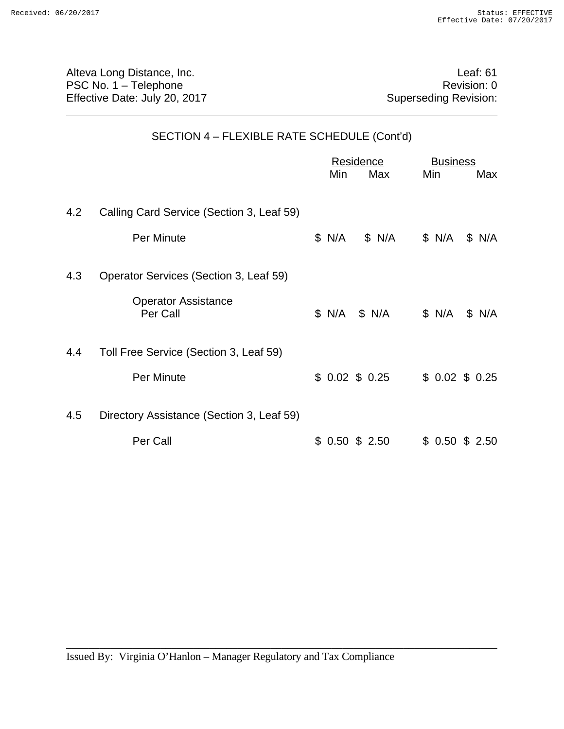Alteva Long Distance, Inc.
PSC No. 1 – Telephone
Effective Date: July 20, 2017

Leaf: 61
Revision: 0
Superseding Revision:

## SECTION 4 – FLEXIBLE RATE SCHEDULE (Cont'd)

| | | Residence | | Business | |
|---|---|---|---|---|---|
| | | Min | Max | Min | Max |
| 4.2 | Calling Card Service (Section 3, Leaf 59) | | | | |
| | Per Minute | $ N/A | $ N/A | $ N/A | $ N/A |
| 4.3 | Operator Services (Section 3, Leaf 59) | | | | |
| | Operator Assistance Per Call | $ N/A | $ N/A | $ N/A | $ N/A |
| 4.4 | Toll Free Service (Section 3, Leaf 59) | | | | |
| | Per Minute | $ 0.02 | $ 0.25 | $ 0.02 | $ 0.25 |
| 4.5 | Directory Assistance (Section 3, Leaf 59) | | | | |
| | Per Call | $ 0.50 | $ 2.50 | $ 0.50 | $ 2.50 |

Issued By: Virginia O'Hanlon – Manager Regulatory and Tax Compliance